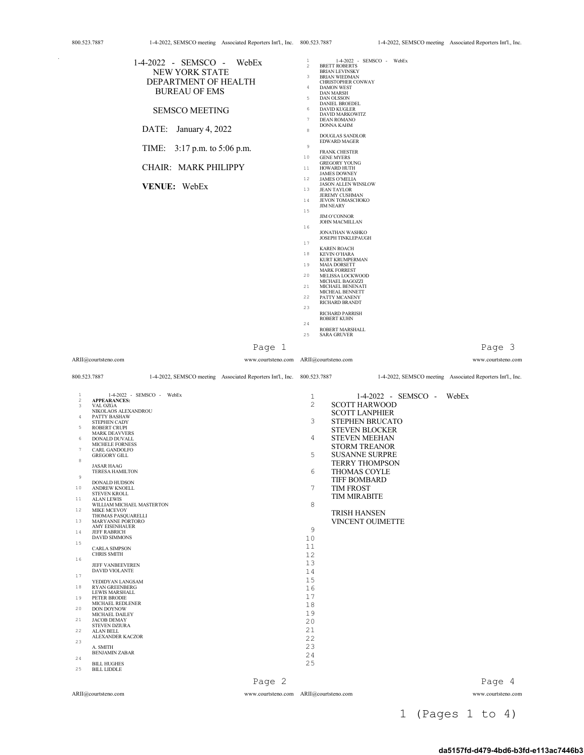# 1-4-2022 - SEMSCO - WebEx

**NEW YORK STATE**
**DEPARTMENT OF HEALTH**
**BUREAU OF EMS**

**SEMSCO MEETING**

DATE: January 4, 2022

TIME: 3:17 p.m. to 5:06 p.m.

CHAIR: MARK PHILIPPY

**VENUE:** WebEx

---

1-4-2022 - SEMSCO - WebEx

**APPEARANCES:**

VAL OZGA
NIKOLAOS ALEXANDROU
PATTY BASHAW
STEPHEN CADY
ROBERT CRUPI
MARK DEAVVERS
DONALD DUVALL
MICHELE FORNESS
CARL GANDOLFO
GREGORY GILL
JASAR HAAG
TERESA HAMILTON
DONALD HUDSON
ANDREW KNOELL
STEVEN KROLL
ALAN LEWIS
WILLIAM MICHAEL MASTERTON
MIKE MCEVOY
THOMAS PASQUARELLI
MARYANNE PORTORO
AMY EISENHAUER
JEFF RABRICH
DAVID SIMMONS
CARLA SIMPSON
CHRIS SMITH
JEFF VANBEEVEREN
DAVID VIOLANTE
YEDIDYAN LANGSAM
RYAN GREENBERG
LEWIS MARSHALL
PETER BRODIE
MICHAEL REDLENER
DON DOYNOW
MICHAEL DAILEY
JACOB DEMAY
STEVEN DZIURA
ALAN BELL
ALEXANDER KACZOR
A. SMITH
BENJAMIN ZABAR
BILL HUGHES
BILL LIDDLE

---

1-4-2022 - SEMSCO - WebEx

BRETT ROBERTS
BRIAN LEVINSKY
BRIAN WIEDMAN
CHRISTOPHER CONWAY
DAMON WEST
DAN MARSH
DAN OLSSON
DANIEL BROEDEL
DAVID KUGLER
DAVID MARKOWITZ
DEAN ROMANO
DONNA KAHM
DOUGLAS SANDLOR
EDWARD MAGER
FRANK CHESTER
GENE MYERS
GREGORY YOUNG
HOWARD HUTH
JAMES DOWNEY
JAMES O'MELIA
JASON ALLEN WINSLOW
JEAN TAYLOR
JEREMY CUSHMAN
JEVON TOMASCHOKO
JIM NEARY
JIM O'CONNOR
JOHN MACMILLAN
JONATHAN WASHKO
JOSEPH TINKLEPAUGH
KAREN ROACH
KEVIN O'HARA
KURT KRUMPERMAN
MAIA DORSETT
MARK FORREST
MELISSA LOCKWOOD
MICHAEL BAGOZZI
MICHAEL BENENATI
MICHEAL BENNETT
PATTY MCANENY
RICHARD BRANDT
RICHARD PARRISH
ROBERT KUHN
ROBERT MARSHALL
SARA GRUVER

---

1-4-2022 - SEMSCO - WebEx

SCOTT HARWOOD
SCOTT LANPHIER
STEPHEN BRUCATO
STEVEN BLOCKER
STEVEN MEEHAN
STORM TREANOR
SUSANNE SURPRE
TERRY THOMPSON
THOMAS COYLE
TIFF BOMBARD
TIM FROST
TIM MIRABITE
TRISH HANSEN
VINCENT OUIMETTE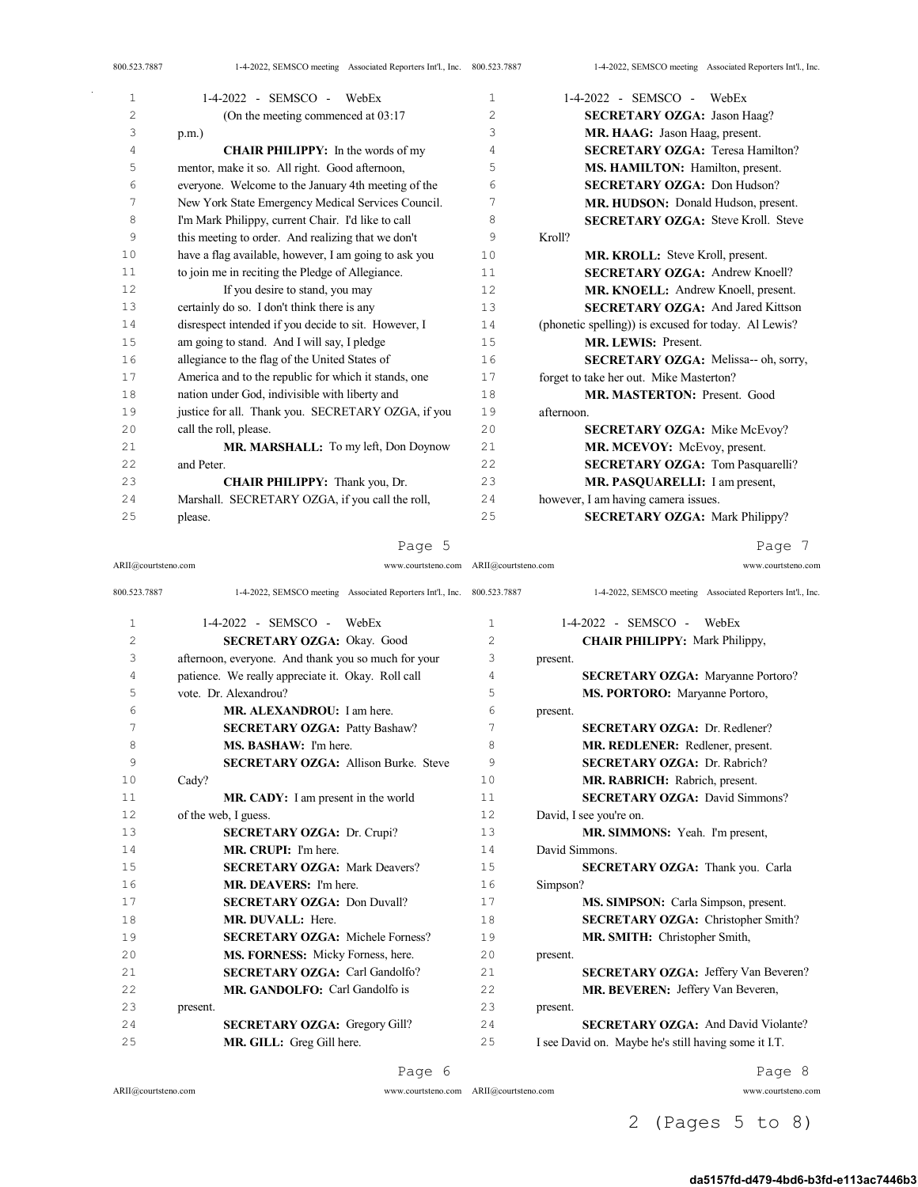1-4-2022 - SEMSCO - WebEx

(On the meeting commenced at 03:17 p.m.)

**CHAIR PHILIPPY:** In the words of my mentor, make it so. All right. Good afternoon, everyone. Welcome to the January 4th meeting of the New York State Emergency Medical Services Council. I'm Mark Philippy, current Chair. I'd like to call this meeting to order. And realizing that we don't have a flag available, however, I am going to ask you to join me in reciting the Pledge of Allegiance.

If you desire to stand, you may certainly do so. I don't think there is any disrespect intended if you decide to sit. However, I am going to stand. And I will say, I pledge allegiance to the flag of the United States of America and to the republic for which it stands, one nation under God, indivisible with liberty and justice for all. Thank you. SECRETARY OZGA, if you call the roll, please.

**MR. MARSHALL:** To my left, Don Doynow and Peter.

**CHAIR PHILIPPY:** Thank you, Dr. Marshall. SECRETARY OZGA, if you call the roll, please.

**SECRETARY OZGA:** Okay. Good afternoon, everyone. And thank you so much for your patience. We really appreciate it. Okay. Roll call vote. Dr. Alexandrou?

**MR. ALEXANDROU:** I am here.

**SECRETARY OZGA:** Patty Bashaw?

**MS. BASHAW:** I'm here.

**SECRETARY OZGA:** Allison Burke. Steve Cady?

**MR. CADY:** I am present in the world of the web, I guess.

**SECRETARY OZGA:** Dr. Crupi?

**MR. CRUPI:** I'm here.

**SECRETARY OZGA:** Mark Deavers?

**MR. DEAVERS:** I'm here.

**SECRETARY OZGA:** Don Duvall?

**MR. DUVALL:** Here.

**SECRETARY OZGA:** Michele Forness?

**MS. FORNESS:** Micky Forness, here.

**SECRETARY OZGA:** Carl Gandolfo?

**MR. GANDOLFO:** Carl Gandolfo is present.

**SECRETARY OZGA:** Gregory Gill?

**MR. GILL:** Greg Gill here.

**SECRETARY OZGA:** Jason Haag?

**MR. HAAG:** Jason Haag, present.

**SECRETARY OZGA:** Teresa Hamilton?

**MS. HAMILTON:** Hamilton, present.

**SECRETARY OZGA:** Don Hudson?

**MR. HUDSON:** Donald Hudson, present.

**SECRETARY OZGA:** Steve Kroll. Steve Kroll?

**MR. KROLL:** Steve Kroll, present.

**SECRETARY OZGA:** Andrew Knoell?

**MR. KNOELL:** Andrew Knoell, present.

**SECRETARY OZGA:** And Jared Kittson (phonetic spelling)) is excused for today. Al Lewis?

**MR. LEWIS:** Present.

**SECRETARY OZGA:** Melissa-- oh, sorry, forget to take her out. Mike Masterton?

**MR. MASTERTON:** Present. Good afternoon.

**SECRETARY OZGA:** Mike McEvoy?

**MR. MCEVOY:** McEvoy, present.

**SECRETARY OZGA:** Tom Pasquarelli?

**MR. PASQUARELLI:** I am present, however, I am having camera issues.

**SECRETARY OZGA:** Mark Philippy?

**CHAIR PHILIPPY:** Mark Philippy, present.

**SECRETARY OZGA:** Maryanne Portoro?

**MS. PORTORO:** Maryanne Portoro, present.

**SECRETARY OZGA:** Dr. Redlener?

**MR. REDLENER:** Redlener, present.

**SECRETARY OZGA:** Dr. Rabrich?

**MR. RABRICH:** Rabrich, present.

**SECRETARY OZGA:** David Simmons? David, I see you're on.

**MR. SIMMONS:** Yeah. I'm present, David Simmons.

**SECRETARY OZGA:** Thank you. Carla Simpson?

**MS. SIMPSON:** Carla Simpson, present.

**SECRETARY OZGA:** Christopher Smith?

**MR. SMITH:** Christopher Smith, present.

**SECRETARY OZGA:** Jeffery Van Beveren?

**MR. BEVEREN:** Jeffery Van Beveren, present.

**SECRETARY OZGA:** And David Violante? I see David on. Maybe he's still having some it I.T.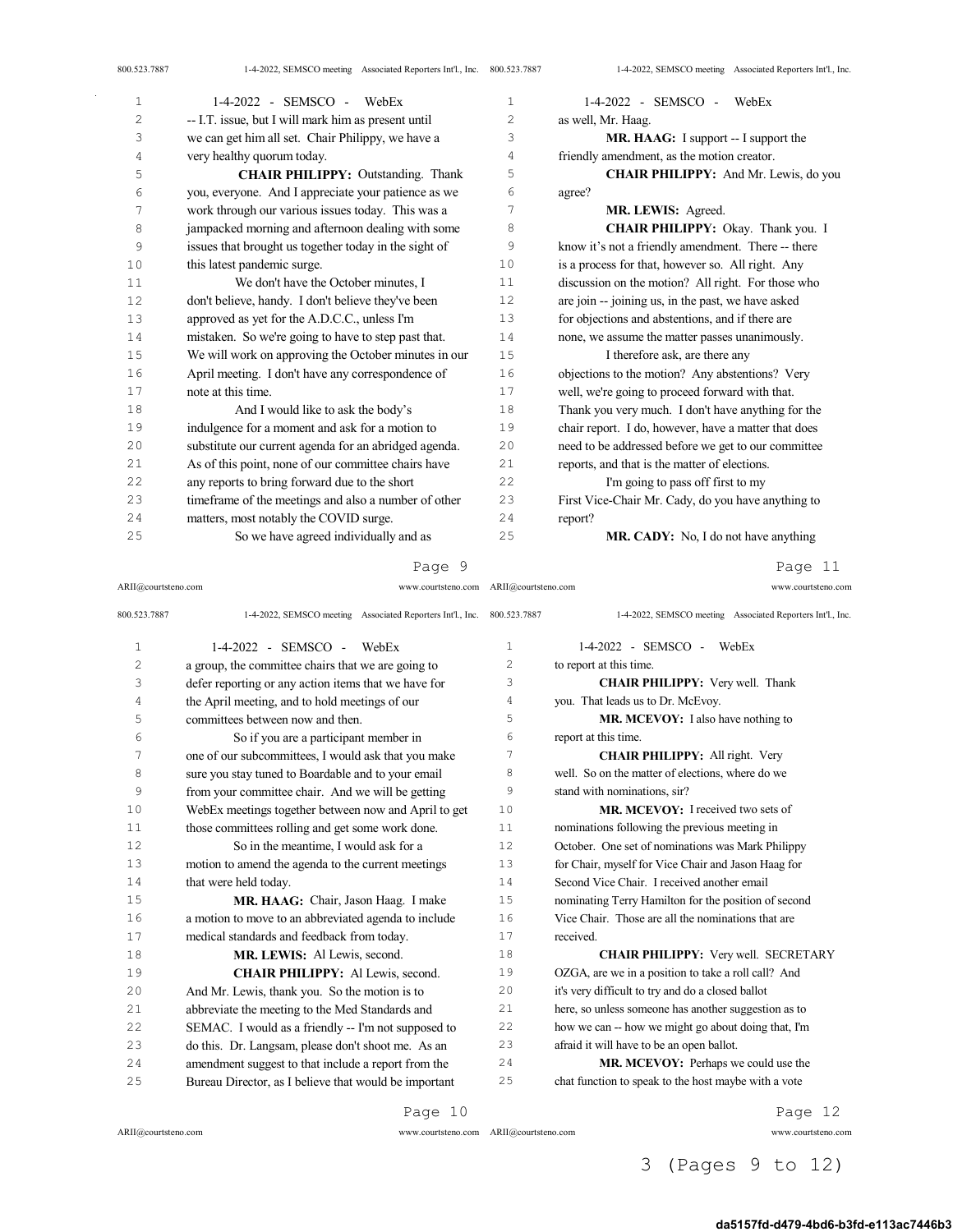-- I.T. issue, but I will mark him as present until we can get him all set. Chair Philippy, we have a very healthy quorum today.

**CHAIR PHILIPPY:** Outstanding. Thank you, everyone. And I appreciate your patience as we work through our various issues today. This was a jampacked morning and afternoon dealing with some issues that brought us together today in the sight of this latest pandemic surge.

We don't have the October minutes, I don't believe, handy. I don't believe they've been approved as yet for the A.D.C.C., unless I'm mistaken. So we're going to have to step past that. We will work on approving the October minutes in our April meeting. I don't have any correspondence of note at this time.

And I would like to ask the body's indulgence for a moment and ask for a motion to substitute our current agenda for an abridged agenda. As of this point, none of our committee chairs have any reports to bring forward due to the short timeframe of the meetings and also a number of other matters, most notably the COVID surge.

So we have agreed individually and as a group, the committee chairs that we are going to defer reporting or any action items that we have for the April meeting, and to hold meetings of our committees between now and then.

So if you are a participant member in one of our subcommittees, I would ask that you make sure you stay tuned to Boardable and to your email from your committee chair. And we will be getting WebEx meetings together between now and April to get those committees rolling and get some work done.

So in the meantime, I would ask for a motion to amend the agenda to the current meetings that were held today.

**MR. HAAG:** Chair, Jason Haag. I make a motion to move to an abbreviated agenda to include medical standards and feedback from today.

**MR. LEWIS:** Al Lewis, second.

**CHAIR PHILIPPY:** Al Lewis, second. And Mr. Lewis, thank you. So the motion is to abbreviate the meeting to the Med Standards and SEMAC. I would as a friendly -- I'm not supposed to do this. Dr. Langsam, please don't shoot me. As an amendment suggest to that include a report from the Bureau Director, as I believe that would be important as well, Mr. Haag.

**MR. HAAG:** I support -- I support the friendly amendment, as the motion creator.

**CHAIR PHILIPPY:** And Mr. Lewis, do you agree?

**MR. LEWIS:** Agreed.

**CHAIR PHILIPPY:** Okay. Thank you. I know it's not a friendly amendment. There -- there is a process for that, however so. All right. Any discussion on the motion? All right. For those who are join -- joining us, in the past, we have asked for objections and abstentions, and if there are none, we assume the matter passes unanimously.

I therefore ask, are there any objections to the motion? Any abstentions? Very well, we're going to proceed forward with that. Thank you very much. I don't have anything for the chair report. I do, however, have a matter that does need to be addressed before we get to our committee reports, and that is the matter of elections.

I'm going to pass off first to my First Vice-Chair Mr. Cady, do you have anything to report?

**MR. CADY:** No, I do not have anything to report at this time.

**CHAIR PHILIPPY:** Very well. Thank you. That leads us to Dr. McEvoy.

**MR. MCEVOY:** I also have nothing to report at this time.

**CHAIR PHILIPPY:** All right. Very well. So on the matter of elections, where do we stand with nominations, sir?

**MR. MCEVOY:** I received two sets of nominations following the previous meeting in October. One set of nominations was Mark Philippy for Chair, myself for Vice Chair and Jason Haag for Second Vice Chair. I received another email nominating Terry Hamilton for the position of second Vice Chair. Those are all the nominations that are received.

**CHAIR PHILIPPY:** Very well. SECRETARY OZGA, are we in a position to take a roll call? And it's very difficult to try and do a closed ballot here, so unless someone has another suggestion as to how we can -- how we might go about doing that, I'm afraid it will have to be an open ballot.

**MR. MCEVOY:** Perhaps we could use the chat function to speak to the host maybe with a vote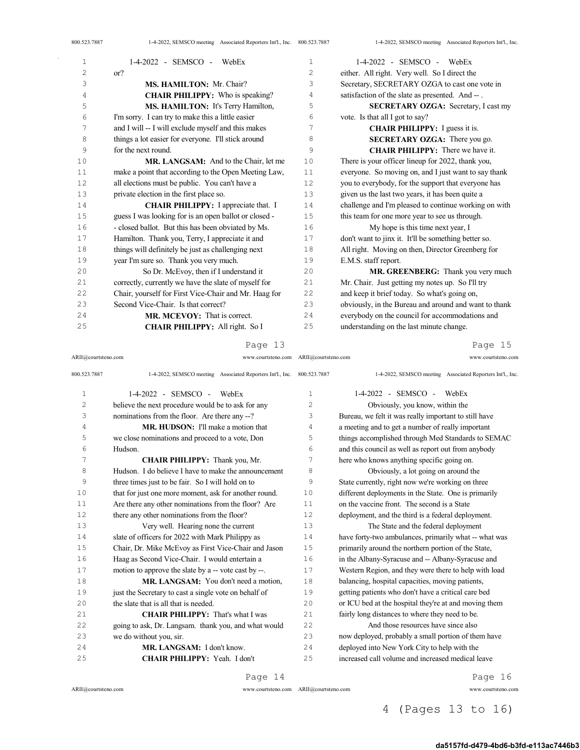or?

**MS. HAMILTON:** Mr. Chair?

**CHAIR PHILIPPY:** Who is speaking?

**MS. HAMILTON:** It's Terry Hamilton, I'm sorry. I can try to make this a little easier and I will -- I will exclude myself and this makes things a lot easier for everyone. I'll stick around for the next round.

**MR. LANGSAM:** And to the Chair, let me make a point that according to the Open Meeting Law, all elections must be public. You can't have a private election in the first place so.

**CHAIR PHILIPPY:** I appreciate that. I guess I was looking for is an open ballot or closed - - closed ballot. But this has been obviated by Ms. Hamilton. Thank you, Terry, I appreciate it and things will definitely be just as challenging next year I'm sure so. Thank you very much.

So Dr. McEvoy, then if I understand it correctly, currently we have the slate of myself for Chair, yourself for First Vice-Chair and Mr. Haag for Second Vice-Chair. Is that correct?

**MR. MCEVOY:** That is correct.

**CHAIR PHILIPPY:** All right. So I believe the next procedure would be to ask for any nominations from the floor. Are there any --?

**MR. HUDSON:** I'll make a motion that we close nominations and proceed to a vote, Don Hudson.

**CHAIR PHILIPPY:** Thank you, Mr. Hudson. I do believe I have to make the announcement three times just to be fair. So I will hold on to that for just one more moment, ask for another round. Are there any other nominations from the floor? Are there any other nominations from the floor?

Very well. Hearing none the current slate of officers for 2022 with Mark Philippy as Chair, Dr. Mike McEvoy as First Vice-Chair and Jason Haag as Second Vice-Chair. I would entertain a motion to approve the slate by a -- vote cast by --.

**MR. LANGSAM:** You don't need a motion, just the Secretary to cast a single vote on behalf of the slate that is all that is needed.

**CHAIR PHILIPPY:** That's what I was going to ask, Dr. Langsam. thank you, and what would we do without you, sir.

**MR. LANGSAM:** I don't know.

**CHAIR PHILIPPY:** Yeah. I don't either. All right. Very well. So I direct the Secretary, SECRETARY OZGA to cast one vote in satisfaction of the slate as presented. And -- .

**SECRETARY OZGA:** Secretary, I cast my vote. Is that all I got to say?

**CHAIR PHILIPPY:** I guess it is.

**SECRETARY OZGA:** There you go.

**CHAIR PHILIPPY:** There we have it. There is your officer lineup for 2022, thank you, everyone. So moving on, and I just want to say thank you to everybody, for the support that everyone has given us the last two years, it has been quite a challenge and I'm pleased to continue working on with this team for one more year to see us through.

My hope is this time next year, I don't want to jinx it. It'll be something better so. All right. Moving on then, Director Greenberg for E.M.S. staff report.

**MR. GREENBERG:** Thank you very much Mr. Chair. Just getting my notes up. So I'll try and keep it brief today. So what's going on, obviously, in the Bureau and around and want to thank everybody on the council for accommodations and understanding on the last minute change.

Obviously, you know, within the Bureau, we felt it was really important to still have a meeting and to get a number of really important things accomplished through Med Standards to SEMAC and this council as well as report out from anybody here who knows anything specific going on.

Obviously, a lot going on around the State currently, right now we're working on three different deployments in the State. One is primarily on the vaccine front. The second is a State deployment, and the third is a federal deployment.

The State and the federal deployment have forty-two ambulances, primarily what -- what was primarily around the northern portion of the State, in the Albany-Syracuse and -- Albany-Syracuse and Western Region, and they were there to help with load balancing, hospital capacities, moving patients, getting patients who don't have a critical care bed or ICU bed at the hospital they're at and moving them fairly long distances to where they need to be.

And those resources have since also now deployed, probably a small portion of them have deployed into New York City to help with the increased call volume and increased medical leave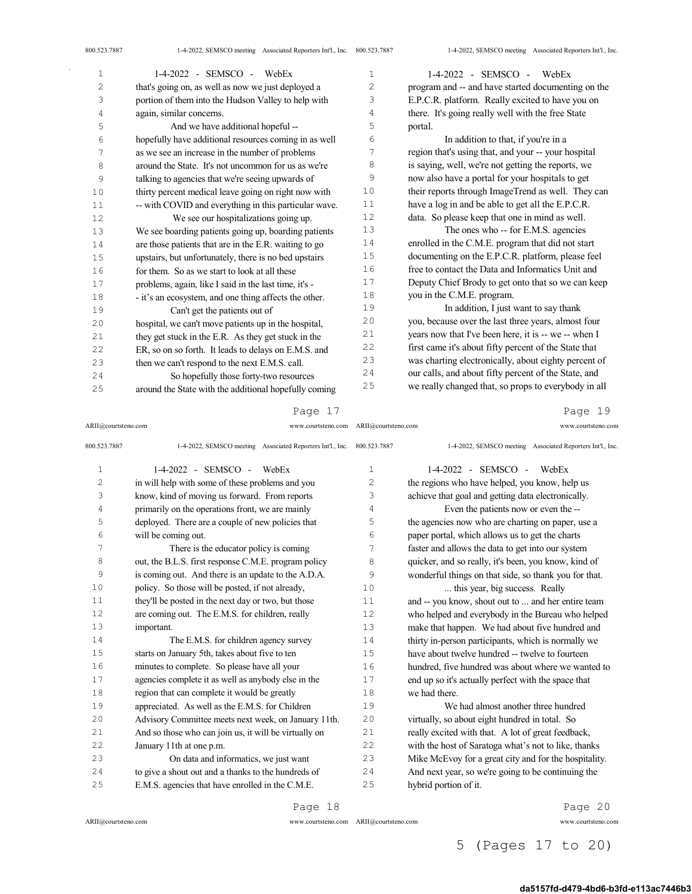that's going on, as well as now we just deployed a portion of them into the Hudson Valley to help with again, similar concerns.

And we have additional hopeful -- hopefully have additional resources coming in as well as we see an increase in the number of problems around the State. It's not uncommon for us as we're talking to agencies that we're seeing upwards of thirty percent medical leave going on right now with -- with COVID and everything in this particular wave.

We see our hospitalizations going up. We see boarding patients going up, boarding patients are those patients that are in the E.R. waiting to go upstairs, but unfortunately, there is no bed upstairs for them. So as we start to look at all these problems, again, like I said in the last time, it's - - it's an ecosystem, and one thing affects the other.

Can't get the patients out of hospital, we can't move patients up in the hospital, they get stuck in the E.R. As they get stuck in the ER, so on so forth. It leads to delays on E.M.S. and then we can't respond to the next E.M.S. call.

So hopefully those forty-two resources around the State with the additional hopefully coming in will help with some of these problems and you know, kind of moving us forward. From reports primarily on the operations front, we are mainly deployed. There are a couple of new policies that will be coming out.

There is the educator policy is coming out, the B.L.S. first response C.M.E. program policy is coming out. And there is an update to the A.D.A. policy. So those will be posted, if not already, they'll be posted in the next day or two, but those are coming out. The E.M.S. for children, really important.

The E.M.S. for children agency survey starts on January 5th, takes about five to ten minutes to complete. So please have all your agencies complete it as well as anybody else in the region that can complete it would be greatly appreciated. As well as the E.M.S. for Children Advisory Committee meets next week, on January 11th. And so those who can join us, it will be virtually on January 11th at one p.m.

On data and informatics, we just want to give a shout out and a thanks to the hundreds of E.M.S. agencies that have enrolled in the C.M.E. program and -- and have started documenting on the E.P.C.R. platform. Really excited to have you on there. It's going really well with the free State portal.

In addition to that, if you're in a region that's using that, and your -- your hospital is saying, well, we're not getting the reports, we now also have a portal for your hospitals to get their reports through ImageTrend as well. They can have a log in and be able to get all the E.P.C.R. data. So please keep that one in mind as well.

The ones who -- for E.M.S. agencies enrolled in the C.M.E. program that did not start documenting on the E.P.C.R. platform, please feel free to contact the Data and Informatics Unit and Deputy Chief Brody to get onto that so we can keep you in the C.M.E. program.

In addition, I just want to say thank you, because over the last three years, almost four years now that I've been here, it is -- we -- when I first came it's about fifty percent of the State that was charting electronically, about eighty percent of our calls, and about fifty percent of the State, and we really changed that, so props to everybody in all the regions who have helped, you know, help us achieve that goal and getting data electronically.

Even the patients now or even the -- the agencies now who are charting on paper, use a paper portal, which allows us to get the charts faster and allows the data to get into our system quicker, and so really, it's been, you know, kind of wonderful things on that side, so thank you for that.

... this year, big success. Really and -- you know, shout out to ... and her entire team who helped and everybody in the Bureau who helped make that happen. We had about five hundred and thirty in-person participants, which is normally we have about twelve hundred -- twelve to fourteen hundred, five hundred was about where we wanted to end up so it's actually perfect with the space that we had there.

We had almost another three hundred virtually, so about eight hundred in total. So really excited with that. A lot of great feedback, with the host of Saratoga what's not to like, thanks Mike McEvoy for a great city and for the hospitality. And next year, so we're going to be continuing the hybrid portion of it.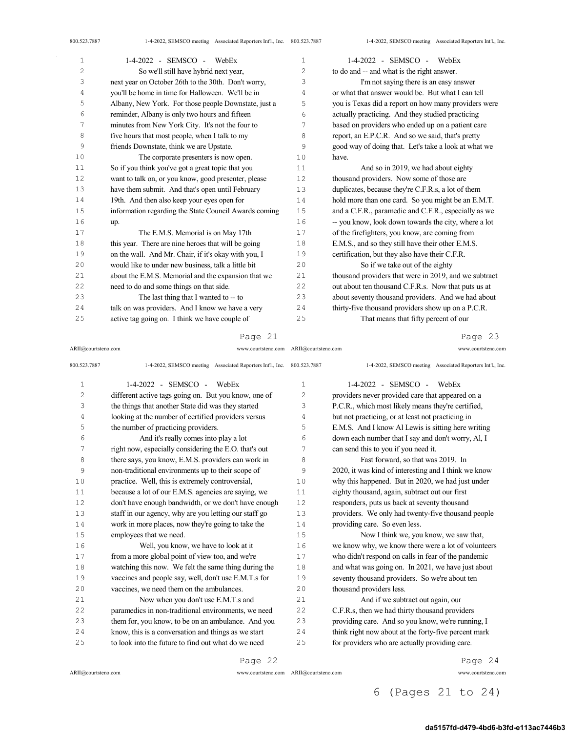So we'll still have hybrid next year, next year on October 26th to the 30th. Don't worry, you'll be home in time for Halloween. We'll be in Albany, New York. For those people Downstate, just a reminder, Albany is only two hours and fifteen minutes from New York City. It's not the four to five hours that most people, when I talk to my friends Downstate, think we are Upstate.

The corporate presenters is now open. So if you think you've got a great topic that you want to talk on, or you know, good presenter, please have them submit. And that's open until February 19th. And then also keep your eyes open for information regarding the State Council Awards coming up.

The E.M.S. Memorial is on May 17th this year. There are nine heroes that will be going on the wall. And Mr. Chair, if it's okay with you, I would like to under new business, talk a little bit about the E.M.S. Memorial and the expansion that we need to do and some things on that side.

The last thing that I wanted to -- to talk on was providers. And I know we have a very active tag going on. I think we have couple of different active tags going on. But you know, one of the things that another State did was they started looking at the number of certified providers versus the number of practicing providers.

And it's really comes into play a lot right now, especially considering the E.O. that's out there says, you know, E.M.S. providers can work in non-traditional environments up to their scope of practice. Well, this is extremely controversial, because a lot of our E.M.S. agencies are saying, we don't have enough bandwidth, or we don't have enough staff in our agency, why are you letting our staff go work in more places, now they're going to take the employees that we need.

Well, you know, we have to look at it from a more global point of view too, and we're watching this now. We felt the same thing during the vaccines and people say, well, don't use E.M.T.s for vaccines, we need them on the ambulances.

Now when you don't use E.M.T.s and paramedics in non-traditional environments, we need them for, you know, to be on an ambulance. And you know, this is a conversation and things as we start to look into the future to find out what do we need to do and -- and what is the right answer.

I'm not saying there is an easy answer or what that answer would be. But what I can tell you is Texas did a report on how many providers were actually practicing. And they studied practicing based on providers who ended up on a patient care report, an E.P.C.R. And so we said, that's pretty good way of doing that. Let's take a look at what we have.

And so in 2019, we had about eighty thousand providers. Now some of those are duplicates, because they're C.F.R.s, a lot of them hold more than one card. So you might be an E.M.T. and a C.F.R., paramedic and C.F.R., especially as we -- you know, look down towards the city, where a lot of the firefighters, you know, are coming from E.M.S., and so they still have their other E.M.S. certification, but they also have their C.F.R.

So if we take out of the eighty thousand providers that were in 2019, and we subtract out about ten thousand C.F.R.s. Now that puts us at about seventy thousand providers. And we had about thirty-five thousand providers show up on a P.C.R.

That means that fifty percent of our providers never provided care that appeared on a P.C.R., which most likely means they're certified, but not practicing, or at least not practicing in E.M.S. And I know Al Lewis is sitting here writing down each number that I say and don't worry, Al, I can send this to you if you need it.

Fast forward, so that was 2019. In 2020, it was kind of interesting and I think we know why this happened. But in 2020, we had just under eighty thousand, again, subtract out our first responders, puts us back at seventy thousand providers. We only had twenty-five thousand people providing care. So even less.

Now I think we, you know, we saw that, we know why, we know there were a lot of volunteers who didn't respond on calls in fear of the pandemic and what was going on. In 2021, we have just about seventy thousand providers. So we're about ten thousand providers less.

And if we subtract out again, our C.F.R.s, then we had thirty thousand providers providing care. And so you know, we're running, I think right now about at the forty-five percent mark for providers who are actually providing care.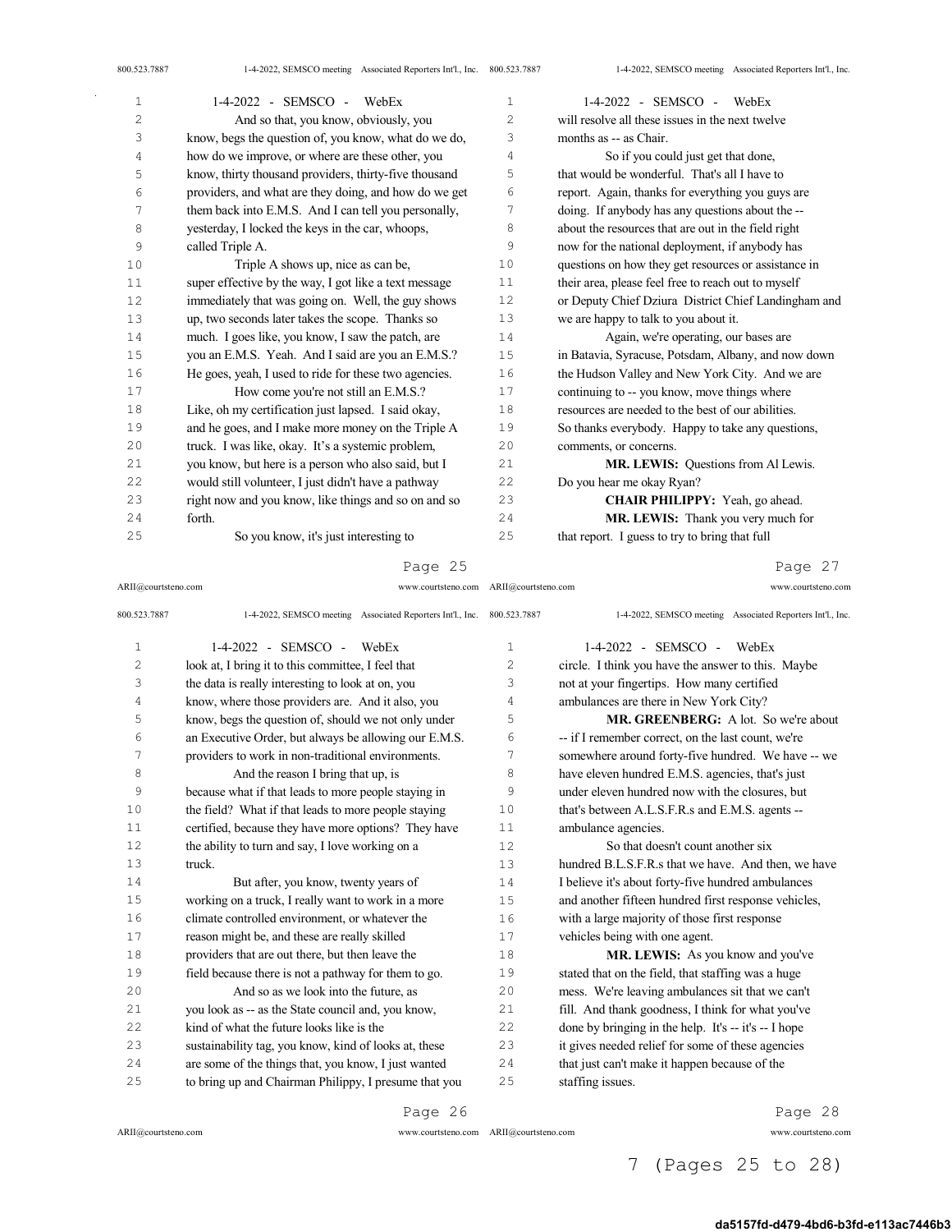And so that, you know, obviously, you know, begs the question of, you know, what do we do, how do we improve, or where are these other, you know, thirty thousand providers, thirty-five thousand providers, and what are they doing, and how do we get them back into E.M.S. And I can tell you personally, yesterday, I locked the keys in the car, whoops, called Triple A.

Triple A shows up, nice as can be, super effective by the way, I got like a text message immediately that was going on. Well, the guy shows up, two seconds later takes the scope. Thanks so much. I goes like, you know, I saw the patch, are you an E.M.S. Yeah. And I said are you an E.M.S.? He goes, yeah, I used to ride for these two agencies.

How come you're not still an E.M.S.? Like, oh my certification just lapsed. I said okay, and he goes, and I make more money on the Triple A truck. I was like, okay. It's a systemic problem, you know, but here is a person who also said, but I would still volunteer, I just didn't have a pathway right now and you know, like things and so on and so forth.

So you know, it's just interesting to look at, I bring it to this committee, I feel that the data is really interesting to look at on, you know, where those providers are. And it also, you know, begs the question of, should we not only under an Executive Order, but always be allowing our E.M.S. providers to work in non-traditional environments.

And the reason I bring that up, is because what if that leads to more people staying in the field? What if that leads to more people staying certified, because they have more options? They have the ability to turn and say, I love working on a truck.

But after, you know, twenty years of working on a truck, I really want to work in a more climate controlled environment, or whatever the reason might be, and these are really skilled providers that are out there, but then leave the field because there is not a pathway for them to go.

And so as we look into the future, as you look as -- as the State council and, you know, kind of what the future looks like is the sustainability tag, you know, kind of looks at, these are some of the things that, you know, I just wanted to bring up and Chairman Philippy, I presume that you will resolve all these issues in the next twelve months as -- as Chair.

So if you could just get that done, that would be wonderful. That's all I have to report. Again, thanks for everything you guys are doing. If anybody has any questions about the -- about the resources that are out in the field right now for the national deployment, if anybody has questions on how they get resources or assistance in their area, please feel free to reach out to myself or Deputy Chief Dziura District Chief Landingham and we are happy to talk to you about it.

Again, we're operating, our bases are in Batavia, Syracuse, Potsdam, Albany, and now down the Hudson Valley and New York City. And we are continuing to -- you know, move things where resources are needed to the best of our abilities. So thanks everybody. Happy to take any questions, comments, or concerns.

**MR. LEWIS:** Questions from Al Lewis. Do you hear me okay Ryan?

**CHAIR PHILIPPY:** Yeah, go ahead.

**MR. LEWIS:** Thank you very much for that report. I guess to try to bring that full circle. I think you have the answer to this. Maybe not at your fingertips. How many certified ambulances are there in New York City?

**MR. GREENBERG:** A lot. So we're about -- if I remember correct, on the last count, we're somewhere around forty-five hundred. We have -- we have eleven hundred E.M.S. agencies, that's just under eleven hundred now with the closures, but that's between A.L.S.F.R.s and E.M.S. agents -- ambulance agencies.

So that doesn't count another six hundred B.L.S.F.R.s that we have. And then, we have I believe it's about forty-five hundred ambulances and another fifteen hundred first response vehicles, with a large majority of those first response vehicles being with one agent.

**MR. LEWIS:** As you know and you've stated that on the field, that staffing was a huge mess. We're leaving ambulances sit that we can't fill. And thank goodness, I think for what you've done by bringing in the help. It's -- it's -- I hope it gives needed relief for some of these agencies that just can't make it happen because of the staffing issues.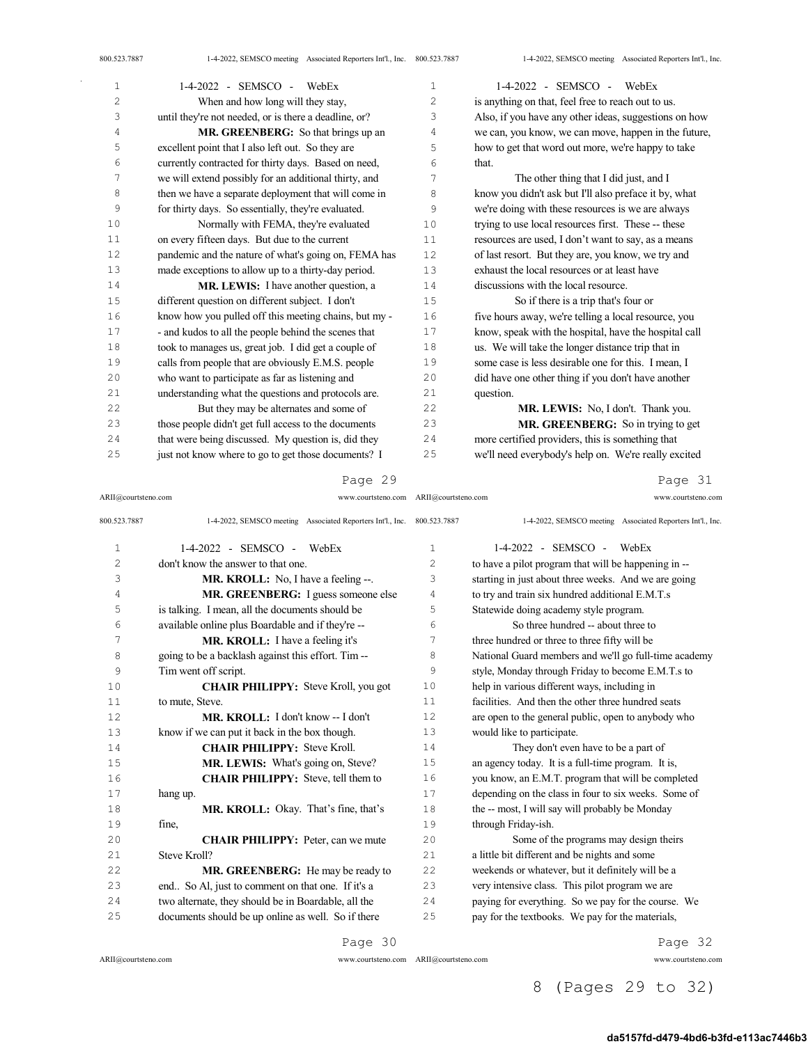When and how long will they stay, until they're not needed, or is there a deadline, or?

**MR. GREENBERG:** So that brings up an excellent point that I also left out. So they are currently contracted for thirty days. Based on need, we will extend possibly for an additional thirty, and then we have a separate deployment that will come in for thirty days. So essentially, they're evaluated.

Normally with FEMA, they're evaluated on every fifteen days. But due to the current pandemic and the nature of what's going on, FEMA has made exceptions to allow up to a thirty-day period.

**MR. LEWIS:** I have another question, a different question on different subject. I don't know how you pulled off this meeting chains, but my - - and kudos to all the people behind the scenes that took to manages us, great job. I did get a couple of calls from people that are obviously E.M.S. people who want to participate as far as listening and understanding what the questions and protocols are.

But they may be alternates and some of those people didn't get full access to the documents that were being discussed. My question is, did they just not know where to go to get those documents? I don't know the answer to that one.

**MR. KROLL:** No, I have a feeling --.

**MR. GREENBERG:** I guess someone else is talking. I mean, all the documents should be available online plus Boardable and if they're --

**MR. KROLL:** I have a feeling it's going to be a backlash against this effort. Tim -- Tim went off script.

**CHAIR PHILIPPY:** Steve Kroll, you got to mute, Steve.

**MR. KROLL:** I don't know -- I don't know if we can put it back in the box though.

**CHAIR PHILIPPY:** Steve Kroll.

**MR. LEWIS:** What's going on, Steve?

**CHAIR PHILIPPY:** Steve, tell them to hang up.

**MR. KROLL:** Okay. That's fine, that's fine,

**CHAIR PHILIPPY:** Peter, can we mute Steve Kroll?

**MR. GREENBERG:** He may be ready to end.. So Al, just to comment on that one. If it's a two alternate, they should be in Boardable, all the documents should be up online as well. So if there is anything on that, feel free to reach out to us. Also, if you have any other ideas, suggestions on how we can, you know, we can move, happen in the future, how to get that word out more, we're happy to take that.

The other thing that I did just, and I know you didn't ask but I'll also preface it by, what we're doing with these resources is we are always trying to use local resources first. These -- these resources are used, I don't want to say, as a means of last resort. But they are, you know, we try and exhaust the local resources or at least have discussions with the local resource.

So if there is a trip that's four or five hours away, we're telling a local resource, you know, speak with the hospital, have the hospital call us. We will take the longer distance trip that in some case is less desirable one for this. I mean, I did have one other thing if you don't have another question.

**MR. LEWIS:** No, I don't. Thank you.

**MR. GREENBERG:** So in trying to get more certified providers, this is something that we'll need everybody's help on. We're really excited to have a pilot program that will be happening in -- starting in just about three weeks. And we are going to try and train six hundred additional E.M.T.s Statewide doing academy style program.

So three hundred -- about three to three hundred or three to three fifty will be National Guard members and we'll go full-time academy style, Monday through Friday to become E.M.T.s to help in various different ways, including in facilities. And then the other three hundred seats are open to the general public, open to anybody who would like to participate.

They don't even have to be a part of an agency today. It is a full-time program. It is, you know, an E.M.T. program that will be completed depending on the class in four to six weeks. Some of the -- most, I will say will probably be Monday through Friday-ish.

Some of the programs may design theirs a little bit different and be nights and some weekends or whatever, but it definitely will be a very intensive class. This pilot program we are paying for everything. So we pay for the course. We pay for the textbooks. We pay for the materials,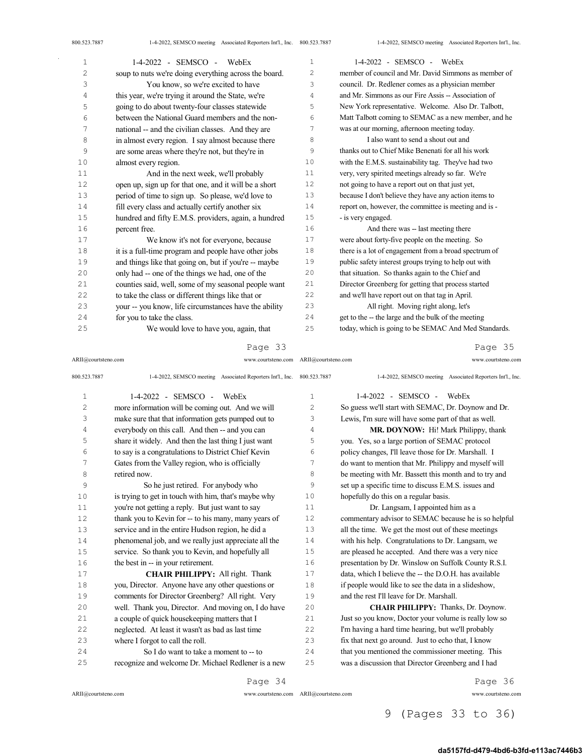soup to nuts we're doing everything across the board.

You know, so we're excited to have this year, we're trying it around the State, we're going to do about twenty-four classes statewide between the National Guard members and the non-national -- and the civilian classes. And they are in almost every region. I say almost because there are some areas where they're not, but they're in almost every region.

And in the next week, we'll probably open up, sign up for that one, and it will be a short period of time to sign up. So please, we'd love to fill every class and actually certify another six hundred and fifty E.M.S. providers, again, a hundred percent free.

We know it's not for everyone, because it is a full-time program and people have other jobs and things like that going on, but if you're -- maybe only had -- one of the things we had, one of the counties said, well, some of my seasonal people want to take the class or different things like that or your -- you know, life circumstances have the ability for you to take the class.

We would love to have you, again, that more information will be coming out. And we will make sure that that information gets pumped out to everybody on this call. And then -- and you can share it widely. And then the last thing I just want to say is a congratulations to District Chief Kevin Gates from the Valley region, who is officially retired now.

So he just retired. For anybody who is trying to get in touch with him, that's maybe why you're not getting a reply. But just want to say thank you to Kevin for -- to his many, many years of service and in the entire Hudson region, he did a phenomenal job, and we really just appreciate all the service. So thank you to Kevin, and hopefully all the best in -- in your retirement.

**CHAIR PHILIPPY:** All right. Thank you, Director. Anyone have any other questions or comments for Director Greenberg? All right. Very well. Thank you, Director. And moving on, I do have a couple of quick housekeeping matters that I neglected. At least it wasn't as bad as last time where I forgot to call the roll.

So I do want to take a moment to -- to recognize and welcome Dr. Michael Redlener is a new member of council and Mr. David Simmons as member of council. Dr. Redlener comes as a physician member and Mr. Simmons as our Fire Assis -- Association of New York representative. Welcome. Also Dr. Talbott, Matt Talbott coming to SEMAC as a new member, and he was at our morning, afternoon meeting today.

I also want to send a shout out and thanks out to Chief Mike Benenati for all his work with the E.M.S. sustainability tag. They've had two very, very spirited meetings already so far. We're not going to have a report out on that just yet, because I don't believe they have any action items to report on, however, the committee is meeting and is -- is very engaged.

And there was -- last meeting there were about forty-five people on the meeting. So there is a lot of engagement from a broad spectrum of public safety interest groups trying to help out with that situation. So thanks again to the Chief and Director Greenberg for getting that process started and we'll have report out on that tag in April.

All right. Moving right along, let's get to the -- the large and the bulk of the meeting today, which is going to be SEMAC And Med Standards. So guess we'll start with SEMAC, Dr. Doynow and Dr. Lewis, I'm sure will have some part of that as well.

**MR. DOYNOW:** Hi! Mark Philippy, thank you. Yes, so a large portion of SEMAC protocol policy changes, I'll leave those for Dr. Marshall. I do want to mention that Mr. Philippy and myself will be meeting with Mr. Bassett this month and to try and set up a specific time to discuss E.M.S. issues and hopefully do this on a regular basis.

Dr. Langsam, I appointed him as a commentary advisor to SEMAC because he is so helpful all the time. We get the most out of these meetings with his help. Congratulations to Dr. Langsam, we are pleased he accepted. And there was a very nice presentation by Dr. Winslow on Suffolk County R.S.I. data, which I believe the -- the D.O.H. has available if people would like to see the data in a slideshow, and the rest I'll leave for Dr. Marshall.

**CHAIR PHILIPPY:** Thanks, Dr. Doynow. Just so you know, Doctor your volume is really low so I'm having a hard time hearing, but we'll probably fix that next go around. Just to echo that, I know that you mentioned the commissioner meeting. This was a discussion that Director Greenberg and I had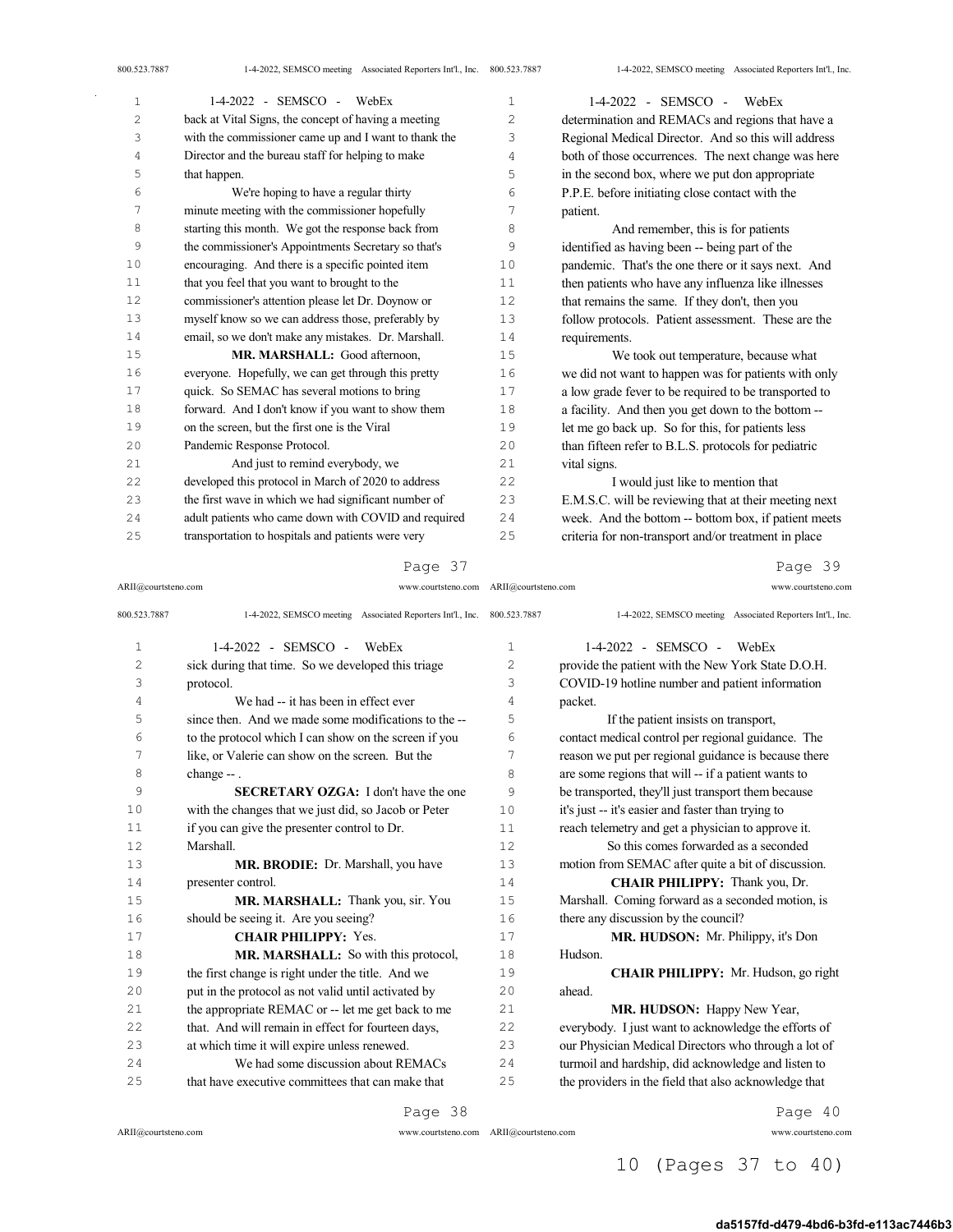back at Vital Signs, the concept of having a meeting with the commissioner came up and I want to thank the Director and the bureau staff for helping to make that happen.

We're hoping to have a regular thirty minute meeting with the commissioner hopefully starting this month. We got the response back from the commissioner's Appointments Secretary so that's encouraging. And there is a specific pointed item that you feel that you want to brought to the commissioner's attention please let Dr. Doynow or myself know so we can address those, preferably by email, so we don't make any mistakes. Dr. Marshall.

**MR. MARSHALL:** Good afternoon, everyone. Hopefully, we can get through this pretty quick. So SEMAC has several motions to bring forward. And I don't know if you want to show them on the screen, but the first one is the Viral Pandemic Response Protocol.

And just to remind everybody, we developed this protocol in March of 2020 to address the first wave in which we had significant number of adult patients who came down with COVID and required transportation to hospitals and patients were very sick during that time. So we developed this triage protocol.

We had -- it has been in effect ever since then. And we made some modifications to the -- to the protocol which I can show on the screen if you like, or Valerie can show on the screen. But the change -- .

**SECRETARY OZGA:** I don't have the one with the changes that we just did, so Jacob or Peter if you can give the presenter control to Dr. Marshall.

**MR. BRODIE:** Dr. Marshall, you have presenter control.

**MR. MARSHALL:** Thank you, sir. You should be seeing it. Are you seeing?

**CHAIR PHILIPPY:** Yes.

**MR. MARSHALL:** So with this protocol, the first change is right under the title. And we put in the protocol as not valid until activated by the appropriate REMAC or -- let me get back to me that. And will remain in effect for fourteen days, at which time it will expire unless renewed.

We had some discussion about REMACs that have executive committees that can make that determination and REMACs and regions that have a Regional Medical Director. And so this will address both of those occurrences. The next change was here in the second box, where we put don appropriate P.P.E. before initiating close contact with the patient.

And remember, this is for patients identified as having been -- being part of the pandemic. That's the one there or it says next. And then patients who have any influenza like illnesses that remains the same. If they don't, then you follow protocols. Patient assessment. These are the requirements.

We took out temperature, because what we did not want to happen was for patients with only a low grade fever to be required to be transported to a facility. And then you get down to the bottom -- let me go back up. So for this, for patients less than fifteen refer to B.L.S. protocols for pediatric vital signs.

I would just like to mention that E.M.S.C. will be reviewing that at their meeting next week. And the bottom -- bottom box, if patient meets criteria for non-transport and/or treatment in place provide the patient with the New York State D.O.H. COVID-19 hotline number and patient information packet.

If the patient insists on transport, contact medical control per regional guidance. The reason we put per regional guidance is because there are some regions that will -- if a patient wants to be transported, they'll just transport them because it's just -- it's easier and faster than trying to reach telemetry and get a physician to approve it.

So this comes forwarded as a seconded motion from SEMAC after quite a bit of discussion.

**CHAIR PHILIPPY:** Thank you, Dr. Marshall. Coming forward as a seconded motion, is there any discussion by the council?

**MR. HUDSON:** Mr. Philippy, it's Don Hudson.

**CHAIR PHILIPPY:** Mr. Hudson, go right ahead.

**MR. HUDSON:** Happy New Year, everybody. I just want to acknowledge the efforts of our Physician Medical Directors who through a lot of turmoil and hardship, did acknowledge and listen to the providers in the field that also acknowledge that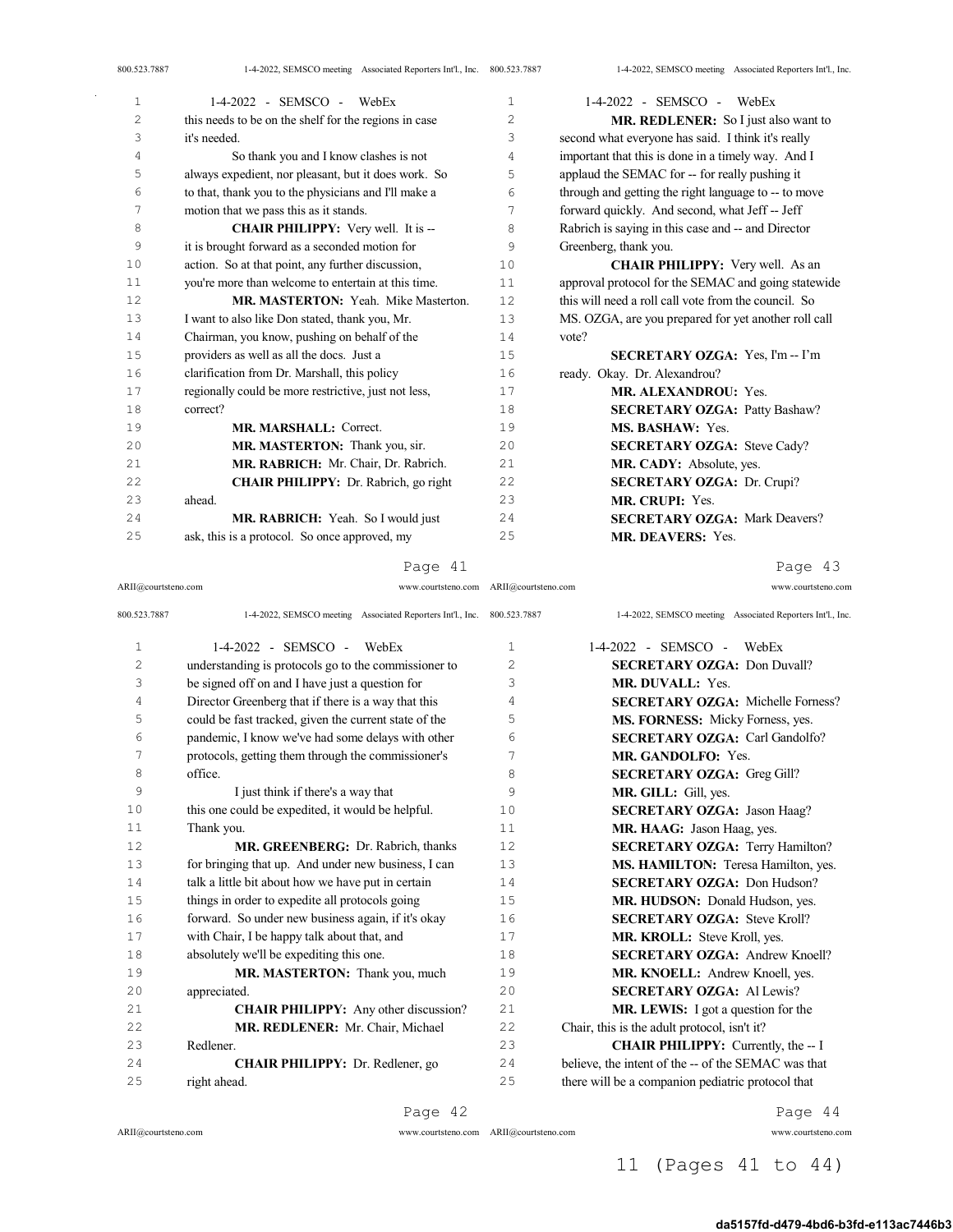this needs to be on the shelf for the regions in case it's needed.

So thank you and I know clashes is not always expedient, nor pleasant, but it does work. So to that, thank you to the physicians and I'll make a motion that we pass this as it stands.

**CHAIR PHILIPPY:** Very well. It is -- it is brought forward as a seconded motion for action. So at that point, any further discussion, you're more than welcome to entertain at this time.

**MR. MASTERTON:** Yeah. Mike Masterton. I want to also like Don stated, thank you, Mr. Chairman, you know, pushing on behalf of the providers as well as all the docs. Just a clarification from Dr. Marshall, this policy regionally could be more restrictive, just not less, correct?

**MR. MARSHALL:** Correct.

**MR. MASTERTON:** Thank you, sir.

**MR. RABRICH:** Mr. Chair, Dr. Rabrich.

**CHAIR PHILIPPY:** Dr. Rabrich, go right ahead.

**MR. RABRICH:** Yeah. So I would just ask, this is a protocol. So once approved, my understanding is protocols go to the commissioner to be signed off on and I have just a question for Director Greenberg that if there is a way that this could be fast tracked, given the current state of the pandemic, I know we've had some delays with other protocols, getting them through the commissioner's office.

I just think if there's a way that this one could be expedited, it would be helpful. Thank you.

**MR. GREENBERG:** Dr. Rabrich, thanks for bringing that up. And under new business, I can talk a little bit about how we have put in certain things in order to expedite all protocols going forward. So under new business again, if it's okay with Chair, I be happy talk about that, and absolutely we'll be expediting this one.

**MR. MASTERTON:** Thank you, much appreciated.

**CHAIR PHILIPPY:** Any other discussion?

**MR. REDLENER:** Mr. Chair, Michael Redlener.

**CHAIR PHILIPPY:** Dr. Redlener, go right ahead.

**MR. REDLENER:** So I just also want to second what everyone has said. I think it's really important that this is done in a timely way. And I applaud the SEMAC for -- for really pushing it through and getting the right language to -- to move forward quickly. And second, what Jeff -- Jeff Rabrich is saying in this case and -- and Director Greenberg, thank you.

**CHAIR PHILIPPY:** Very well. As an approval protocol for the SEMAC and going statewide this will need a roll call vote from the council. So MS. OZGA, are you prepared for yet another roll call vote?

**SECRETARY OZGA:** Yes, I'm -- I'm ready. Okay. Dr. Alexandrou?

**MR. ALEXANDROU:** Yes.

**SECRETARY OZGA:** Patty Bashaw?

**MS. BASHAW:** Yes.

**SECRETARY OZGA:** Steve Cady?

**MR. CADY:** Absolute, yes.

**SECRETARY OZGA:** Dr. Crupi?

**MR. CRUPI:** Yes.

**SECRETARY OZGA:** Mark Deavers?

**MR. DEAVERS:** Yes.

**SECRETARY OZGA:** Don Duvall?

**MR. DUVALL:** Yes.

**SECRETARY OZGA:** Michelle Forness?

**MS. FORNESS:** Micky Forness, yes.

**SECRETARY OZGA:** Carl Gandolfo?

**MR. GANDOLFO:** Yes.

**SECRETARY OZGA:** Greg Gill?

**MR. GILL:** Gill, yes.

**SECRETARY OZGA:** Jason Haag?

**MR. HAAG:** Jason Haag, yes.

**SECRETARY OZGA:** Terry Hamilton?

**MS. HAMILTON:** Teresa Hamilton, yes.

**SECRETARY OZGA:** Don Hudson?

**MR. HUDSON:** Donald Hudson, yes.

**SECRETARY OZGA:** Steve Kroll?

**MR. KROLL:** Steve Kroll, yes.

**SECRETARY OZGA:** Andrew Knoell?

**MR. KNOELL:** Andrew Knoell, yes.

**SECRETARY OZGA:** Al Lewis?

**MR. LEWIS:** I got a question for the Chair, this is the adult protocol, isn't it?

**CHAIR PHILIPPY:** Currently, the -- I believe, the intent of the -- of the SEMAC was that there will be a companion pediatric protocol that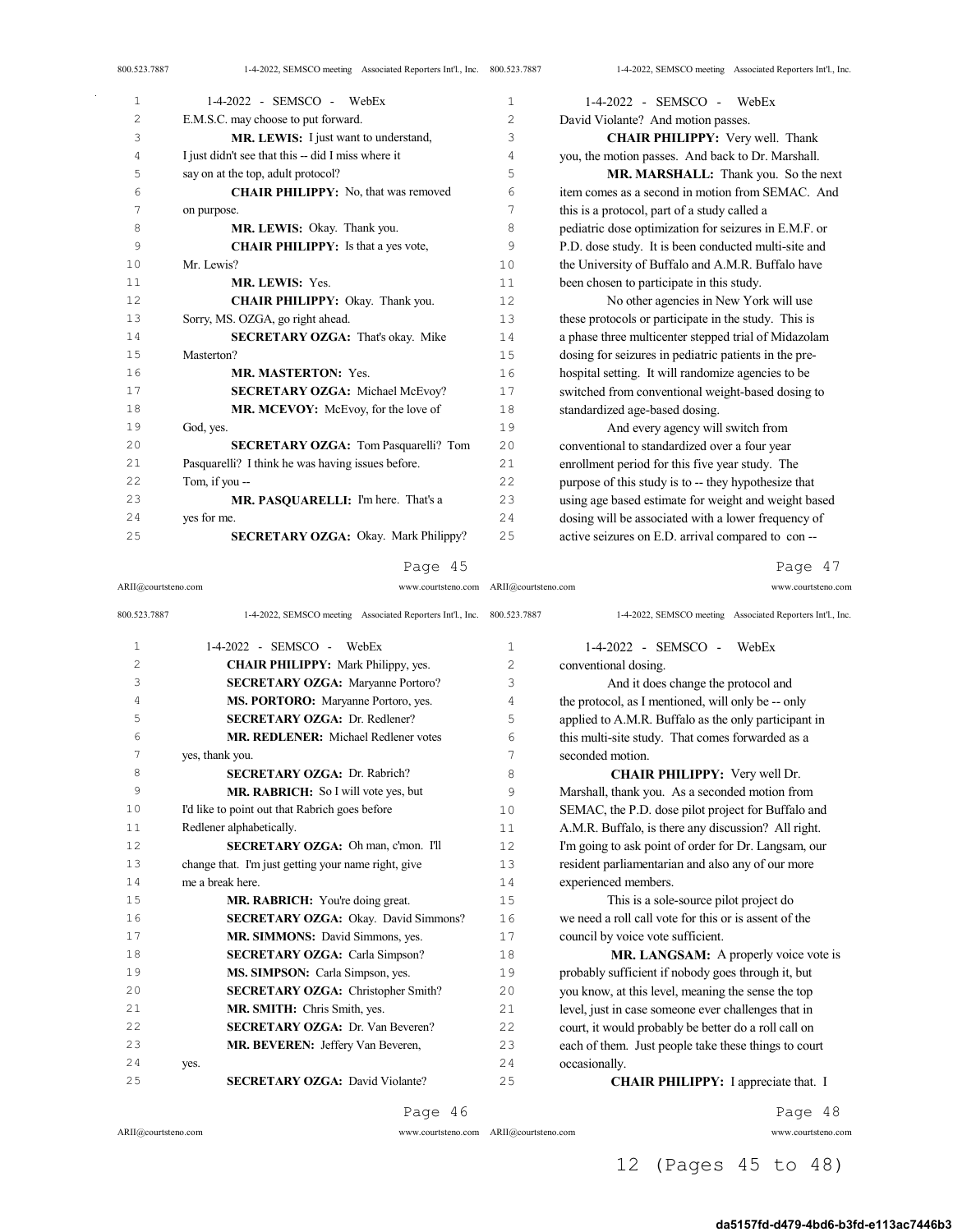E.M.S.C. may choose to put forward.

**MR. LEWIS:** I just want to understand, I just didn't see that this -- did I miss where it say on at the top, adult protocol?

**CHAIR PHILIPPY:** No, that was removed on purpose.

**MR. LEWIS:** Okay. Thank you.

**CHAIR PHILIPPY:** Is that a yes vote, Mr. Lewis?

**MR. LEWIS:** Yes.

**CHAIR PHILIPPY:** Okay. Thank you. Sorry, MS. OZGA, go right ahead.

**SECRETARY OZGA:** That's okay. Mike Masterton?

**MR. MASTERTON:** Yes.

**SECRETARY OZGA:** Michael McEvoy?

**MR. MCEVOY:** McEvoy, for the love of God, yes.

**SECRETARY OZGA:** Tom Pasquarelli? Tom Pasquarelli? I think he was having issues before. Tom, if you --

**MR. PASQUARELLI:** I'm here. That's a yes for me.

**SECRETARY OZGA:** Okay. Mark Philippy?

**CHAIR PHILIPPY:** Mark Philippy, yes.

**SECRETARY OZGA:** Maryanne Portoro?

**MS. PORTORO:** Maryanne Portoro, yes.

**SECRETARY OZGA:** Dr. Redlener?

**MR. REDLENER:** Michael Redlener votes yes, thank you.

**SECRETARY OZGA:** Dr. Rabrich?

**MR. RABRICH:** So I will vote yes, but I'd like to point out that Rabrich goes before Redlener alphabetically.

**SECRETARY OZGA:** Oh man, c'mon. I'll change that. I'm just getting your name right, give me a break here.

**MR. RABRICH:** You're doing great.

**SECRETARY OZGA:** Okay. David Simmons?

**MR. SIMMONS:** David Simmons, yes.

**SECRETARY OZGA:** Carla Simpson?

**MS. SIMPSON:** Carla Simpson, yes.

**SECRETARY OZGA:** Christopher Smith?

**MR. SMITH:** Chris Smith, yes.

**SECRETARY OZGA:** Dr. Van Beveren?

**MR. BEVEREN:** Jeffery Van Beveren, yes.

**SECRETARY OZGA:** David Violante?

David Violante? And motion passes.

**CHAIR PHILIPPY:** Very well. Thank you, the motion passes. And back to Dr. Marshall.

**MR. MARSHALL:** Thank you. So the next item comes as a second in motion from SEMAC. And this is a protocol, part of a study called a pediatric dose optimization for seizures in E.M.F. or P.D. dose study. It is been conducted multi-site and the University of Buffalo and A.M.R. Buffalo have been chosen to participate in this study.

No other agencies in New York will use these protocols or participate in the study. This is a phase three multicenter stepped trial of Midazolam dosing for seizures in pediatric patients in the pre-hospital setting. It will randomize agencies to be switched from conventional weight-based dosing to standardized age-based dosing.

And every agency will switch from conventional to standardized over a four year enrollment period for this five year study. The purpose of this study is to -- they hypothesize that using age based estimate for weight and weight based dosing will be associated with a lower frequency of active seizures on E.D. arrival compared to con -- conventional dosing.

And it does change the protocol and the protocol, as I mentioned, will only be -- only applied to A.M.R. Buffalo as the only participant in this multi-site study. That comes forwarded as a seconded motion.

**CHAIR PHILIPPY:** Very well Dr. Marshall, thank you. As a seconded motion from SEMAC, the P.D. dose pilot project for Buffalo and A.M.R. Buffalo, is there any discussion? All right. I'm going to ask point of order for Dr. Langsam, our resident parliamentarian and also any of our more experienced members.

This is a sole-source pilot project do we need a roll call vote for this or is assent of the council by voice vote sufficient.

**MR. LANGSAM:** A properly voice vote is probably sufficient if nobody goes through it, but you know, at this level, meaning the sense the top level, just in case someone ever challenges that in court, it would probably be better do a roll call on each of them. Just people take these things to court occasionally.

**CHAIR PHILIPPY:** I appreciate that. I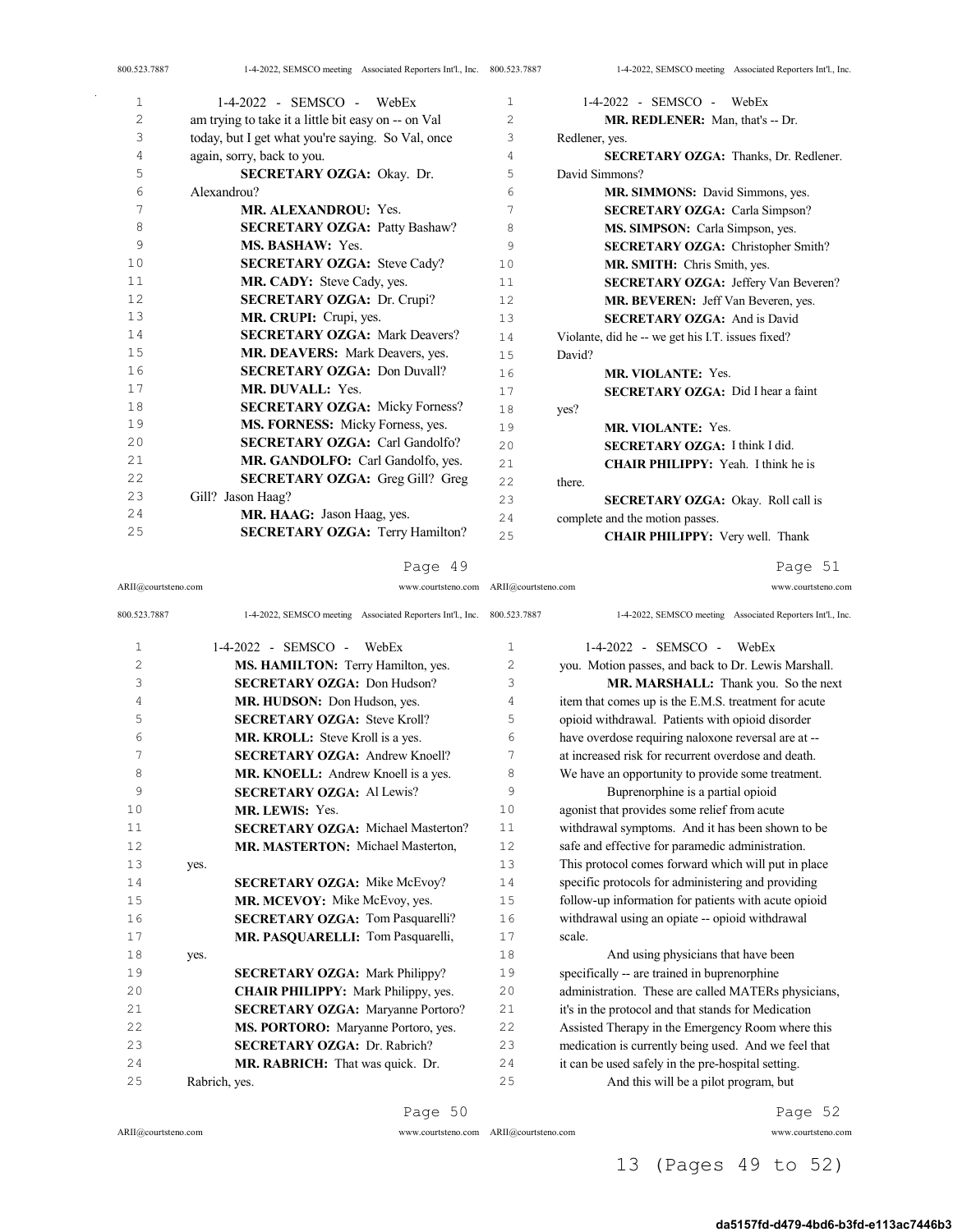am trying to take it a little bit easy on -- on Val today, but I get what you're saying. So Val, once again, sorry, back to you.

**SECRETARY OZGA:** Okay. Dr. Alexandrou?

**MR. ALEXANDROU:** Yes.

**SECRETARY OZGA:** Patty Bashaw?

**MS. BASHAW:** Yes.

**SECRETARY OZGA:** Steve Cady?

**MR. CADY:** Steve Cady, yes.

**SECRETARY OZGA:** Dr. Crupi?

**MR. CRUPI:** Crupi, yes.

**SECRETARY OZGA:** Mark Deavers?

**MR. DEAVERS:** Mark Deavers, yes.

**SECRETARY OZGA:** Don Duvall?

**MR. DUVALL:** Yes.

**SECRETARY OZGA:** Micky Forness?

**MS. FORNESS:** Micky Forness, yes.

**SECRETARY OZGA:** Carl Gandolfo?

**MR. GANDOLFO:** Carl Gandolfo, yes.

**SECRETARY OZGA:** Greg Gill? Greg Gill? Jason Haag?

**MR. HAAG:** Jason Haag, yes.

**SECRETARY OZGA:** Terry Hamilton?

**MS. HAMILTON:** Terry Hamilton, yes.

**SECRETARY OZGA:** Don Hudson?

**MR. HUDSON:** Don Hudson, yes.

**SECRETARY OZGA:** Steve Kroll?

**MR. KROLL:** Steve Kroll is a yes.

**SECRETARY OZGA:** Andrew Knoell?

**MR. KNOELL:** Andrew Knoell is a yes.

**SECRETARY OZGA:** Al Lewis?

**MR. LEWIS:** Yes.

**SECRETARY OZGA:** Michael Masterton?

**MR. MASTERTON:** Michael Masterton, yes.

**SECRETARY OZGA:** Mike McEvoy?

**MR. MCEVOY:** Mike McEvoy, yes.

**SECRETARY OZGA:** Tom Pasquarelli?

**MR. PASQUARELLI:** Tom Pasquarelli, yes.

**SECRETARY OZGA:** Mark Philippy?

**CHAIR PHILIPPY:** Mark Philippy, yes.

**SECRETARY OZGA:** Maryanne Portoro?

**MS. PORTORO:** Maryanne Portoro, yes.

**SECRETARY OZGA:** Dr. Rabrich?

**MR. RABRICH:** That was quick. Dr. Rabrich, yes.

**MR. REDLENER:** Man, that's -- Dr. Redlener, yes.

**SECRETARY OZGA:** Thanks, Dr. Redlener. David Simmons?

**MR. SIMMONS:** David Simmons, yes.

**SECRETARY OZGA:** Carla Simpson?

**MS. SIMPSON:** Carla Simpson, yes.

**SECRETARY OZGA:** Christopher Smith?

**MR. SMITH:** Chris Smith, yes.

**SECRETARY OZGA:** Jeffery Van Beveren?

**MR. BEVEREN:** Jeff Van Beveren, yes.

**SECRETARY OZGA:** And is David Violante, did he -- we get his I.T. issues fixed? David?

**MR. VIOLANTE:** Yes.

**SECRETARY OZGA:** Did I hear a faint yes?

**MR. VIOLANTE:** Yes.

**SECRETARY OZGA:** I think I did.

**CHAIR PHILIPPY:** Yeah. I think he is there.

**SECRETARY OZGA:** Okay. Roll call is complete and the motion passes.

**CHAIR PHILIPPY:** Very well. Thank you. Motion passes, and back to Dr. Lewis Marshall.

**MR. MARSHALL:** Thank you. So the next item that comes up is the E.M.S. treatment for acute opioid withdrawal. Patients with opioid disorder have overdose requiring naloxone reversal are at -- at increased risk for recurrent overdose and death. We have an opportunity to provide some treatment.

Buprenorphine is a partial opioid agonist that provides some relief from acute withdrawal symptoms. And it has been shown to be safe and effective for paramedic administration. This protocol comes forward which will put in place specific protocols for administering and providing follow-up information for patients with acute opioid withdrawal using an opiate -- opioid withdrawal scale.

And using physicians that have been specifically -- are trained in buprenorphine administration. These are called MATERs physicians, it's in the protocol and that stands for Medication Assisted Therapy in the Emergency Room where this medication is currently being used. And we feel that it can be used safely in the pre-hospital setting.

And this will be a pilot program, but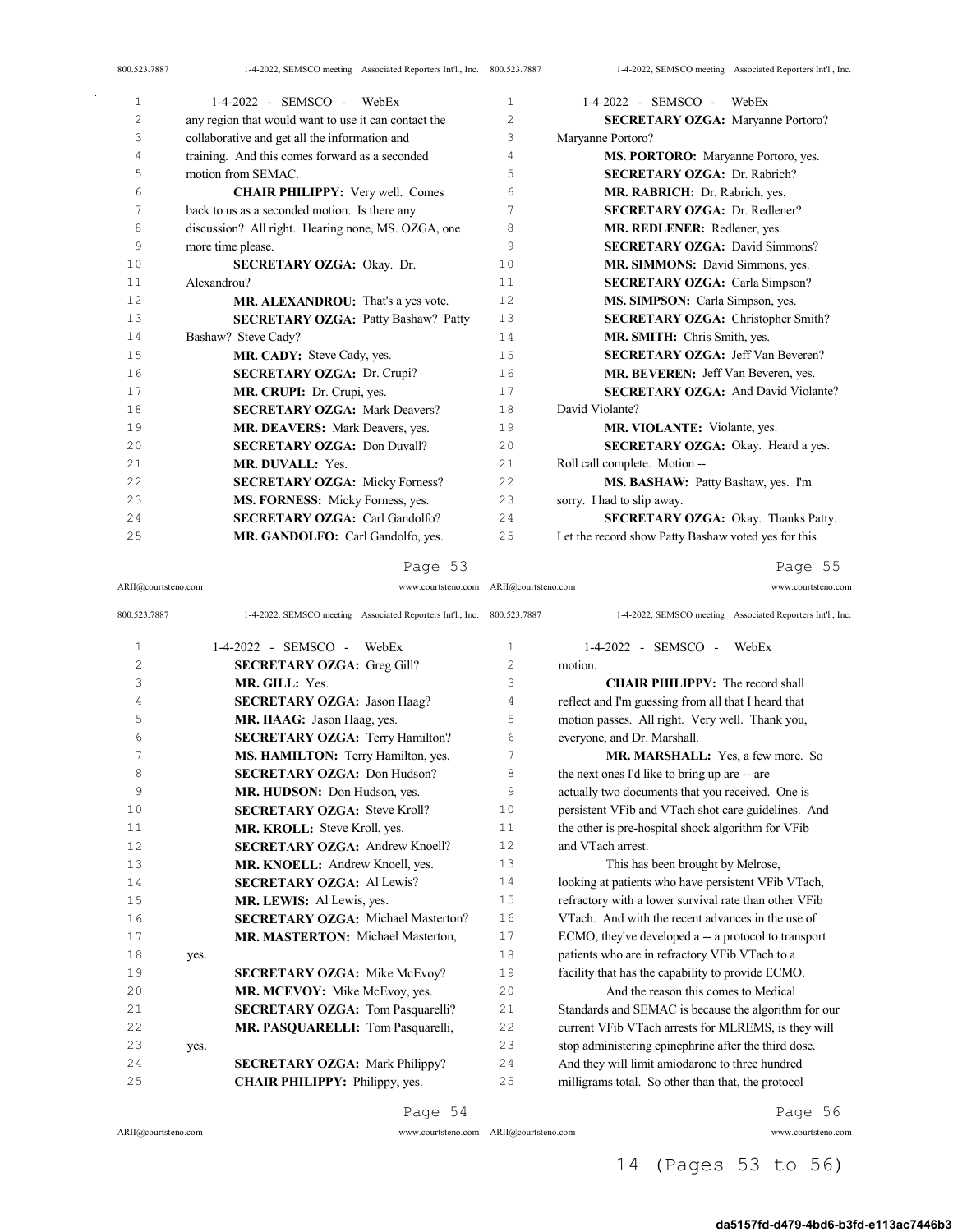any region that would want to use it can contact the collaborative and get all the information and training. And this comes forward as a seconded motion from SEMAC.

**CHAIR PHILIPPY:** Very well. Comes back to us as a seconded motion. Is there any discussion? All right. Hearing none, MS. OZGA, one more time please.

**SECRETARY OZGA:** Okay. Dr. Alexandrou?

**MR. ALEXANDROU:** That's a yes vote.

**SECRETARY OZGA:** Patty Bashaw? Patty Bashaw? Steve Cady?

**MR. CADY:** Steve Cady, yes.

**SECRETARY OZGA:** Dr. Crupi?

**MR. CRUPI:** Dr. Crupi, yes.

**SECRETARY OZGA:** Mark Deavers?

**MR. DEAVERS:** Mark Deavers, yes.

**SECRETARY OZGA:** Don Duvall?

**MR. DUVALL:** Yes.

**SECRETARY OZGA:** Micky Forness?

**MS. FORNESS:** Micky Forness, yes.

**SECRETARY OZGA:** Carl Gandolfo?

**MR. GANDOLFO:** Carl Gandolfo, yes.

**SECRETARY OZGA:** Greg Gill?

**MR. GILL:** Yes.

**SECRETARY OZGA:** Jason Haag?

**MR. HAAG:** Jason Haag, yes.

**SECRETARY OZGA:** Terry Hamilton?

**MS. HAMILTON:** Terry Hamilton, yes.

**SECRETARY OZGA:** Don Hudson?

**MR. HUDSON:** Don Hudson, yes.

**SECRETARY OZGA:** Steve Kroll?

**MR. KROLL:** Steve Kroll, yes.

**SECRETARY OZGA:** Andrew Knoell?

**MR. KNOELL:** Andrew Knoell, yes.

**SECRETARY OZGA:** Al Lewis?

**MR. LEWIS:** Al Lewis, yes.

**SECRETARY OZGA:** Michael Masterton?

**MR. MASTERTON:** Michael Masterton, yes.

**SECRETARY OZGA:** Mike McEvoy?

**MR. MCEVOY:** Mike McEvoy, yes.

**SECRETARY OZGA:** Tom Pasquarelli?

**MR. PASQUARELLI:** Tom Pasquarelli, yes.

**SECRETARY OZGA:** Mark Philippy?

**CHAIR PHILIPPY:** Philippy, yes.

**SECRETARY OZGA:** Maryanne Portoro? Maryanne Portoro?

**MS. PORTORO:** Maryanne Portoro, yes.

**SECRETARY OZGA:** Dr. Rabrich?

**MR. RABRICH:** Dr. Rabrich, yes.

**SECRETARY OZGA:** Dr. Redlener?

**MR. REDLENER:** Redlener, yes.

**SECRETARY OZGA:** David Simmons?

**MR. SIMMONS:** David Simmons, yes.

**SECRETARY OZGA:** Carla Simpson?

**MS. SIMPSON:** Carla Simpson, yes.

**SECRETARY OZGA:** Christopher Smith?

**MR. SMITH:** Chris Smith, yes.

**SECRETARY OZGA:** Jeff Van Beveren?

**MR. BEVEREN:** Jeff Van Beveren, yes.

**SECRETARY OZGA:** And David Violante? David Violante?

**MR. VIOLANTE:** Violante, yes.

**SECRETARY OZGA:** Okay. Heard a yes. Roll call complete. Motion --

**MS. BASHAW:** Patty Bashaw, yes. I'm sorry. I had to slip away.

**SECRETARY OZGA:** Okay. Thanks Patty. Let the record show Patty Bashaw voted yes for this motion.

**CHAIR PHILIPPY:** The record shall reflect and I'm guessing from all that I heard that motion passes. All right. Very well. Thank you, everyone, and Dr. Marshall.

**MR. MARSHALL:** Yes, a few more. So the next ones I'd like to bring up are -- are actually two documents that you received. One is persistent VFib and VTach shot care guidelines. And the other is pre-hospital shock algorithm for VFib and VTach arrest.

This has been brought by Melrose, looking at patients who have persistent VFib VTach, refractory with a lower survival rate than other VFib VTach. And with the recent advances in the use of ECMO, they've developed a -- a protocol to transport patients who are in refractory VFib VTach to a facility that has the capability to provide ECMO.

And the reason this comes to Medical Standards and SEMAC is because the algorithm for our current VFib VTach arrests for MLREMS, is they will stop administering epinephrine after the third dose. And they will limit amiodarone to three hundred milligrams total. So other than that, the protocol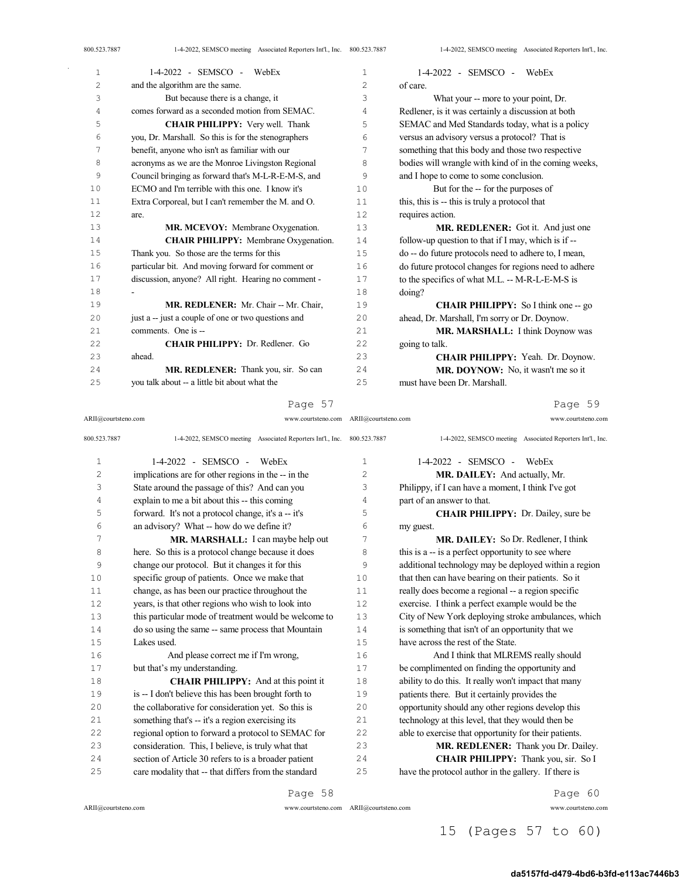and the algorithm are the same.

But because there is a change, it comes forward as a seconded motion from SEMAC.

**CHAIR PHILIPPY:** Very well. Thank you, Dr. Marshall. So this is for the stenographers benefit, anyone who isn't as familiar with our acronyms as we are the Monroe Livingston Regional Council bringing as forward that's M-L-R-E-M-S, and ECMO and I'm terrible with this one. I know it's Extra Corporeal, but I can't remember the M. and O. are.

**MR. MCEVOY:** Membrane Oxygenation.

**CHAIR PHILIPPY:** Membrane Oxygenation. Thank you. So those are the terms for this particular bit. And moving forward for comment or discussion, anyone? All right. Hearing no comment - -

**MR. REDLENER:** Mr. Chair -- Mr. Chair, just a -- just a couple of one or two questions and comments. One is --

**CHAIR PHILIPPY:** Dr. Redlener. Go ahead.

**MR. REDLENER:** Thank you, sir. So can you talk about -- a little bit about what the implications are for other regions in the -- in the State around the passage of this? And can you explain to me a bit about this -- this coming forward. It's not a protocol change, it's a -- it's an advisory? What -- how do we define it?

**MR. MARSHALL:** I can maybe help out here. So this is a protocol change because it does change our protocol. But it changes it for this specific group of patients. Once we make that change, as has been our practice throughout the years, is that other regions who wish to look into this particular mode of treatment would be welcome to do so using the same -- same process that Mountain Lakes used.

And please correct me if I'm wrong, but that's my understanding.

**CHAIR PHILIPPY:** And at this point it is -- I don't believe this has been brought forth to the collaborative for consideration yet. So this is something that's -- it's a region exercising its regional option to forward a protocol to SEMAC for consideration. This, I believe, is truly what that section of Article 30 refers to is a broader patient care modality that -- that differs from the standard of care.

What your -- more to your point, Dr. Redlener, is it was certainly a discussion at both SEMAC and Med Standards today, what is a policy versus an advisory versus a protocol? That is something that this body and those two respective bodies will wrangle with kind of in the coming weeks, and I hope to come to some conclusion.

But for the -- for the purposes of this, this is -- this is truly a protocol that requires action.

**MR. REDLENER:** Got it. And just one follow-up question to that if I may, which is if -- do -- do future protocols need to adhere to, I mean, do future protocol changes for regions need to adhere to the specifics of what M.L. -- M-R-L-E-M-S is doing?

**CHAIR PHILIPPY:** So I think one -- go ahead, Dr. Marshall, I'm sorry or Dr. Doynow.

**MR. MARSHALL:** I think Doynow was going to talk.

**CHAIR PHILIPPY:** Yeah. Dr. Doynow.

**MR. DOYNOW:** No, it wasn't me so it must have been Dr. Marshall.

**MR. DAILEY:** And actually, Mr. Philippy, if I can have a moment, I think I've got part of an answer to that.

**CHAIR PHILIPPY:** Dr. Dailey, sure be my guest.

**MR. DAILEY:** So Dr. Redlener, I think this is a -- is a perfect opportunity to see where additional technology may be deployed within a region that then can have bearing on their patients. So it really does become a regional -- a region specific exercise. I think a perfect example would be the City of New York deploying stroke ambulances, which is something that isn't of an opportunity that we have across the rest of the State.

And I think that MLREMS really should be complimented on finding the opportunity and ability to do this. It really won't impact that many patients there. But it certainly provides the opportunity should any other regions develop this technology at this level, that they would then be able to exercise that opportunity for their patients.

**MR. REDLENER:** Thank you Dr. Dailey.

**CHAIR PHILIPPY:** Thank you, sir. So I have the protocol author in the gallery. If there is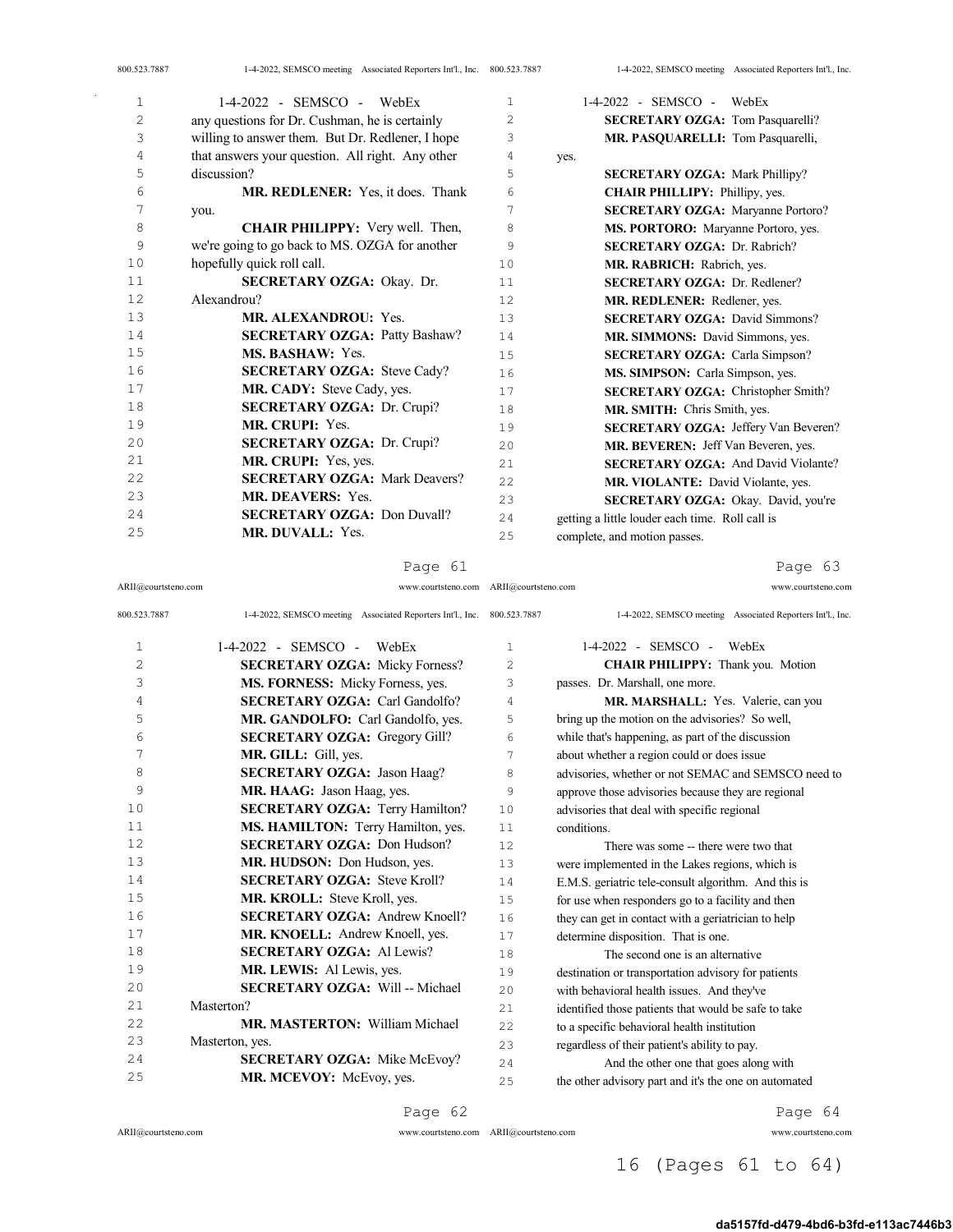any questions for Dr. Cushman, he is certainly willing to answer them. But Dr. Redlener, I hope that answers your question. All right. Any other discussion?

**MR. REDLENER:** Yes, it does. Thank you.

**CHAIR PHILIPPY:** Very well. Then, we're going to go back to MS. OZGA for another hopefully quick roll call.

**SECRETARY OZGA:** Okay. Dr. Alexandrou?

**MR. ALEXANDROU:** Yes.

**SECRETARY OZGA:** Patty Bashaw?

**MS. BASHAW:** Yes.

**SECRETARY OZGA:** Steve Cady?

**MR. CADY:** Steve Cady, yes.

**SECRETARY OZGA:** Dr. Crupi?

**MR. CRUPI:** Yes.

**SECRETARY OZGA:** Dr. Crupi?

**MR. CRUPI:** Yes, yes.

**SECRETARY OZGA:** Mark Deavers?

**MR. DEAVERS:** Yes.

**SECRETARY OZGA:** Don Duvall?

**MR. DUVALL:** Yes.

**SECRETARY OZGA:** Micky Forness?

**MS. FORNESS:** Micky Forness, yes.

**SECRETARY OZGA:** Carl Gandolfo?

**MR. GANDOLFO:** Carl Gandolfo, yes.

**SECRETARY OZGA:** Gregory Gill?

**MR. GILL:** Gill, yes.

**SECRETARY OZGA:** Jason Haag?

**MR. HAAG:** Jason Haag, yes.

**SECRETARY OZGA:** Terry Hamilton?

**MS. HAMILTON:** Terry Hamilton, yes.

**SECRETARY OZGA:** Don Hudson?

**MR. HUDSON:** Don Hudson, yes.

**SECRETARY OZGA:** Steve Kroll?

**MR. KROLL:** Steve Kroll, yes.

**SECRETARY OZGA:** Andrew Knoell?

**MR. KNOELL:** Andrew Knoell, yes.

**SECRETARY OZGA:** Al Lewis?

**MR. LEWIS:** Al Lewis, yes.

**SECRETARY OZGA:** Will -- Michael Masterton?

**MR. MASTERTON:** William Michael Masterton, yes.

**SECRETARY OZGA:** Mike McEvoy?

**MR. MCEVOY:** McEvoy, yes.

**SECRETARY OZGA:** Tom Pasquarelli?

**MR. PASQUARELLI:** Tom Pasquarelli, yes.

**SECRETARY OZGA:** Mark Phillipy?

**CHAIR PHILLIPY:** Phillipy, yes.

**SECRETARY OZGA:** Maryanne Portoro?

**MS. PORTORO:** Maryanne Portoro, yes.

**SECRETARY OZGA:** Dr. Rabrich?

**MR. RABRICH:** Rabrich, yes.

**SECRETARY OZGA:** Dr. Redlener?

**MR. REDLENER:** Redlener, yes.

**SECRETARY OZGA:** David Simmons?

**MR. SIMMONS:** David Simmons, yes.

**SECRETARY OZGA:** Carla Simpson?

**MS. SIMPSON:** Carla Simpson, yes.

**SECRETARY OZGA:** Christopher Smith?

**MR. SMITH:** Chris Smith, yes.

**SECRETARY OZGA:** Jeffery Van Beveren?

**MR. BEVEREN:** Jeff Van Beveren, yes.

**SECRETARY OZGA:** And David Violante?

**MR. VIOLANTE:** David Violante, yes.

**SECRETARY OZGA:** Okay. David, you're getting a little louder each time. Roll call is complete, and motion passes.

**CHAIR PHILIPPY:** Thank you. Motion passes. Dr. Marshall, one more.

**MR. MARSHALL:** Yes. Valerie, can you bring up the motion on the advisories? So well, while that's happening, as part of the discussion about whether a region could or does issue advisories, whether or not SEMAC and SEMSCO need to approve those advisories because they are regional advisories that deal with specific regional conditions.

There was some -- there were two that were implemented in the Lakes regions, which is E.M.S. geriatric tele-consult algorithm. And this is for use when responders go to a facility and then they can get in contact with a geriatrician to help determine disposition. That is one.

The second one is an alternative destination or transportation advisory for patients with behavioral health issues. And they've identified those patients that would be safe to take to a specific behavioral health institution regardless of their patient's ability to pay.

And the other one that goes along with the other advisory part and it's the one on automated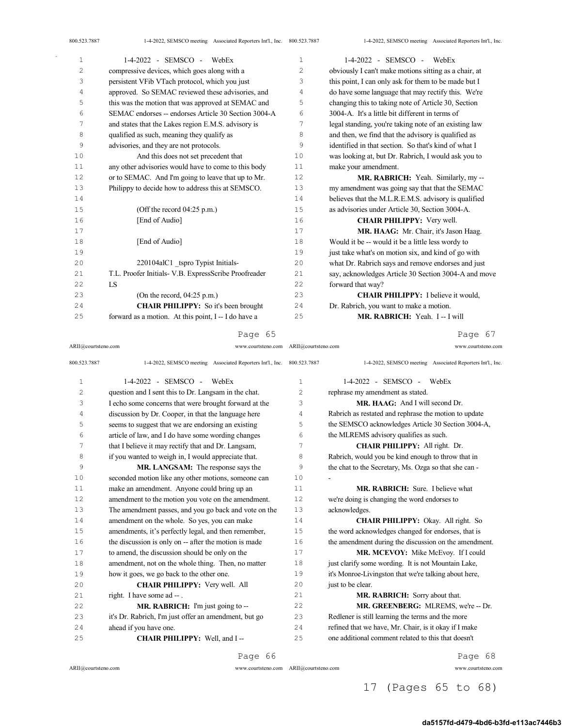compressive devices, which goes along with a persistent VFib VTach protocol, which you just approved. So SEMAC reviewed these advisories, and this was the motion that was approved at SEMAC and SEMAC endorses -- endorses Article 30 Section 3004-A and states that the Lakes region E.M.S. advisory is qualified as such, meaning they qualify as advisories, and they are not protocols.

And this does not set precedent that any other advisories would have to come to this body or to SEMAC. And I'm going to leave that up to Mr. Philippy to decide how to address this at SEMSCO.

(Off the record 04:25 p.m.)
[End of Audio]

[End of Audio]

220104alC1 _tspro Typist Initials- T.L. Proofer Initials- V.B. ExpressScribe Proofreader LS

(On the record, 04:25 p.m.)

**CHAIR PHILIPPY:** So it's been brought forward as a motion. At this point, I -- I do have a question and I sent this to Dr. Langsam in the chat. I echo some concerns that were brought forward at the discussion by Dr. Cooper, in that the language here seems to suggest that we are endorsing an existing article of law, and I do have some wording changes that I believe it may rectify that and Dr. Langsam, if you wanted to weigh in, I would appreciate that.

**MR. LANGSAM:** The response says the seconded motion like any other motions, someone can make an amendment. Anyone could bring up an amendment to the motion you vote on the amendment. The amendment passes, and you go back and vote on the amendment on the whole. So yes, you can make amendments, it's perfectly legal, and then remember, the discussion is only on -- after the motion is made to amend, the discussion should be only on the amendment, not on the whole thing. Then, no matter how it goes, we go back to the other one.

**CHAIR PHILIPPY:** Very well. All right. I have some ad -- .

**MR. RABRICH:** I'm just going to -- it's Dr. Rabrich, I'm just offer an amendment, but go ahead if you have one.

**CHAIR PHILIPPY:** Well, and I -- obviously I can't make motions sitting as a chair, at this point, I can only ask for them to be made but I do have some language that may rectify this. We're changing this to taking note of Article 30, Section 3004-A. It's a little bit different in terms of legal standing, you're taking note of an existing law and then, we find that the advisory is qualified as identified in that section. So that's kind of what I was looking at, but Dr. Rabrich, I would ask you to make your amendment.

**MR. RABRICH:** Yeah. Similarly, my -- my amendment was going say that that the SEMAC believes that the M.L.R.E.M.S. advisory is qualified as advisories under Article 30, Section 3004-A.

**CHAIR PHILIPPY:** Very well.

**MR. HAAG:** Mr. Chair, it's Jason Haag. Would it be -- would it be a little less wordy to just take what's on motion six, and kind of go with what Dr. Rabrich says and remove endorses and just say, acknowledges Article 30 Section 3004-A and move forward that way?

**CHAIR PHILIPPY:** I believe it would, Dr. Rabrich, you want to make a motion.

**MR. RABRICH:** Yeah. I -- I will rephrase my amendment as stated.

**MR. HAAG:** And I will second Dr. Rabrich as restated and rephrase the motion to update the SEMSCO acknowledges Article 30 Section 3004-A, the MLREMS advisory qualifies as such.

**CHAIR PHILIPPY:** All right. Dr. Rabrich, would you be kind enough to throw that in the chat to the Secretary, Ms. Ozga so that she can --

**MR. RABRICH:** Sure. I believe what we're doing is changing the word endorses to acknowledges.

**CHAIR PHILIPPY:** Okay. All right. So the word acknowledges changed for endorses, that is the amendment during the discussion on the amendment.

**MR. MCEVOY:** Mike McEvoy. If I could just clarify some wording. It is not Mountain Lake, it's Monroe-Livingston that we're talking about here, just to be clear.

**MR. RABRICH:** Sorry about that.

**MR. GREENBERG:** MLREMS, we're -- Dr. Redlener is still learning the terms and the more refined that we have, Mr. Chair, is it okay if I make one additional comment related to this that doesn't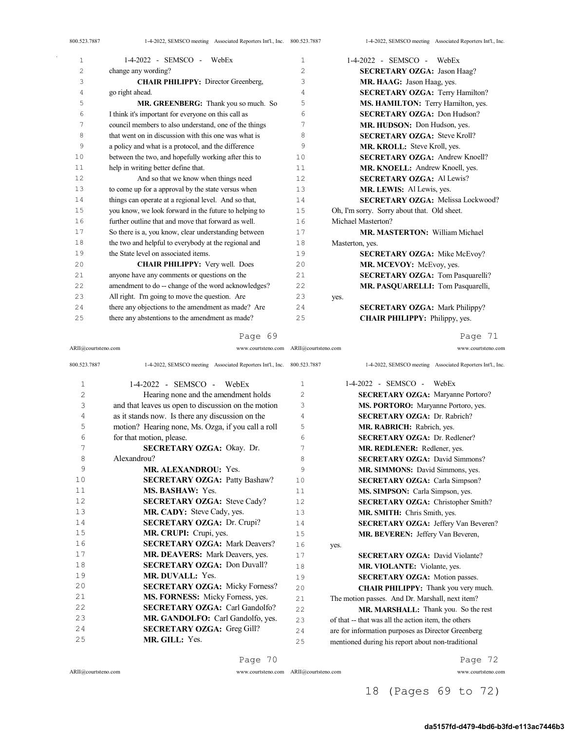1-4-2022 - SEMSCO - WebEx

change any wording?

**CHAIR PHILIPPY:** Director Greenberg, go right ahead.

**MR. GREENBERG:** Thank you so much. So I think it's important for everyone on this call as council members to also understand, one of the things that went on in discussion with this one was what is a policy and what is a protocol, and the difference between the two, and hopefully working after this to help in writing better define that.

And so that we know when things need to come up for a approval by the state versus when things can operate at a regional level. And so that, you know, we look forward in the future to helping to further outline that and move that forward as well. So there is a, you know, clear understanding between the two and helpful to everybody at the regional and the State level on associated items.

**CHAIR PHILIPPY:** Very well. Does anyone have any comments or questions on the amendment to do -- change of the word acknowledges? All right. I'm going to move the question. Are there any objections to the amendment as made? Are there any abstentions to the amendment as made?

Page 69

1-4-2022 - SEMSCO - WebEx

Hearing none and the amendment holds and that leaves us open to discussion on the motion as it stands now. Is there any discussion on the motion? Hearing none, Ms. Ozga, if you call a roll for that motion, please.

**SECRETARY OZGA:** Okay. Dr. Alexandrou?

**MR. ALEXANDROU:** Yes.

**SECRETARY OZGA:** Patty Bashaw?

**MS. BASHAW:** Yes.

**SECRETARY OZGA:** Steve Cady?

**MR. CADY:** Steve Cady, yes.

**SECRETARY OZGA:** Dr. Crupi?

**MR. CRUPI:** Crupi, yes.

**SECRETARY OZGA:** Mark Deavers?

**MR. DEAVERS:** Mark Deavers, yes.

**SECRETARY OZGA:** Don Duvall?

**MR. DUVALL:** Yes.

**SECRETARY OZGA:** Micky Forness?

**MS. FORNESS:** Micky Forness, yes.

**SECRETARY OZGA:** Carl Gandolfo?

**MR. GANDOLFO:** Carl Gandolfo, yes.

**SECRETARY OZGA:** Greg Gill?

**MR. GILL:** Yes.

Page 70

1-4-2022 - SEMSCO - WebEx

**SECRETARY OZGA:** Jason Haag?

**MR. HAAG:** Jason Haag, yes.

**SECRETARY OZGA:** Terry Hamilton?

**MS. HAMILTON:** Terry Hamilton, yes.

**SECRETARY OZGA:** Don Hudson?

**MR. HUDSON:** Don Hudson, yes.

**SECRETARY OZGA:** Steve Kroll?

**MR. KROLL:** Steve Kroll, yes.

**SECRETARY OZGA:** Andrew Knoell?

**MR. KNOELL:** Andrew Knoell, yes.

**SECRETARY OZGA:** Al Lewis?

**MR. LEWIS:** Al Lewis, yes.

**SECRETARY OZGA:** Melissa Lockwood? Oh, I'm sorry. Sorry about that. Old sheet. Michael Masterton?

**MR. MASTERTON:** William Michael Masterton, yes.

**SECRETARY OZGA:** Mike McEvoy?

**MR. MCEVOY:** McEvoy, yes.

**SECRETARY OZGA:** Tom Pasquarelli?

**MR. PASQUARELLI:** Tom Pasquarelli, yes.

**SECRETARY OZGA:** Mark Philippy?

**CHAIR PHILIPPY:** Philippy, yes.

Page 71

1-4-2022 - SEMSCO - WebEx

**SECRETARY OZGA:** Maryanne Portoro?

**MS. PORTORO:** Maryanne Portoro, yes.

**SECRETARY OZGA:** Dr. Rabrich?

**MR. RABRICH:** Rabrich, yes.

**SECRETARY OZGA:** Dr. Redlener?

**MR. REDLENER:** Redlener, yes.

**SECRETARY OZGA:** David Simmons?

**MR. SIMMONS:** David Simmons, yes.

**SECRETARY OZGA:** Carla Simpson?

**MS. SIMPSON:** Carla Simpson, yes.

**SECRETARY OZGA:** Christopher Smith?

**MR. SMITH:** Chris Smith, yes.

**SECRETARY OZGA:** Jeffery Van Beveren?

**MR. BEVEREN:** Jeffery Van Beveren, yes.

**SECRETARY OZGA:** David Violante?

**MR. VIOLANTE:** Violante, yes.

**SECRETARY OZGA:** Motion passes.

**CHAIR PHILIPPY:** Thank you very much. The motion passes. And Dr. Marshall, next item?

**MR. MARSHALL:** Thank you. So the rest of that -- that was all the action item, the others are for information purposes as Director Greenberg mentioned during his report about non-traditional

Page 72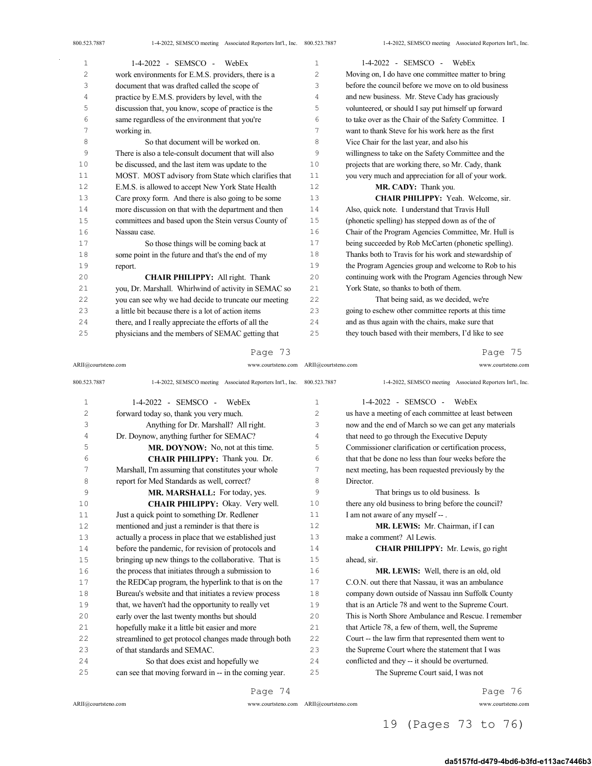work environments for E.M.S. providers, there is a document that was drafted called the scope of practice by E.M.S. providers by level, with the discussion that, you know, scope of practice is the same regardless of the environment that you're working in.

So that document will be worked on. There is also a tele-consult document that will also be discussed, and the last item was update to the MOST. MOST advisory from State which clarifies that E.M.S. is allowed to accept New York State Health Care proxy form. And there is also going to be some more discussion on that with the department and then committees and based upon the Stein versus County of Nassau case.

So those things will be coming back at some point in the future and that's the end of my report.

**CHAIR PHILIPPY:** All right. Thank you, Dr. Marshall. Whirlwind of activity in SEMAC so you can see why we had decide to truncate our meeting a little bit because there is a lot of action items there, and I really appreciate the efforts of all the physicians and the members of SEMAC getting that forward today so, thank you very much.

Anything for Dr. Marshall? All right. Dr. Doynow, anything further for SEMAC?

**MR. DOYNOW:** No, not at this time.

**CHAIR PHILIPPY:** Thank you. Dr. Marshall, I'm assuming that constitutes your whole report for Med Standards as well, correct?

**MR. MARSHALL:** For today, yes.

**CHAIR PHILIPPY:** Okay. Very well. Just a quick point to something Dr. Redlener mentioned and just a reminder is that there is actually a process in place that we established just before the pandemic, for revision of protocols and bringing up new things to the collaborative. That is the process that initiates through a submission to the REDCap program, the hyperlink to that is on the Bureau's website and that initiates a review process that, we haven't had the opportunity to really vet early over the last twenty months but should hopefully make it a little bit easier and more streamlined to get protocol changes made through both of that standards and SEMAC.

So that does exist and hopefully we can see that moving forward in -- in the coming year.

Moving on, I do have one committee matter to bring before the council before we move on to old business and new business. Mr. Steve Cady has graciously volunteered, or should I say put himself up forward to take over as the Chair of the Safety Committee. I want to thank Steve for his work here as the first Vice Chair for the last year, and also his willingness to take on the Safety Committee and the projects that are working there, so Mr. Cady, thank you very much and appreciation for all of your work.

**MR. CADY:** Thank you.

**CHAIR PHILIPPY:** Yeah. Welcome, sir. Also, quick note. I understand that Travis Hull (phonetic spelling) has stepped down as of the of Chair of the Program Agencies Committee, Mr. Hull is being succeeded by Rob McCarten (phonetic spelling). Thanks both to Travis for his work and stewardship of the Program Agencies group and welcome to Rob to his continuing work with the Program Agencies through New York State, so thanks to both of them.

That being said, as we decided, we're going to eschew other committee reports at this time and as thus again with the chairs, make sure that they touch based with their members, I'd like to see us have a meeting of each committee at least between now and the end of March so we can get any materials that need to go through the Executive Deputy Commissioner clarification or certification process, that that be done no less than four weeks before the next meeting, has been requested previously by the Director.

That brings us to old business. Is there any old business to bring before the council? I am not aware of any myself -- .

**MR. LEWIS:** Mr. Chairman, if I can make a comment? Al Lewis.

**CHAIR PHILIPPY:** Mr. Lewis, go right ahead, sir.

**MR. LEWIS:** Well, there is an old, old C.O.N. out there that Nassau, it was an ambulance company down outside of Nassau inn Suffolk County that is an Article 78 and went to the Supreme Court. This is North Shore Ambulance and Rescue. I remember that Article 78, a few of them, well, the Supreme Court -- the law firm that represented them went to the Supreme Court where the statement that I was conflicted and they -- it should be overturned.

The Supreme Court said, I was not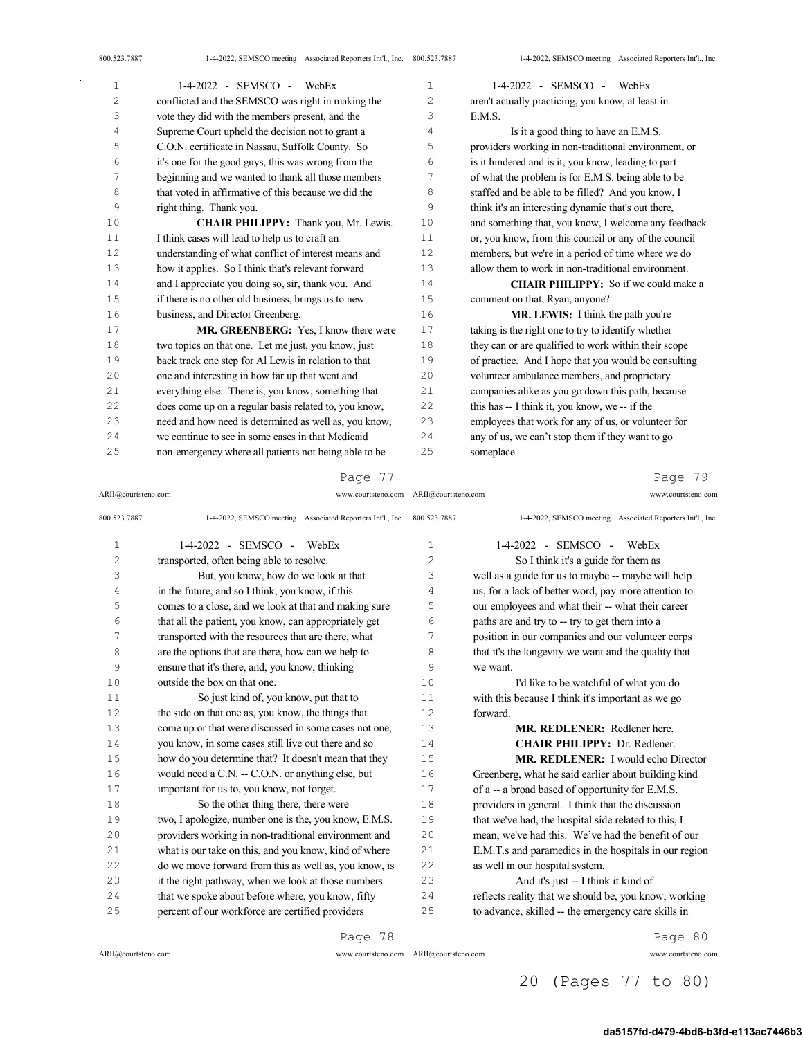conflicted and the SEMSCO was right in making the vote they did with the members present, and the Supreme Court upheld the decision not to grant a C.O.N. certificate in Nassau, Suffolk County. So it's one for the good guys, this was wrong from the beginning and we wanted to thank all those members that voted in affirmative of this because we did the right thing. Thank you.

**CHAIR PHILIPPY:** Thank you, Mr. Lewis. I think cases will lead to help us to craft an understanding of what conflict of interest means and how it applies. So I think that's relevant forward and I appreciate you doing so, sir, thank you. And if there is no other old business, brings us to new business, and Director Greenberg.

**MR. GREENBERG:** Yes, I know there were two topics on that one. Let me just, you know, just back track one step for Al Lewis in relation to that one and interesting in how far up that went and everything else. There is, you know, something that does come up on a regular basis related to, you know, need and how need is determined as well as, you know, we continue to see in some cases in that Medicaid non-emergency where all patients not being able to be transported, often being able to resolve.

But, you know, how do we look at that in the future, and so I think, you know, if this comes to a close, and we look at that and making sure that all the patient, you know, can appropriately get transported with the resources that are there, what are the options that are there, how can we help to ensure that it's there, and, you know, thinking outside the box on that one.

So just kind of, you know, put that to the side on that one as, you know, the things that come up or that were discussed in some cases not one, you know, in some cases still live out there and so how do you determine that? It doesn't mean that they would need a C.N. -- C.O.N. or anything else, but important for us to, you know, not forget.

So the other thing there, there were two, I apologize, number one is the, you know, E.M.S. providers working in non-traditional environment and what is our take on this, and you know, kind of where do we move forward from this as well as, you know, is it the right pathway, when we look at those numbers that we spoke about before where, you know, fifty percent of our workforce are certified providers aren't actually practicing, you know, at least in E.M.S.

Is it a good thing to have an E.M.S. providers working in non-traditional environment, or is it hindered and is it, you know, leading to part of what the problem is for E.M.S. being able to be staffed and be able to be filled? And you know, I think it's an interesting dynamic that's out there, and something that, you know, I welcome any feedback or, you know, from this council or any of the council members, but we're in a period of time where we do allow them to work in non-traditional environment.

**CHAIR PHILIPPY:** So if we could make a comment on that, Ryan, anyone?

**MR. LEWIS:** I think the path you're taking is the right one to try to identify whether they can or are qualified to work within their scope of practice. And I hope that you would be consulting volunteer ambulance members, and proprietary companies alike as you go down this path, because this has -- I think it, you know, we -- if the employees that work for any of us, or volunteer for any of us, we can't stop them if they want to go someplace.

So I think it's a guide for them as well as a guide for us to maybe -- maybe will help us, for a lack of better word, pay more attention to our employees and what their -- what their career paths are and try to -- try to get them into a position in our companies and our volunteer corps that it's the longevity we want and the quality that we want.

I'd like to be watchful of what you do with this because I think it's important as we go forward.

**MR. REDLENER:** Redlener here.

**CHAIR PHILIPPY:** Dr. Redlener.

**MR. REDLENER:** I would echo Director Greenberg, what he said earlier about building kind of a -- a broad based of opportunity for E.M.S. providers in general. I think that the discussion that we've had, the hospital side related to this, I mean, we've had this. We've had the benefit of our E.M.T.s and paramedics in the hospitals in our region as well in our hospital system.

And it's just -- I think it kind of reflects reality that we should be, you know, working to advance, skilled -- the emergency care skills in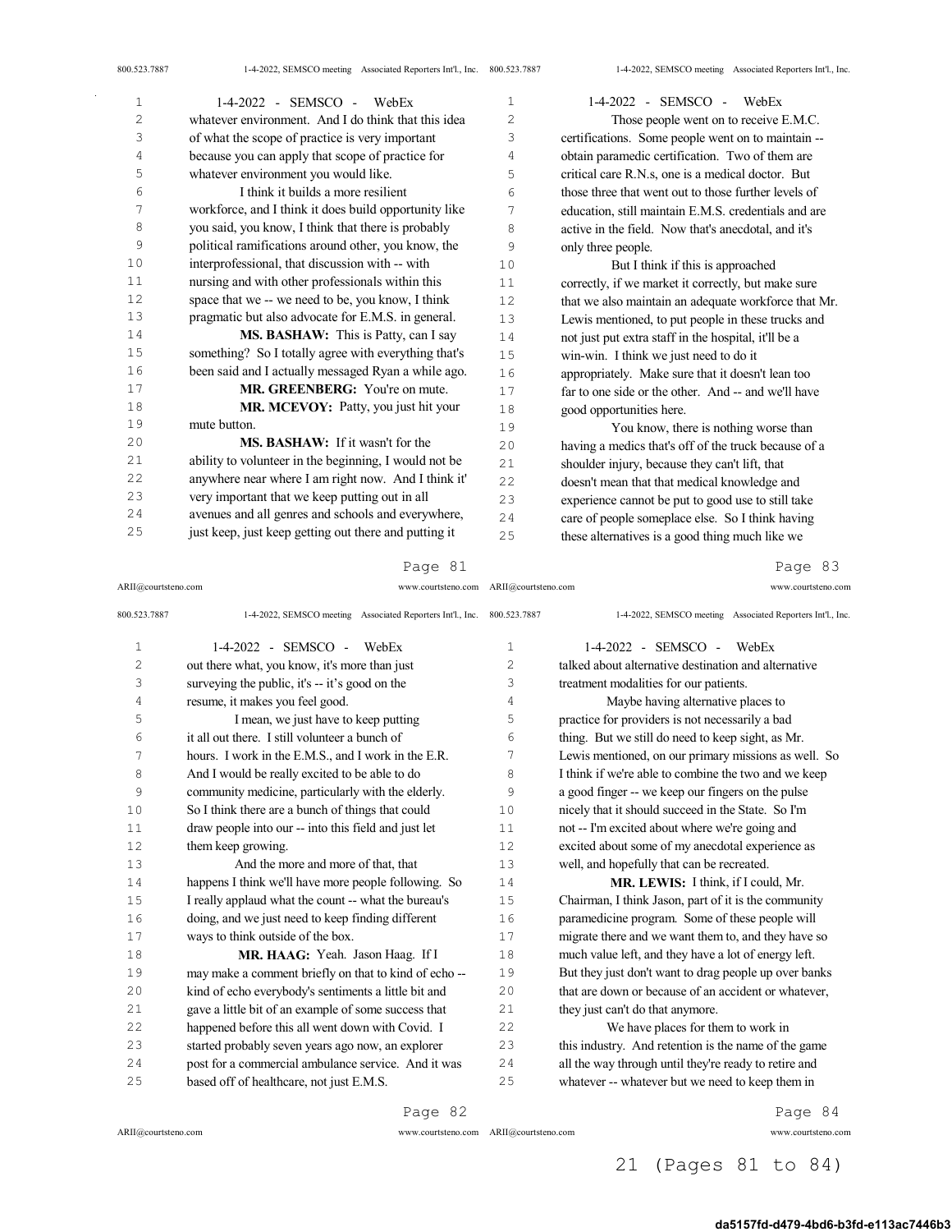whatever environment. And I do think that this idea of what the scope of practice is very important because you can apply that scope of practice for whatever environment you would like.

I think it builds a more resilient workforce, and I think it does build opportunity like you said, you know, I think that there is probably political ramifications around other, you know, the interprofessional, that discussion with -- with nursing and with other professionals within this space that we -- we need to be, you know, I think pragmatic but also advocate for E.M.S. in general.

**MS. BASHAW:** This is Patty, can I say something? So I totally agree with everything that's been said and I actually messaged Ryan a while ago.

**MR. GREENBERG:** You're on mute.

**MR. MCEVOY:** Patty, you just hit your mute button.

**MS. BASHAW:** If it wasn't for the ability to volunteer in the beginning, I would not be anywhere near where I am right now. And I think it' very important that we keep putting out in all avenues and all genres and schools and everywhere, just keep, just keep getting out there and putting it out there what, you know, it's more than just surveying the public, it's -- it's good on the resume, it makes you feel good.

I mean, we just have to keep putting it all out there. I still volunteer a bunch of hours. I work in the E.M.S., and I work in the E.R. And I would be really excited to be able to do community medicine, particularly with the elderly. So I think there are a bunch of things that could draw people into our -- into this field and just let them keep growing.

And the more and more of that, that happens I think we'll have more people following. So I really applaud what the count -- what the bureau's doing, and we just need to keep finding different ways to think outside of the box.

**MR. HAAG:** Yeah. Jason Haag. If I may make a comment briefly on that to kind of echo -- kind of echo everybody's sentiments a little bit and gave a little bit of an example of some success that happened before this all went down with Covid. I started probably seven years ago now, an explorer post for a commercial ambulance service. And it was based off of healthcare, not just E.M.S.

Those people went on to receive E.M.C. certifications. Some people went on to maintain -- obtain paramedic certification. Two of them are critical care R.N.s, one is a medical doctor. But those three that went out to those further levels of education, still maintain E.M.S. credentials and are active in the field. Now that's anecdotal, and it's only three people.

But I think if this is approached correctly, if we market it correctly, but make sure that we also maintain an adequate workforce that Mr. Lewis mentioned, to put people in these trucks and not just put extra staff in the hospital, it'll be a win-win. I think we just need to do it appropriately. Make sure that it doesn't lean too far to one side or the other. And -- and we'll have good opportunities here.

You know, there is nothing worse than having a medics that's off of the truck because of a shoulder injury, because they can't lift, that doesn't mean that that medical knowledge and experience cannot be put to good use to still take care of people someplace else. So I think having these alternatives is a good thing much like we talked about alternative destination and alternative treatment modalities for our patients.

Maybe having alternative places to practice for providers is not necessarily a bad thing. But we still do need to keep sight, as Mr. Lewis mentioned, on our primary missions as well. So I think if we're able to combine the two and we keep a good finger -- we keep our fingers on the pulse nicely that it should succeed in the State. So I'm not -- I'm excited about where we're going and excited about some of my anecdotal experience as well, and hopefully that can be recreated.

**MR. LEWIS:** I think, if I could, Mr. Chairman, I think Jason, part of it is the community paramedicine program. Some of these people will migrate there and we want them to, and they have so much value left, and they have a lot of energy left. But they just don't want to drag people up over banks that are down or because of an accident or whatever, they just can't do that anymore.

We have places for them to work in this industry. And retention is the name of the game all the way through until they're ready to retire and whatever -- whatever but we need to keep them in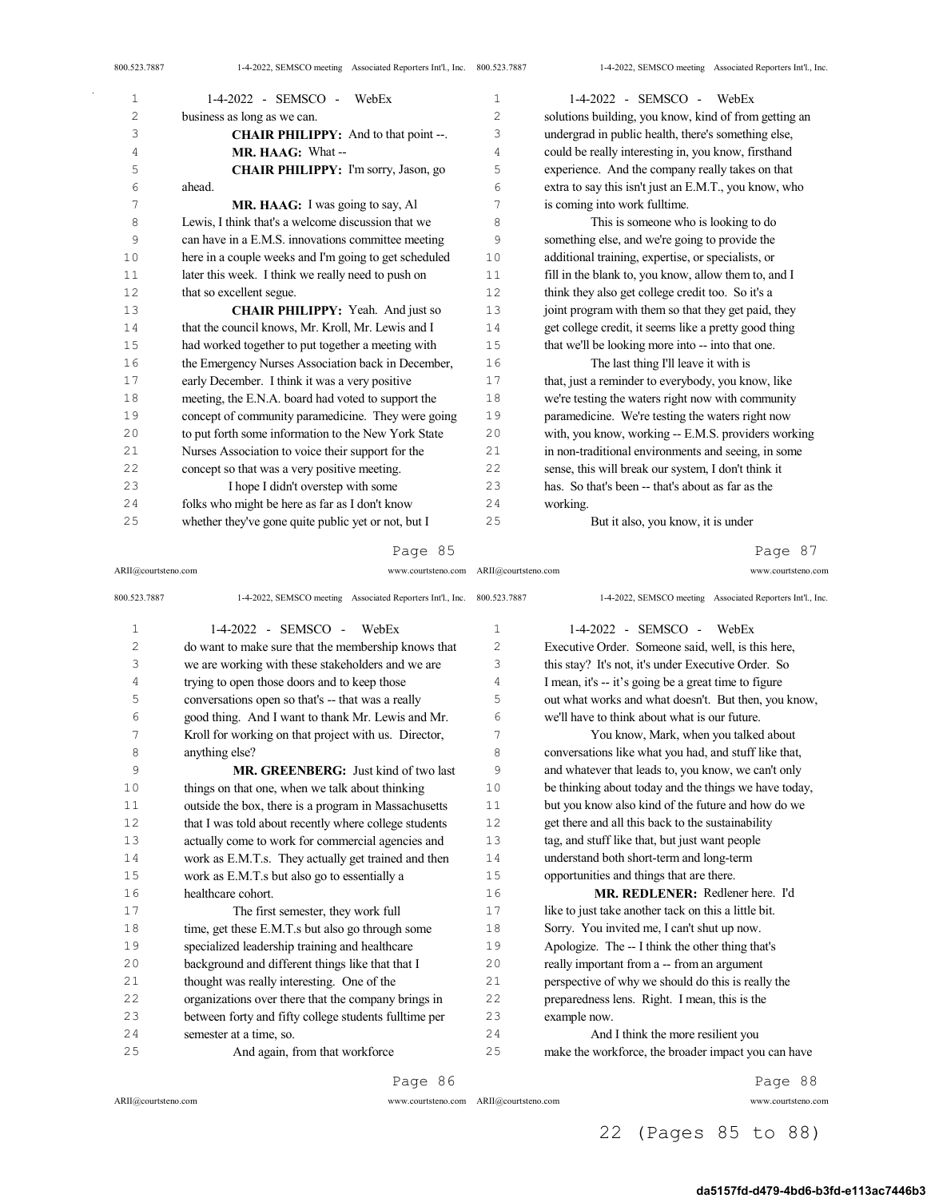business as long as we can.

**CHAIR PHILIPPY:** And to that point --.

**MR. HAAG:** What --

**CHAIR PHILIPPY:** I'm sorry, Jason, go ahead.

**MR. HAAG:** I was going to say, Al Lewis, I think that's a welcome discussion that we can have in a E.M.S. innovations committee meeting here in a couple weeks and I'm going to get scheduled later this week. I think we really need to push on that so excellent segue.

**CHAIR PHILIPPY:** Yeah. And just so that the council knows, Mr. Kroll, Mr. Lewis and I had worked together to put together a meeting with the Emergency Nurses Association back in December, early December. I think it was a very positive meeting, the E.N.A. board had voted to support the concept of community paramedicine. They were going to put forth some information to the New York State Nurses Association to voice their support for the concept so that was a very positive meeting.

I hope I didn't overstep with some folks who might be here as far as I don't know whether they've gone quite public yet or not, but I do want to make sure that the membership knows that we are working with these stakeholders and we are trying to open those doors and to keep those conversations open so that's -- that was a really good thing. And I want to thank Mr. Lewis and Mr. Kroll for working on that project with us. Director, anything else?

**MR. GREENBERG:** Just kind of two last things on that one, when we talk about thinking outside the box, there is a program in Massachusetts that I was told about recently where college students actually come to work for commercial agencies and work as E.M.T.s. They actually get trained and then work as E.M.T.s but also go to essentially a healthcare cohort.

The first semester, they work full time, get these E.M.T.s but also go through some specialized leadership training and healthcare background and different things like that that I thought was really interesting. One of the organizations over there that the company brings in between forty and fifty college students fulltime per semester at a time, so.

And again, from that workforce solutions building, you know, kind of from getting an undergrad in public health, there's something else, could be really interesting in, you know, firsthand experience. And the company really takes on that extra to say this isn't just an E.M.T., you know, who is coming into work fulltime.

This is someone who is looking to do something else, and we're going to provide the additional training, expertise, or specialists, or fill in the blank to, you know, allow them to, and I think they also get college credit too. So it's a joint program with them so that they get paid, they get college credit, it seems like a pretty good thing that we'll be looking more into -- into that one.

The last thing I'll leave it with is that, just a reminder to everybody, you know, like we're testing the waters right now with community paramedicine. We're testing the waters right now with, you know, working -- E.M.S. providers working in non-traditional environments and seeing, in some sense, this will break our system, I don't think it has. So that's been -- that's about as far as the working.

But it also, you know, it is under Executive Order. Someone said, well, is this here, this stay? It's not, it's under Executive Order. So I mean, it's -- it's going be a great time to figure out what works and what doesn't. But then, you know, we'll have to think about what is our future.

You know, Mark, when you talked about conversations like what you had, and stuff like that, and whatever that leads to, you know, we can't only be thinking about today and the things we have today, but you know also kind of the future and how do we get there and all this back to the sustainability tag, and stuff like that, but just want people understand both short-term and long-term opportunities and things that are there.

**MR. REDLENER:** Redlener here. I'd like to just take another tack on this a little bit. Sorry. You invited me, I can't shut up now. Apologize. The -- I think the other thing that's really important from a -- from an argument perspective of why we should do this is really the preparedness lens. Right. I mean, this is the example now.

And I think the more resilient you make the workforce, the broader impact you can have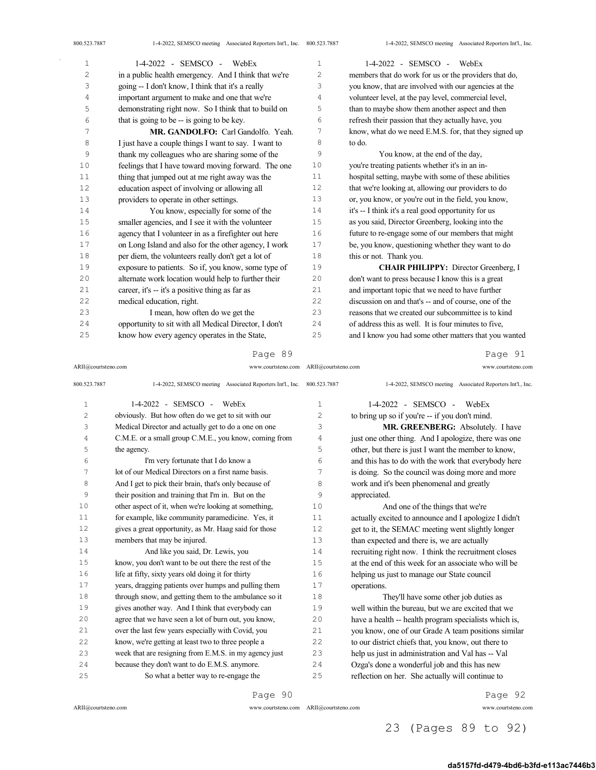in a public health emergency. And I think that we're going -- I don't know, I think that it's a really important argument to make and one that we're demonstrating right now. So I think that to build on that is going to be -- is going to be key.

**MR. GANDOLFO:** Carl Gandolfo. Yeah. I just have a couple things I want to say. I want to thank my colleagues who are sharing some of the feelings that I have toward moving forward. The one thing that jumped out at me right away was the education aspect of involving or allowing all providers to operate in other settings.

You know, especially for some of the smaller agencies, and I see it with the volunteer agency that I volunteer in as a firefighter out here on Long Island and also for the other agency, I work per diem, the volunteers really don't get a lot of exposure to patients. So if, you know, some type of alternate work location would help to further their career, it's -- it's a positive thing as far as medical education, right.

I mean, how often do we get the opportunity to sit with all Medical Director, I don't know how every agency operates in the State, obviously. But how often do we get to sit with our Medical Director and actually get to do a one on one C.M.E. or a small group C.M.E., you know, coming from the agency.

I'm very fortunate that I do know a lot of our Medical Directors on a first name basis. And I get to pick their brain, that's only because of their position and training that I'm in. But on the other aspect of it, when we're looking at something, for example, like community paramedicine. Yes, it gives a great opportunity, as Mr. Haag said for those members that may be injured.

And like you said, Dr. Lewis, you know, you don't want to be out there the rest of the life at fifty, sixty years old doing it for thirty years, dragging patients over humps and pulling them through snow, and getting them to the ambulance so it gives another way. And I think that everybody can agree that we have seen a lot of burn out, you know, over the last few years especially with Covid, you know, we're getting at least two to three people a week that are resigning from E.M.S. in my agency just because they don't want to do E.M.S. anymore.

So what a better way to re-engage the members that do work for us or the providers that do, you know, that are involved with our agencies at the volunteer level, at the pay level, commercial level, than to maybe show them another aspect and then refresh their passion that they actually have, you know, what do we need E.M.S. for, that they signed up to do.

You know, at the end of the day, you're treating patients whether it's in an in-hospital setting, maybe with some of these abilities that we're looking at, allowing our providers to do or, you know, or you're out in the field, you know, it's -- I think it's a real good opportunity for us as you said, Director Greenberg, looking into the future to re-engage some of our members that might be, you know, questioning whether they want to do this or not. Thank you.

**CHAIR PHILIPPY:** Director Greenberg, I don't want to press because I know this is a great and important topic that we need to have further discussion on and that's -- and of course, one of the reasons that we created our subcommittee is to kind of address this as well. It is four minutes to five, and I know you had some other matters that you wanted to bring up so if you're -- if you don't mind.

**MR. GREENBERG:** Absolutely. I have just one other thing. And I apologize, there was one other, but there is just I want the member to know, and this has to do with the work that everybody here is doing. So the council was doing more and more work and it's been phenomenal and greatly appreciated.

And one of the things that we're actually excited to announce and I apologize I didn't get to it, the SEMAC meeting went slightly longer than expected and there is, we are actually recruiting right now. I think the recruitment closes at the end of this week for an associate who will be helping us just to manage our State council operations.

They'll have some other job duties as well within the bureau, but we are excited that we have a health -- health program specialists which is, you know, one of our Grade A team positions similar to our district chiefs that, you know, out there to help us just in administration and Val has -- Val Ozga's done a wonderful job and this has new reflection on her. She actually will continue to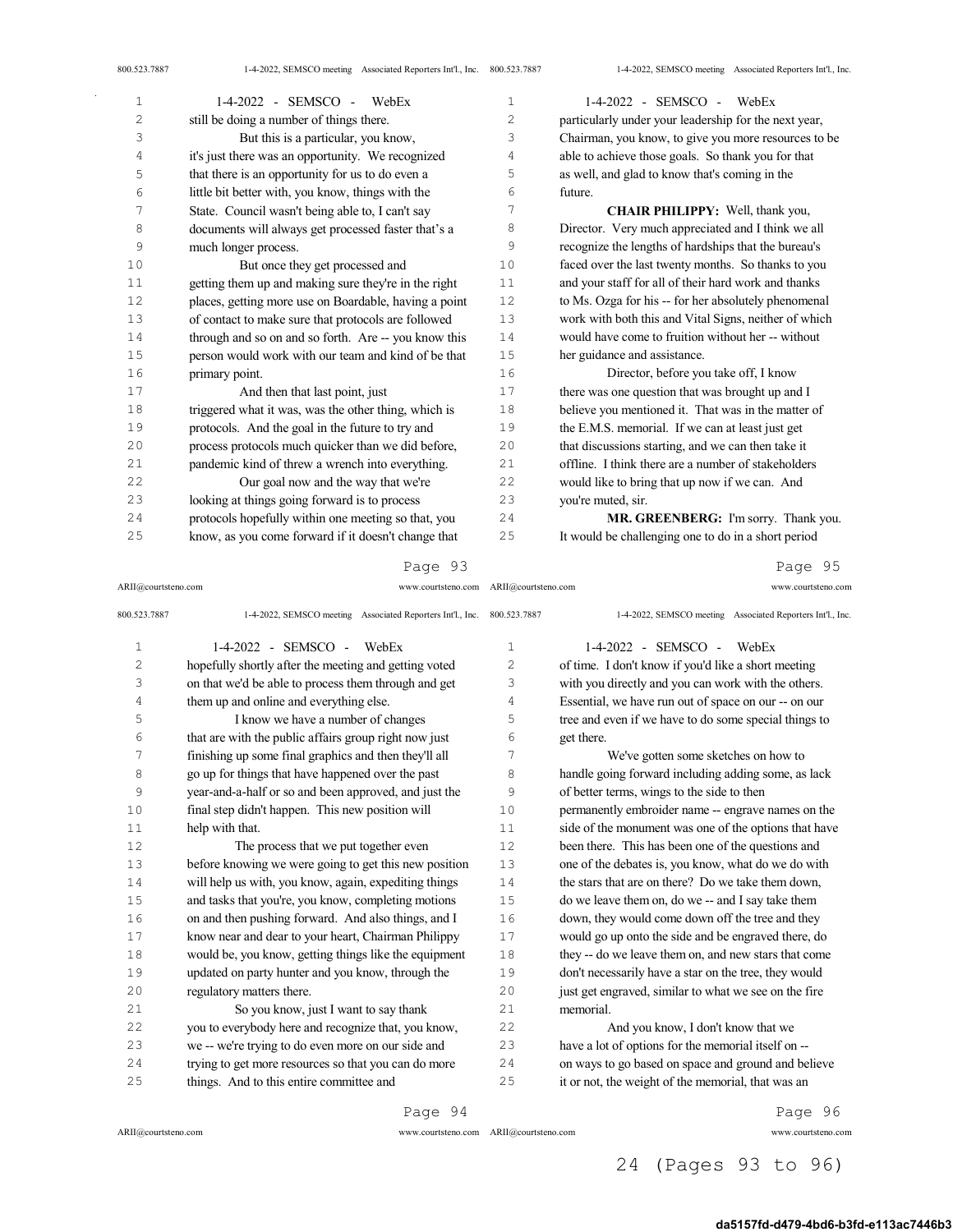still be doing a number of things there.

But this is a particular, you know, it's just there was an opportunity. We recognized that there is an opportunity for us to do even a little bit better with, you know, things with the State. Council wasn't being able to, I can't say documents will always get processed faster that's a much longer process.

But once they get processed and getting them up and making sure they're in the right places, getting more use on Boardable, having a point of contact to make sure that protocols are followed through and so on and so forth. Are -- you know this person would work with our team and kind of be that primary point.

And then that last point, just triggered what it was, was the other thing, which is protocols. And the goal in the future to try and process protocols much quicker than we did before, pandemic kind of threw a wrench into everything.

Our goal now and the way that we're looking at things going forward is to process protocols hopefully within one meeting so that, you know, as you come forward if it doesn't change that hopefully shortly after the meeting and getting voted on that we'd be able to process them through and get them up and online and everything else.

I know we have a number of changes that are with the public affairs group right now just finishing up some final graphics and then they'll all go up for things that have happened over the past year-and-a-half or so and been approved, and just the final step didn't happen. This new position will help with that.

The process that we put together even before knowing we were going to get this new position will help us with, you know, again, expediting things and tasks that you're, you know, completing motions on and then pushing forward. And also things, and I know near and dear to your heart, Chairman Philippy would be, you know, getting things like the equipment updated on party hunter and you know, through the regulatory matters there.

So you know, just I want to say thank you to everybody here and recognize that, you know, we -- we're trying to do even more on our side and trying to get more resources so that you can do more things. And to this entire committee and particularly under your leadership for the next year, Chairman, you know, to give you more resources to be able to achieve those goals. So thank you for that as well, and glad to know that's coming in the future.

**CHAIR PHILIPPY:** Well, thank you, Director. Very much appreciated and I think we all recognize the lengths of hardships that the bureau's faced over the last twenty months. So thanks to you and your staff for all of their hard work and thanks to Ms. Ozga for his -- for her absolutely phenomenal work with both this and Vital Signs, neither of which would have come to fruition without her -- without her guidance and assistance.

Director, before you take off, I know there was one question that was brought up and I believe you mentioned it. That was in the matter of the E.M.S. memorial. If we can at least just get that discussions starting, and we can then take it offline. I think there are a number of stakeholders would like to bring that up now if we can. And you're muted, sir.

**MR. GREENBERG:** I'm sorry. Thank you. It would be challenging one to do in a short period of time. I don't know if you'd like a short meeting with you directly and you can work with the others. Essential, we have run out of space on our -- on our tree and even if we have to do some special things to get there.

We've gotten some sketches on how to handle going forward including adding some, as lack of better terms, wings to the side to then permanently embroider name -- engrave names on the side of the monument was one of the options that have been there. This has been one of the questions and one of the debates is, you know, what do we do with the stars that are on there? Do we take them down, do we leave them on, do we -- and I say take them down, they would come down off the tree and they would go up onto the side and be engraved there, do they -- do we leave them on, and new stars that come don't necessarily have a star on the tree, they would just get engraved, similar to what we see on the fire memorial.

And you know, I don't know that we have a lot of options for the memorial itself on -- on ways to go based on space and ground and believe it or not, the weight of the memorial, that was an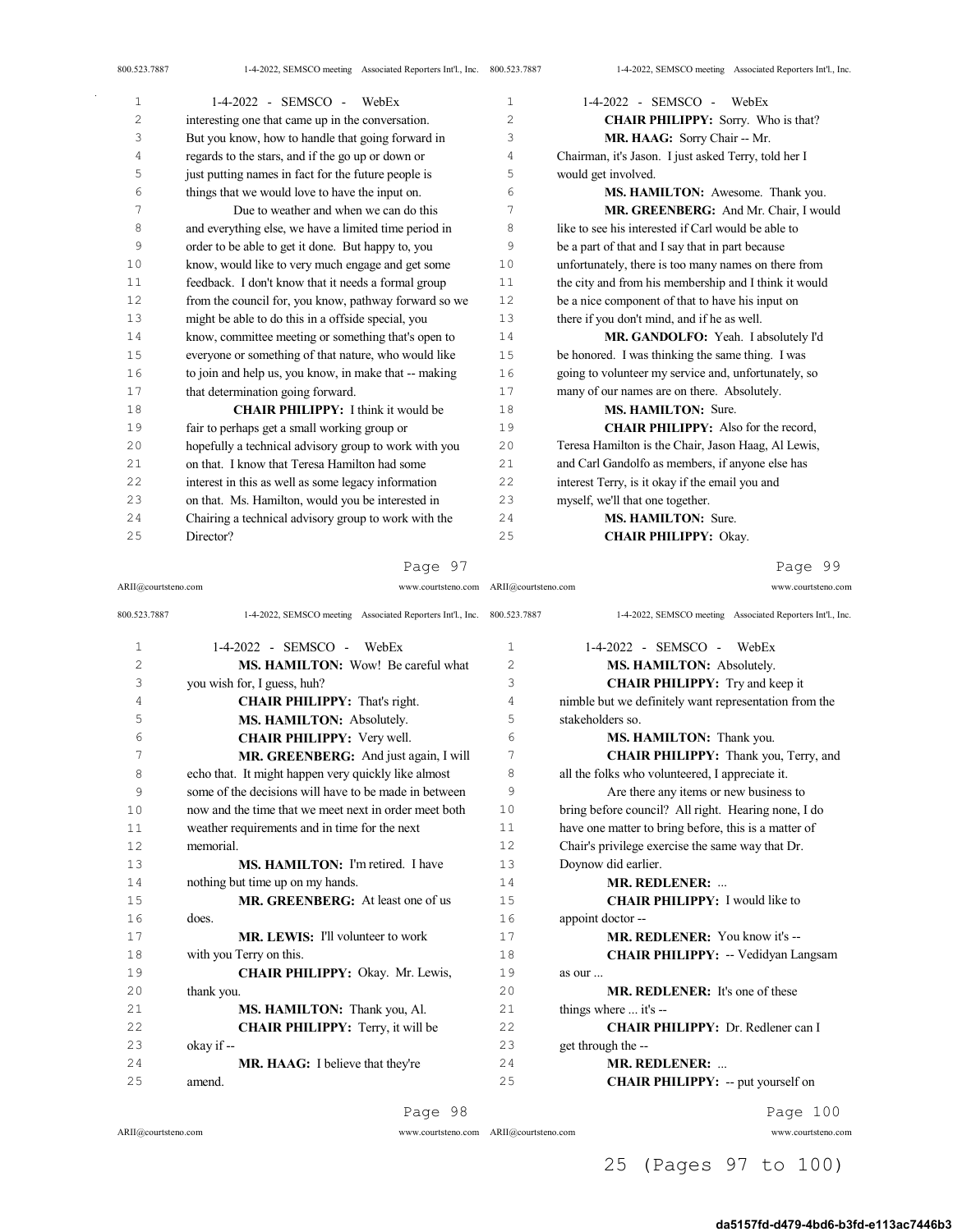1-4-2022 - SEMSCO - WebEx

interesting one that came up in the conversation. But you know, how to handle that going forward in regards to the stars, and if the go up or down or just putting names in fact for the future people is things that we would love to have the input on.

Due to weather and when we can do this and everything else, we have a limited time period in order to be able to get it done. But happy to, you know, would like to very much engage and get some feedback. I don't know that it needs a formal group from the council for, you know, pathway forward so we might be able to do this in a offside special, you know, committee meeting or something that's open to everyone or something of that nature, who would like to join and help us, you know, in make that -- making that determination going forward.

**CHAIR PHILIPPY:** I think it would be fair to perhaps get a small working group or hopefully a technical advisory group to work with you on that. I know that Teresa Hamilton had some interest in this as well as some legacy information on that. Ms. Hamilton, would you be interested in Chairing a technical advisory group to work with the Director?

**MS. HAMILTON:** Wow! Be careful what you wish for, I guess, huh?

**CHAIR PHILIPPY:** That's right.

**MS. HAMILTON:** Absolutely.

**CHAIR PHILIPPY:** Very well.

**MR. GREENBERG:** And just again, I will echo that. It might happen very quickly like almost some of the decisions will have to be made in between now and the time that we meet next in order meet both weather requirements and in time for the next memorial.

**MS. HAMILTON:** I'm retired. I have nothing but time up on my hands.

**MR. GREENBERG:** At least one of us does.

**MR. LEWIS:** I'll volunteer to work with you Terry on this.

**CHAIR PHILIPPY:** Okay. Mr. Lewis, thank you.

**MS. HAMILTON:** Thank you, Al.

**CHAIR PHILIPPY:** Terry, it will be okay if --

**MR. HAAG:** I believe that they're amend.

**CHAIR PHILIPPY:** Sorry. Who is that?

**MR. HAAG:** Sorry Chair -- Mr. Chairman, it's Jason. I just asked Terry, told her I would get involved.

**MS. HAMILTON:** Awesome. Thank you.

**MR. GREENBERG:** And Mr. Chair, I would like to see his interested if Carl would be able to be a part of that and I say that in part because unfortunately, there is too many names on there from the city and from his membership and I think it would be a nice component of that to have his input on there if you don't mind, and if he as well.

**MR. GANDOLFO:** Yeah. I absolutely I'd be honored. I was thinking the same thing. I was going to volunteer my service and, unfortunately, so many of our names are on there. Absolutely.

**MS. HAMILTON:** Sure.

**CHAIR PHILIPPY:** Also for the record, Teresa Hamilton is the Chair, Jason Haag, Al Lewis, and Carl Gandolfo as members, if anyone else has interest Terry, is it okay if the email you and myself, we'll that one together.

**MS. HAMILTON:** Sure.

**CHAIR PHILIPPY:** Okay.

**MS. HAMILTON:** Absolutely.

**CHAIR PHILIPPY:** Try and keep it nimble but we definitely want representation from the stakeholders so.

**MS. HAMILTON:** Thank you.

**CHAIR PHILIPPY:** Thank you, Terry, and all the folks who volunteered, I appreciate it.

Are there any items or new business to bring before council? All right. Hearing none, I do have one matter to bring before, this is a matter of Chair's privilege exercise the same way that Dr. Doynow did earlier.

**MR. REDLENER:** ...

**CHAIR PHILIPPY:** I would like to appoint doctor --

**MR. REDLENER:** You know it's --

**CHAIR PHILIPPY:** -- Vedidyan Langsam as our ...

**MR. REDLENER:** It's one of these things where ... it's --

**CHAIR PHILIPPY:** Dr. Redlener can I get through the --

**MR. REDLENER:** ...

**CHAIR PHILIPPY:** -- put yourself on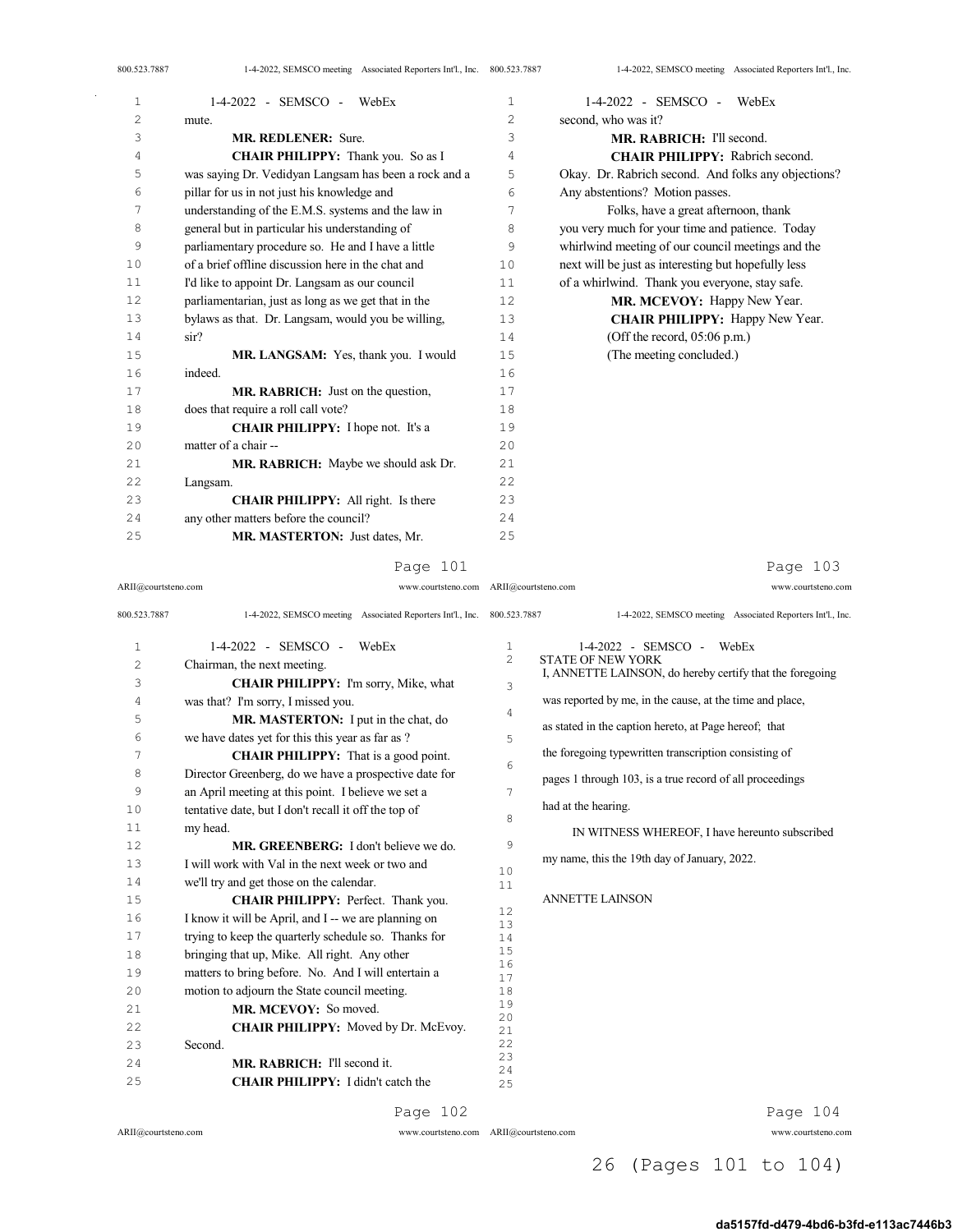mute.

**MR. REDLENER:** Sure.

**CHAIR PHILIPPY:** Thank you. So as I was saying Dr. Vedidyan Langsam has been a rock and a pillar for us in not just his knowledge and understanding of the E.M.S. systems and the law in general but in particular his understanding of parliamentary procedure so. He and I have a little of a brief offline discussion here in the chat and I'd like to appoint Dr. Langsam as our council parliamentarian, just as long as we get that in the bylaws as that. Dr. Langsam, would you be willing, sir?

**MR. LANGSAM:** Yes, thank you. I would indeed.

**MR. RABRICH:** Just on the question, does that require a roll call vote?

**CHAIR PHILIPPY:** I hope not. It's a matter of a chair --

**MR. RABRICH:** Maybe we should ask Dr. Langsam.

**CHAIR PHILIPPY:** All right. Is there any other matters before the council?

**MR. MASTERTON:** Just dates, Mr. Chairman, the next meeting.

**CHAIR PHILIPPY:** I'm sorry, Mike, what was that? I'm sorry, I missed you.

**MR. MASTERTON:** I put in the chat, do we have dates yet for this this year as far as ?

**CHAIR PHILIPPY:** That is a good point. Director Greenberg, do we have a prospective date for an April meeting at this point. I believe we set a tentative date, but I don't recall it off the top of my head.

**MR. GREENBERG:** I don't believe we do. I will work with Val in the next week or two and we'll try and get those on the calendar.

**CHAIR PHILIPPY:** Perfect. Thank you. I know it will be April, and I -- we are planning on trying to keep the quarterly schedule so. Thanks for bringing that up, Mike. All right. Any other matters to bring before. No. And I will entertain a motion to adjourn the State council meeting.

**MR. MCEVOY:** So moved.

**CHAIR PHILIPPY:** Moved by Dr. McEvoy. Second.

**MR. RABRICH:** I'll second it.

**CHAIR PHILIPPY:** I didn't catch the second, who was it?

**MR. RABRICH:** I'll second.

**CHAIR PHILIPPY:** Rabrich second. Okay. Dr. Rabrich second. And folks any objections? Any abstentions? Motion passes.

Folks, have a great afternoon, thank you very much for your time and patience. Today whirlwind meeting of our council meetings and the next will be just as interesting but hopefully less of a whirlwind. Thank you everyone, stay safe.

**MR. MCEVOY:** Happy New Year.

**CHAIR PHILIPPY:** Happy New Year.

(Off the record, 05:06 p.m.)

(The meeting concluded.)

STATE OF NEW YORK

I, ANNETTE LAINSON, do hereby certify that the foregoing was reported by me, in the cause, at the time and place, as stated in the caption hereto, at Page hereof; that the foregoing typewritten transcription consisting of pages 1 through 103, is a true record of all proceedings had at the hearing.

IN WITNESS WHEREOF, I have hereunto subscribed my name, this the 19th day of January, 2022.

ANNETTE LAINSON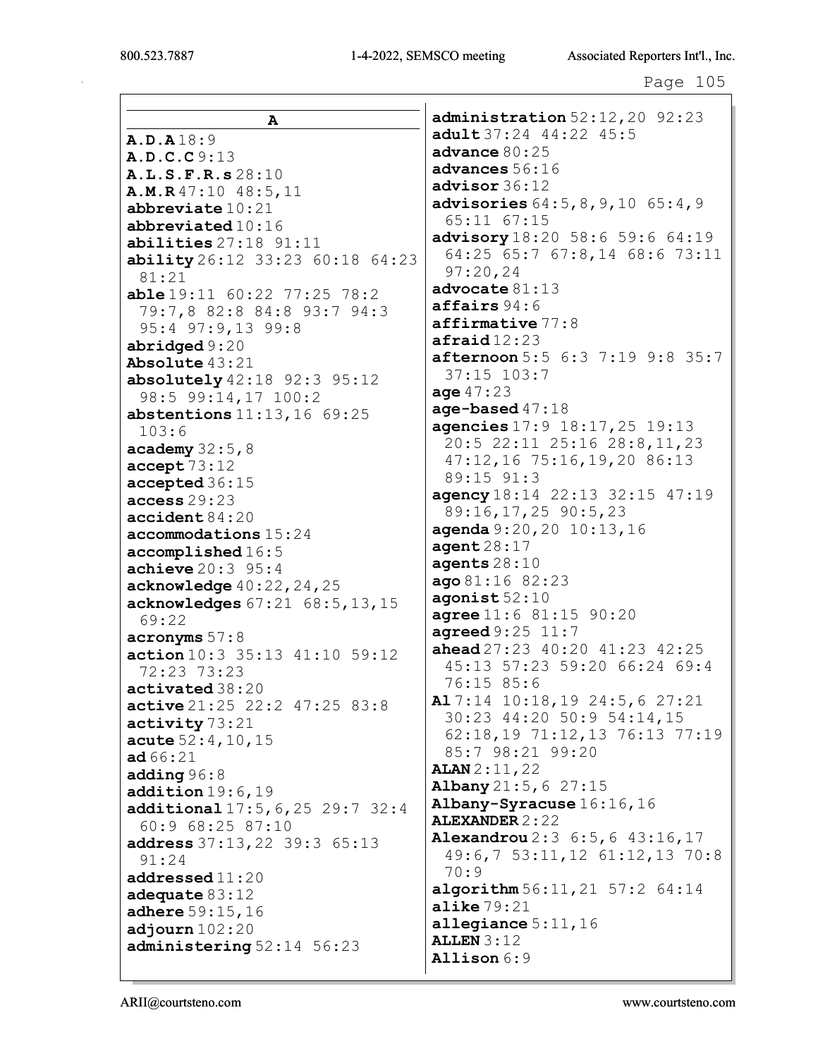## A

**A.D.A** 18:9
**A.D.C.C** 9:13
**A.L.S.F.R.s** 28:10
**A.M.R** 47:10 48:5,11
**abbreviate** 10:21
**abbreviated** 10:16
**abilities** 27:18 91:11
**ability** 26:12 33:23 60:18 64:23 81:21
**able** 19:11 60:22 77:25 78:2 79:7,8 82:8 84:8 93:7 94:3 95:4 97:9,13 99:8
**abridged** 9:20
**Absolute** 43:21
**absolutely** 42:18 92:3 95:12 98:5 99:14,17 100:2
**abstentions** 11:13,16 69:25 103:6
**academy** 32:5,8
**accept** 73:12
**accepted** 36:15
**access** 29:23
**accident** 84:20
**accommodations** 15:24
**accomplished** 16:5
**achieve** 20:3 95:4
**acknowledge** 40:22,24,25
**acknowledges** 67:21 68:5,13,15 69:22
**acronyms** 57:8
**action** 10:3 35:13 41:10 59:12 72:23 73:23
**activated** 38:20
**active** 21:25 22:2 47:25 83:8
**activity** 73:21
**acute** 52:4,10,15
**ad** 66:21
**adding** 96:8
**addition** 19:6,19
**additional** 17:5,6,25 29:7 32:4 60:9 68:25 87:10
**address** 37:13,22 39:3 65:13 91:24
**addressed** 11:20
**adequate** 83:12
**adhere** 59:15,16
**adjourn** 102:20
**administering** 52:14 56:23
**administration** 52:12,20 92:23
**adult** 37:24 44:22 45:5
**advance** 80:25
**advances** 56:16
**advisor** 36:12
**advisories** 64:5,8,9,10 65:4,9 65:11 67:15
**advisory** 18:20 58:6 59:6 64:19 64:25 65:7 67:8,14 68:6 73:11 97:20,24
**advocate** 81:13
**affairs** 94:6
**affirmative** 77:8
**afraid** 12:23
**afternoon** 5:5 6:3 7:19 9:8 35:7 37:15 103:7
**age** 47:23
**age-based** 47:18
**agencies** 17:9 18:17,25 19:13 20:5 22:11 25:16 28:8,11,23 47:12,16 75:16,19,20 86:13 89:15 91:3
**agency** 18:14 22:13 32:15 47:19 89:16,17,25 90:5,23
**agenda** 9:20,20 10:13,16
**agent** 28:17
**agents** 28:10
**ago** 81:16 82:23
**agonist** 52:10
**agree** 11:6 81:15 90:20
**agreed** 9:25 11:7
**ahead** 27:23 40:20 41:23 42:25 45:13 57:23 59:20 66:24 69:4 76:15 85:6
**Al** 7:14 10:18,19 24:5,6 27:21 30:23 44:20 50:9 54:14,15 62:18,19 71:12,13 76:13 77:19 85:7 98:21 99:20
**ALAN** 2:11,22
**Albany** 21:5,6 27:15
**Albany-Syracuse** 16:16,16
**ALEXANDER** 2:22
**Alexandrou** 2:3 6:5,6 43:16,17 49:6,7 53:11,12 61:12,13 70:8 70:9
**algorithm** 56:11,21 57:2 64:14
**alike** 79:21
**allegiance** 5:11,16
**ALLEN** 3:12
**Allison** 6:9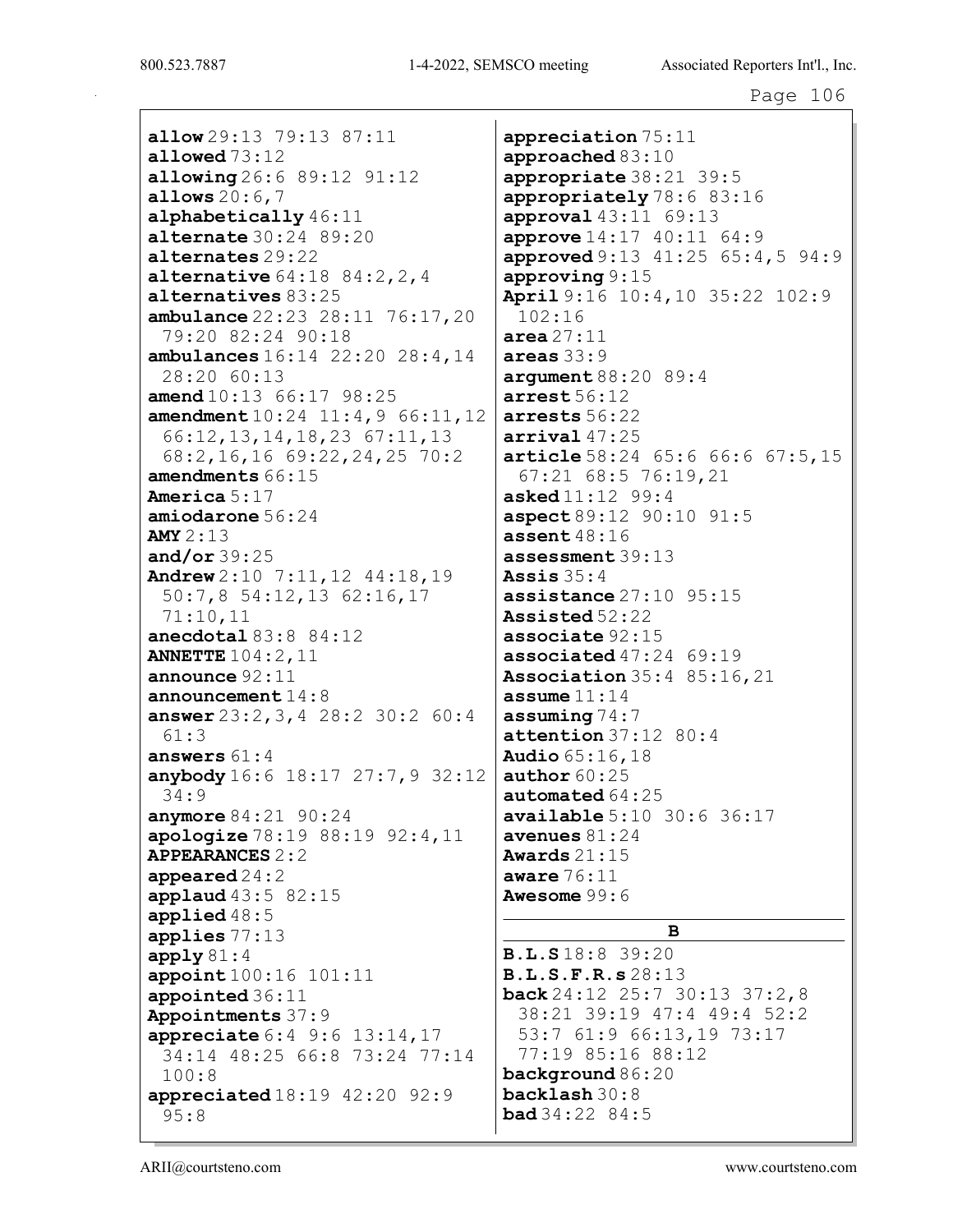**allow** 29:13 79:13 87:11
**allowed** 73:12
**allowing** 26:6 89:12 91:12
**allows** 20:6,7
**alphabetically** 46:11
**alternate** 30:24 89:20
**alternates** 29:22
**alternative** 64:18 84:2,2,4
**alternatives** 83:25
**ambulance** 22:23 28:11 76:17,20 79:20 82:24 90:18
**ambulances** 16:14 22:20 28:4,14 28:20 60:13
**amend** 10:13 66:17 98:25
**amendment** 10:24 11:4,9 66:11,12 66:12,13,14,18,23 67:11,13 68:2,16,16 69:22,24,25 70:2
**amendments** 66:15
**America** 5:17
**amiodarone** 56:24
**AMY** 2:13
**and/or** 39:25
**Andrew** 2:10 7:11,12 44:18,19 50:7,8 54:12,13 62:16,17 71:10,11
**anecdotal** 83:8 84:12
**ANNETTE** 104:2,11
**announce** 92:11
**announcement** 14:8
**answer** 23:2,3,4 28:2 30:2 60:4 61:3
**answers** 61:4
**anybody** 16:6 18:17 27:7,9 32:12 34:9
**anymore** 84:21 90:24
**apologize** 78:19 88:19 92:4,11
**APPEARANCES** 2:2
**appeared** 24:2
**applaud** 43:5 82:15
**applied** 48:5
**applies** 77:13
**apply** 81:4
**appoint** 100:16 101:11
**appointed** 36:11
**Appointments** 37:9
**appreciate** 6:4 9:6 13:14,17 34:14 48:25 66:8 73:24 77:14 100:8
**appreciated** 18:19 42:20 92:9 95:8
**appreciation** 75:11
**approached** 83:10
**appropriate** 38:21 39:5
**appropriately** 78:6 83:16
**approval** 43:11 69:13
**approve** 14:17 40:11 64:9
**approved** 9:13 41:25 65:4,5 94:9
**approving** 9:15
**April** 9:16 10:4,10 35:22 102:9 102:16
**area** 27:11
**areas** 33:9
**argument** 88:20 89:4
**arrest** 56:12
**arrests** 56:22
**arrival** 47:25
**article** 58:24 65:6 66:6 67:5,15 67:21 68:5 76:19,21
**asked** 11:12 99:4
**aspect** 89:12 90:10 91:5
**assent** 48:16
**assessment** 39:13
**Assis** 35:4
**assistance** 27:10 95:15
**Assisted** 52:22
**associate** 92:15
**associated** 47:24 69:19
**Association** 35:4 85:16,21
**assume** 11:14
**assuming** 74:7
**attention** 37:12 80:4
**Audio** 65:16,18
**author** 60:25
**automated** 64:25
**available** 5:10 30:6 36:17
**avenues** 81:24
**Awards** 21:15
**aware** 76:11
**Awesome** 99:6

## B

**B.L.S** 18:8 39:20
**B.L.S.F.R.s** 28:13
**back** 24:12 25:7 30:13 37:2,8 38:21 39:19 47:4 49:4 52:2 53:7 61:9 66:13,19 73:17 77:19 85:16 88:12
**background** 86:20
**backlash** 30:8
**bad** 34:22 84:5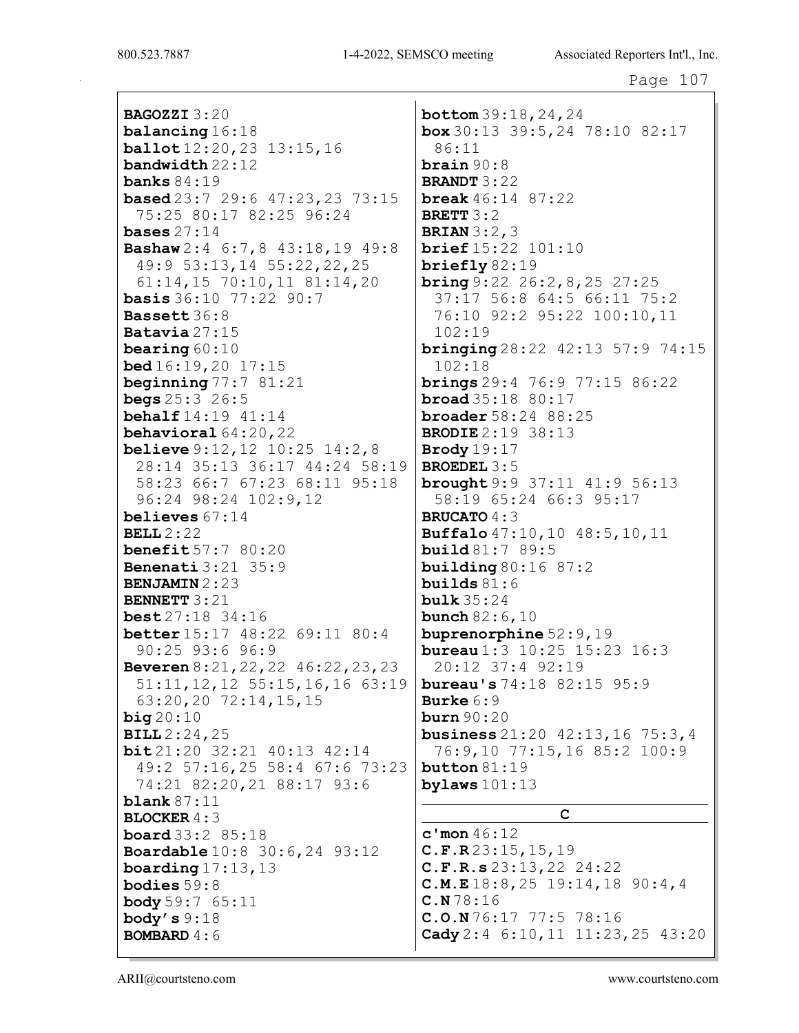**BAGOZZI** 3:20
**balancing** 16:18
**ballot** 12:20,23 13:15,16
**bandwidth** 22:12
**banks** 84:19
**based** 23:7 29:6 47:23,23 73:15 75:25 80:17 82:25 96:24
**bases** 27:14
**Bashaw** 2:4 6:7,8 43:18,19 49:8 49:9 53:13,14 55:22,22,25 61:14,15 70:10,11 81:14,20
**basis** 36:10 77:22 90:7
**Bassett** 36:8
**Batavia** 27:15
**bearing** 60:10
**bed** 16:19,20 17:15
**beginning** 77:7 81:21
**begs** 25:3 26:5
**behalf** 14:19 41:14
**behavioral** 64:20,22
**believe** 9:12,12 10:25 14:2,8 28:14 35:13 36:17 44:24 58:19 58:23 66:7 67:23 68:11 95:18 96:24 98:24 102:9,12
**believes** 67:14
**BELL** 2:22
**benefit** 57:7 80:20
**Benenati** 3:21 35:9
**BENJAMIN** 2:23
**BENNETT** 3:21
**best** 27:18 34:16
**better** 15:17 48:22 69:11 80:4 90:25 93:6 96:9
**Beveren** 8:21,22,22 46:22,23,23 51:11,12,12 55:15,16,16 63:19 63:20,20 72:14,15,15
**big** 20:10
**BILL** 2:24,25
**bit** 21:20 32:21 40:13 42:14 49:2 57:16,25 58:4 67:6 73:23 74:21 82:20,21 88:17 93:6
**blank** 87:11
**BLOCKER** 4:3
**board** 33:2 85:18
**Boardable** 10:8 30:6,24 93:12
**boarding** 17:13,13
**bodies** 59:8
**body** 59:7 65:11
**body's** 9:18
**BOMBARD** 4:6
**bottom** 39:18,24,24
**box** 30:13 39:5,24 78:10 82:17 86:11
**brain** 90:8
**BRANDT** 3:22
**break** 46:14 87:22
**BRETT** 3:2
**BRIAN** 3:2,3
**brief** 15:22 101:10
**briefly** 82:19
**bring** 9:22 26:2,8,25 27:25 37:17 56:8 64:5 66:11 75:2 76:10 92:2 95:22 100:10,11 102:19
**bringing** 28:22 42:13 57:9 74:15 102:18
**brings** 29:4 76:9 77:15 86:22
**broad** 35:18 80:17
**broader** 58:24 88:25
**BRODIE** 2:19 38:13
**Brody** 19:17
**BROEDEL** 3:5
**brought** 9:9 37:11 41:9 56:13 58:19 65:24 66:3 95:17
**BRUCATO** 4:3
**Buffalo** 47:10,10 48:5,10,11
**build** 81:7 89:5
**building** 80:16 87:2
**builds** 81:6
**bulk** 35:24
**bunch** 82:6,10
**buprenorphine** 52:9,19
**bureau** 1:3 10:25 15:23 16:3 20:12 37:4 92:19
**bureau's** 74:18 82:15 95:9
**Burke** 6:9
**burn** 90:20
**business** 21:20 42:13,16 75:3,4 76:9,10 77:15,16 85:2 100:9
**button** 81:19
**bylaws** 101:13

## C

**c'mon** 46:12
**C.F.R** 23:15,15,19
**C.F.R.s** 23:13,22 24:22
**C.M.E** 18:8,25 19:14,18 90:4,4
**C.N** 78:16
**C.O.N** 76:17 77:5 78:16
**Cady** 2:4 6:10,11 11:23,25 43:20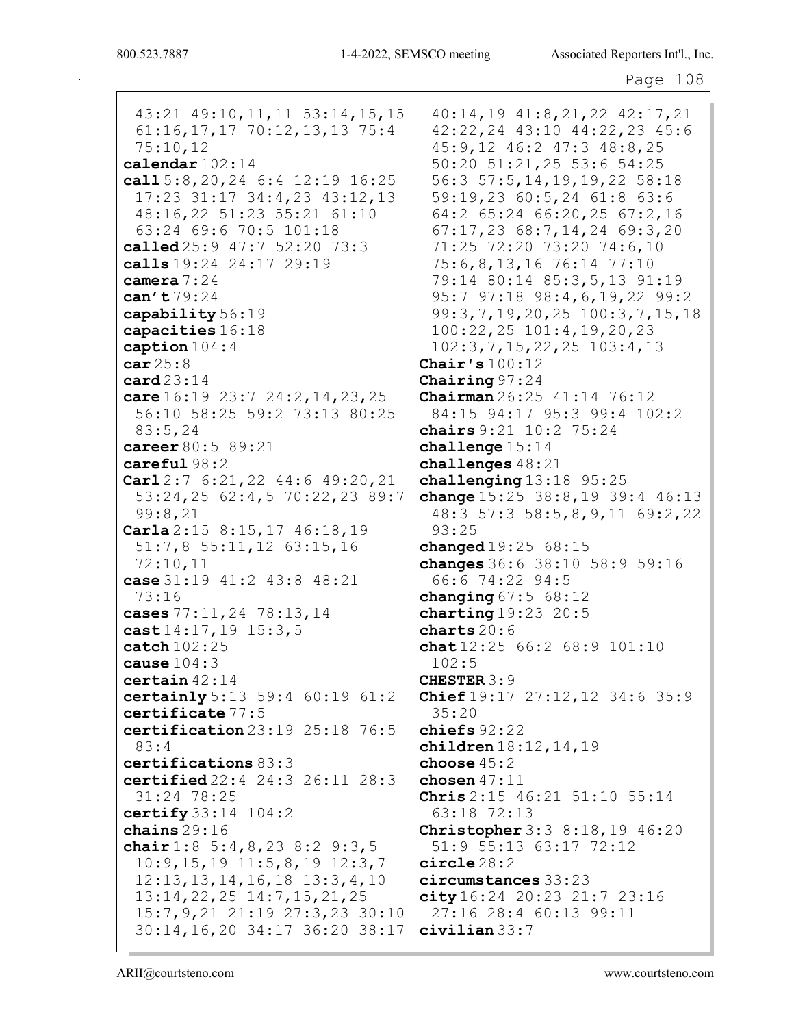43:21 49:10,11,11 53:14,15,15 61:16,17,17 70:12,13,13 75:4 75:10,12

**calendar** 102:14

**call** 5:8,20,24 6:4 12:19 16:25 17:23 31:17 34:4,23 43:12,13 48:16,22 51:23 55:21 61:10 63:24 69:6 70:5 101:18

**called** 25:9 47:7 52:20 73:3

**calls** 19:24 24:17 29:19

**camera** 7:24

**can't** 79:24

**capability** 56:19

**capacities** 16:18

**caption** 104:4

**car** 25:8

**card** 23:14

**care** 16:19 23:7 24:2,14,23,25 56:10 58:25 59:2 73:13 80:25 83:5,24

**career** 80:5 89:21

**careful** 98:2

**Carl** 2:7 6:21,22 44:6 49:20,21 53:24,25 62:4,5 70:22,23 89:7 99:8,21

**Carla** 2:15 8:15,17 46:18,19 51:7,8 55:11,12 63:15,16 72:10,11

**case** 31:19 41:2 43:8 48:21 73:16

**cases** 77:11,24 78:13,14

**cast** 14:17,19 15:3,5

**catch** 102:25

**cause** 104:3

**certain** 42:14

**certainly** 5:13 59:4 60:19 61:2

**certificate** 77:5

**certification** 23:19 25:18 76:5 83:4

**certifications** 83:3

**certified** 22:4 24:3 26:11 28:3 31:24 78:25

**certify** 33:14 104:2

**chains** 29:16

**chair** 1:8 5:4,8,23 8:2 9:3,5 10:9,15,19 11:5,8,19 12:3,7 12:13,13,14,16,18 13:3,4,10 13:14,22,25 14:7,15,21,25 15:7,9,21 21:19 27:3,23 30:10 30:14,16,20 34:17 36:20 38:17 40:14,19 41:8,21,22 42:17,21 42:22,24 43:10 44:22,23 45:6 45:9,12 46:2 47:3 48:8,25 50:20 51:21,25 53:6 54:25 56:3 57:5,14,19,19,22 58:18 59:19,23 60:5,24 61:8 63:6 64:2 65:24 66:20,25 67:2,16 67:17,23 68:7,14,24 69:3,20 71:25 72:20 73:20 74:6,10 75:6,8,13,16 76:14 77:10 79:14 80:14 85:3,5,13 91:19 95:7 97:18 98:4,6,19,22 99:2 99:3,7,19,20,25 100:3,7,15,18 100:22,25 101:4,19,20,23 102:3,7,15,22,25 103:4,13

**Chair's** 100:12

**Chairing** 97:24

**Chairman** 26:25 41:14 76:12 84:15 94:17 95:3 99:4 102:2

**chairs** 9:21 10:2 75:24

**challenge** 15:14

**challenges** 48:21

**challenging** 13:18 95:25

**change** 15:25 38:8,19 39:4 46:13 48:3 57:3 58:5,8,9,11 69:2,22 93:25

**changed** 19:25 68:15

**changes** 36:6 38:10 58:9 59:16 66:6 74:22 94:5

**changing** 67:5 68:12

**charting** 19:23 20:5

**charts** 20:6

**chat** 12:25 66:2 68:9 101:10 102:5

**CHESTER** 3:9

**Chief** 19:17 27:12,12 34:6 35:9 35:20

**chiefs** 92:22

**children** 18:12,14,19

**choose** 45:2

**chosen** 47:11

**Chris** 2:15 46:21 51:10 55:14 63:18 72:13

**Christopher** 3:3 8:18,19 46:20 51:9 55:13 63:17 72:12

**circle** 28:2

**circumstances** 33:23

**city** 16:24 20:23 21:7 23:16 27:16 28:4 60:13 99:11

**civilian** 33:7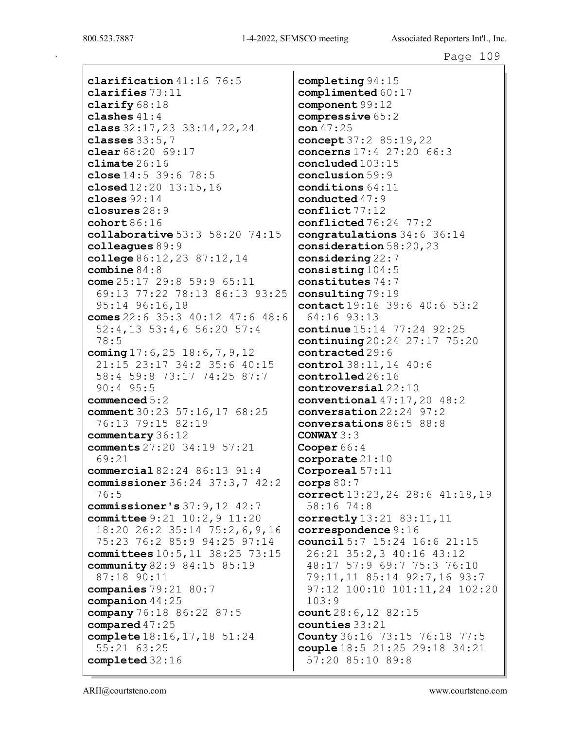**clarification** 41:16 76:5
**clarifies** 73:11
**clarify** 68:18
**clashes** 41:4
**class** 32:17,23 33:14,22,24
**classes** 33:5,7
**clear** 68:20 69:17
**climate** 26:16
**close** 14:5 39:6 78:5
**closed** 12:20 13:15,16
**closes** 92:14
**closures** 28:9
**cohort** 86:16
**collaborative** 53:3 58:20 74:15
**colleagues** 89:9
**college** 86:12,23 87:12,14
**combine** 84:8
**come** 25:17 29:8 59:9 65:11 69:13 77:22 78:13 86:13 93:25 95:14 96:16,18
**comes** 22:6 35:3 40:12 47:6 48:6 52:4,13 53:4,6 56:20 57:4 78:5
**coming** 17:6,25 18:6,7,9,12 21:15 23:17 34:2 35:6 40:15 58:4 59:8 73:17 74:25 87:7 90:4 95:5
**commenced** 5:2
**comment** 30:23 57:16,17 68:25 76:13 79:15 82:19
**commentary** 36:12
**comments** 27:20 34:19 57:21 69:21
**commercial** 82:24 86:13 91:4
**commissioner** 36:24 37:3,7 42:2 76:5
**commissioner's** 37:9,12 42:7
**committee** 9:21 10:2,9 11:20 18:20 26:2 35:14 75:2,6,9,16 75:23 76:2 85:9 94:25 97:14
**committees** 10:5,11 38:25 73:15
**community** 82:9 84:15 85:19 87:18 90:11
**companies** 79:21 80:7
**companion** 44:25
**company** 76:18 86:22 87:5
**compared** 47:25
**complete** 18:16,17,18 51:24 55:21 63:25
**completed** 32:16
**completing** 94:15
**complimented** 60:17
**component** 99:12
**compressive** 65:2
**con** 47:25
**concept** 37:2 85:19,22
**concerns** 17:4 27:20 66:3
**concluded** 103:15
**conclusion** 59:9
**conditions** 64:11
**conducted** 47:9
**conflict** 77:12
**conflicted** 76:24 77:2
**congratulations** 34:6 36:14
**consideration** 58:20,23
**considering** 22:7
**consisting** 104:5
**constitutes** 74:7
**consulting** 79:19
**contact** 19:16 39:6 40:6 53:2 64:16 93:13
**continue** 15:14 77:24 92:25
**continuing** 20:24 27:17 75:20
**contracted** 29:6
**control** 38:11,14 40:6
**controlled** 26:16
**controversial** 22:10
**conventional** 47:17,20 48:2
**conversation** 22:24 97:2
**conversations** 86:5 88:8
**CONWAY** 3:3
**Cooper** 66:4
**corporate** 21:10
**Corporeal** 57:11
**corps** 80:7
**correct** 13:23,24 28:6 41:18,19 58:16 74:8
**correctly** 13:21 83:11,11
**correspondence** 9:16
**council** 5:7 15:24 16:6 21:15 26:21 35:2,3 40:16 43:12 48:17 57:9 69:7 75:3 76:10 79:11,11 85:14 92:7,16 93:7 97:12 100:10 101:11,24 102:20 103:9
**count** 28:6,12 82:15
**counties** 33:21
**County** 36:16 73:15 76:18 77:5
**couple** 18:5 21:25 29:18 34:21 57:20 85:10 89:8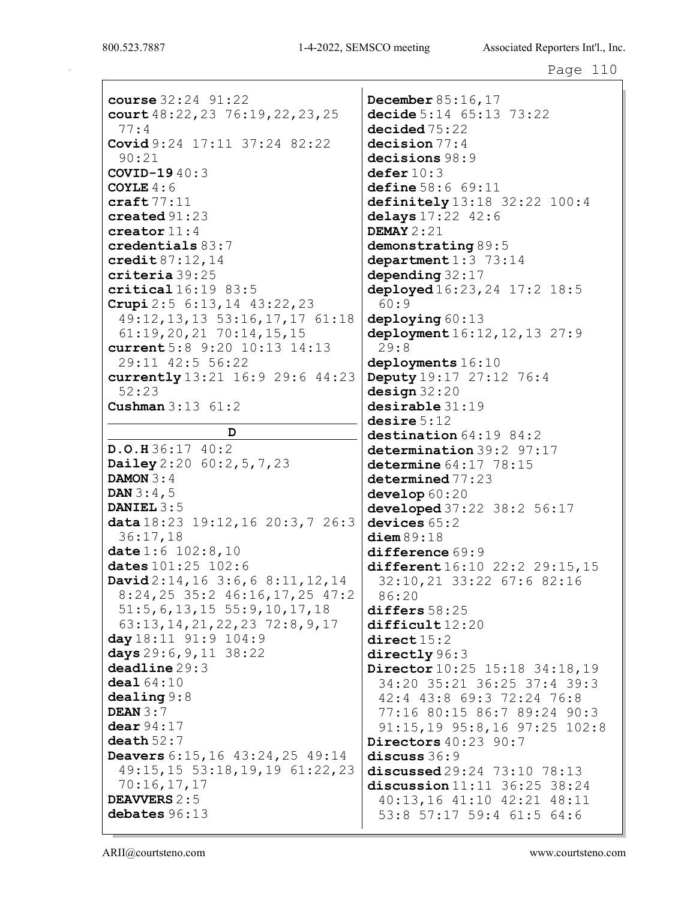**course** 32:24 91:22
**court** 48:22,23 76:19,22,23,25 77:4
**Covid** 9:24 17:11 37:24 82:22 90:21
**COVID-19** 40:3
**COYLE** 4:6
**craft** 77:11
**created** 91:23
**creator** 11:4
**credentials** 83:7
**credit** 87:12,14
**criteria** 39:25
**critical** 16:19 83:5
**Crupi** 2:5 6:13,14 43:22,23 49:12,13,13 53:16,17,17 61:18 61:19,20,21 70:14,15,15
**current** 5:8 9:20 10:13 14:13 29:11 42:5 56:22
**currently** 13:21 16:9 29:6 44:23 52:23
**Cushman** 3:13 61:2

## D

**D.O.H** 36:17 40:2
**Dailey** 2:20 60:2,5,7,23
**DAMON** 3:4
**DAN** 3:4,5
**DANIEL** 3:5
**data** 18:23 19:12,16 20:3,7 26:3 36:17,18
**date** 1:6 102:8,10
**dates** 101:25 102:6
**David** 2:14,16 3:6,6 8:11,12,14 8:24,25 35:2 46:16,17,25 47:2 51:5,6,13,15 55:9,10,17,18 63:13,14,21,22,23 72:8,9,17
**day** 18:11 91:9 104:9
**days** 29:6,9,11 38:22
**deadline** 29:3
**deal** 64:10
**dealing** 9:8
**DEAN** 3:7
**dear** 94:17
**death** 52:7
**Deavers** 6:15,16 43:24,25 49:14 49:15,15 53:18,19,19 61:22,23 70:16,17,17
**DEAVVERS** 2:5
**debates** 96:13
**December** 85:16,17
**decide** 5:14 65:13 73:22
**decided** 75:22
**decision** 77:4
**decisions** 98:9
**defer** 10:3
**define** 58:6 69:11
**definitely** 13:18 32:22 100:4
**delays** 17:22 42:6
**DEMAY** 2:21
**demonstrating** 89:5
**department** 1:3 73:14
**depending** 32:17
**deployed** 16:23,24 17:2 18:5 60:9
**deploying** 60:13
**deployment** 16:12,12,13 27:9 29:8
**deployments** 16:10
**Deputy** 19:17 27:12 76:4
**design** 32:20
**desirable** 31:19
**desire** 5:12
**destination** 64:19 84:2
**determination** 39:2 97:17
**determine** 64:17 78:15
**determined** 77:23
**develop** 60:20
**developed** 37:22 38:2 56:17
**devices** 65:2
**diem** 89:18
**difference** 69:9
**different** 16:10 22:2 29:15,15 32:10,21 33:22 67:6 82:16 86:20
**differs** 58:25
**difficult** 12:20
**direct** 15:2
**directly** 96:3
**Director** 10:25 15:18 34:18,19 34:20 35:21 36:25 37:4 39:3 42:4 43:8 69:3 72:24 76:8 77:16 80:15 86:7 89:24 90:3 91:15,19 95:8,16 97:25 102:8
**Directors** 40:23 90:7
**discuss** 36:9
**discussed** 29:24 73:10 78:13
**discussion** 11:11 36:25 38:24 40:13,16 41:10 42:21 48:11 53:8 57:17 59:4 61:5 64:6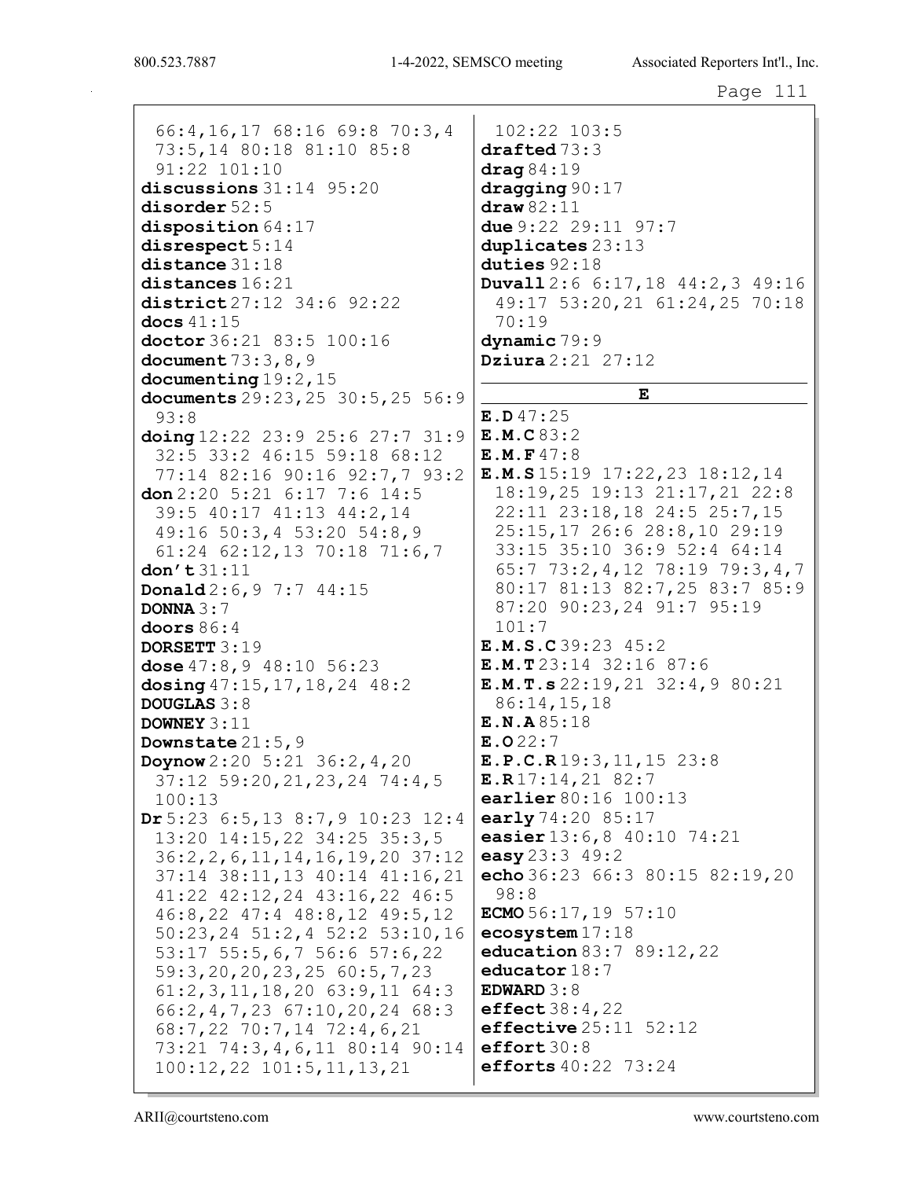66:4,16,17 68:16 69:8 70:3,4 73:5,14 80:18 81:10 85:8 91:22 101:10

**discussions** 31:14 95:20

**disorder** 52:5

**disposition** 64:17

**disrespect** 5:14

**distance** 31:18

**distances** 16:21

**district** 27:12 34:6 92:22

**docs** 41:15

**doctor** 36:21 83:5 100:16

**document** 73:3,8,9

**documenting** 19:2,15

**documents** 29:23,25 30:5,25 56:9 93:8

**doing** 12:22 23:9 25:6 27:7 31:9 32:5 33:2 46:15 59:18 68:12 77:14 82:16 90:16 92:7,7 93:2

**don** 2:20 5:21 6:17 7:6 14:5 39:5 40:17 41:13 44:2,14 49:16 50:3,4 53:20 54:8,9 61:24 62:12,13 70:18 71:6,7

**don't** 31:11

**Donald** 2:6,9 7:7 44:15

**DONNA** 3:7

**doors** 86:4

**DORSETT** 3:19

**dose** 47:8,9 48:10 56:23

**dosing** 47:15,17,18,24 48:2

**DOUGLAS** 3:8

**DOWNEY** 3:11

**Downstate** 21:5,9

**Doynow** 2:20 5:21 36:2,4,20 37:12 59:20,21,23,24 74:4,5 100:13

**Dr** 5:23 6:5,13 8:7,9 10:23 12:4 13:20 14:15,22 34:25 35:3,5 36:2,2,6,11,14,16,19,20 37:12 37:14 38:11,13 40:14 41:16,21 41:22 42:12,24 43:16,22 46:5 46:8,22 47:4 48:8,12 49:5,12 50:23,24 51:2,4 52:2 53:10,16 53:17 55:5,6,7 56:6 57:6,22 59:3,20,20,23,25 60:5,7,23 61:2,3,11,18,20 63:9,11 64:3 66:2,4,7,23 67:10,20,24 68:3 68:7,22 70:7,14 72:4,6,21 73:21 74:3,4,6,11 80:14 90:14 100:12,22 101:5,11,13,21 102:22 103:5

**drafted** 73:3

**drag** 84:19

**dragging** 90:17

**draw** 82:11

**due** 9:22 29:11 97:7

**duplicates** 23:13

**duties** 92:18

**Duvall** 2:6 6:17,18 44:2,3 49:16 49:17 53:20,21 61:24,25 70:18 70:19

**dynamic** 79:9

**Dziura** 2:21 27:12

## E

**E.D** 47:25

**E.M.C** 83:2

**E.M.F** 47:8

**E.M.S** 15:19 17:22,23 18:12,14 18:19,25 19:13 21:17,21 22:8 22:11 23:18,18 24:5 25:7,15 25:15,17 26:6 28:8,10 29:19 33:15 35:10 36:9 52:4 64:14 65:7 73:2,4,12 78:19 79:3,4,7 80:17 81:13 82:7,25 83:7 85:9 87:20 90:23,24 91:7 95:19 101:7

**E.M.S.C** 39:23 45:2

**E.M.T** 23:14 32:16 87:6

**E.M.T.s** 22:19,21 32:4,9 80:21 86:14,15,18

**E.N.A** 85:18

**E.O** 22:7

**E.P.C.R** 19:3,11,15 23:8

**E.R** 17:14,21 82:7

**earlier** 80:16 100:13

**early** 74:20 85:17

**easier** 13:6,8 40:10 74:21

**easy** 23:3 49:2

**echo** 36:23 66:3 80:15 82:19,20 98:8

**ECMO** 56:17,19 57:10

**ecosystem** 17:18

**education** 83:7 89:12,22

**educator** 18:7

**EDWARD** 3:8

**effect** 38:4,22

**effective** 25:11 52:12

**effort** 30:8

**efforts** 40:22 73:24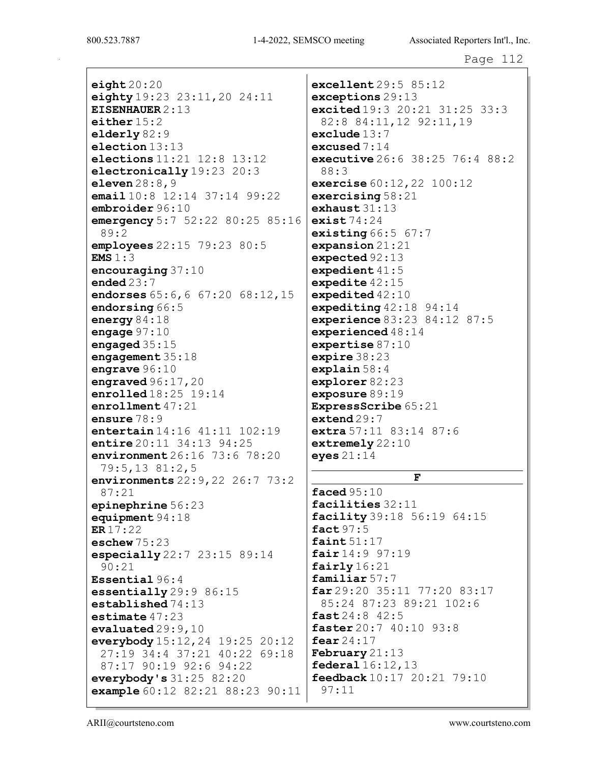**eight** 20:20
**eighty** 19:23 23:11,20 24:11
**EISENHAUER** 2:13
**either** 15:2
**elderly** 82:9
**election** 13:13
**elections** 11:21 12:8 13:12
**electronically** 19:23 20:3
**eleven** 28:8,9
**email** 10:8 12:14 37:14 99:22
**embroider** 96:10
**emergency** 5:7 52:22 80:25 85:16 89:2
**employees** 22:15 79:23 80:5
**EMS** 1:3
**encouraging** 37:10
**ended** 23:7
**endorses** 65:6,6 67:20 68:12,15
**endorsing** 66:5
**energy** 84:18
**engage** 97:10
**engaged** 35:15
**engagement** 35:18
**engrave** 96:10
**engraved** 96:17,20
**enrolled** 18:25 19:14
**enrollment** 47:21
**ensure** 78:9
**entertain** 14:16 41:11 102:19
**entire** 20:11 34:13 94:25
**environment** 26:16 73:6 78:20 79:5,13 81:2,5
**environments** 22:9,22 26:7 73:2 87:21
**epinephrine** 56:23
**equipment** 94:18
**ER** 17:22
**eschew** 75:23
**especially** 22:7 23:15 89:14 90:21
**Essential** 96:4
**essentially** 29:9 86:15
**established** 74:13
**estimate** 47:23
**evaluated** 29:9,10
**everybody** 15:12,24 19:25 20:12 27:19 34:4 37:21 40:22 69:18 87:17 90:19 92:6 94:22
**everybody's** 31:25 82:20
**example** 60:12 82:21 88:23 90:11
**excellent** 29:5 85:12
**exceptions** 29:13
**excited** 19:3 20:21 31:25 33:3 82:8 84:11,12 92:11,19
**exclude** 13:7
**excused** 7:14
**executive** 26:6 38:25 76:4 88:2 88:3
**exercise** 60:12,22 100:12
**exercising** 58:21
**exhaust** 31:13
**exist** 74:24
**existing** 66:5 67:7
**expansion** 21:21
**expected** 92:13
**expedient** 41:5
**expedite** 42:15
**expedited** 42:10
**expediting** 42:18 94:14
**experience** 83:23 84:12 87:5
**experienced** 48:14
**expertise** 87:10
**expire** 38:23
**explain** 58:4
**explorer** 82:23
**exposure** 89:19
**ExpressScribe** 65:21
**extend** 29:7
**extra** 57:11 83:14 87:6
**extremely** 22:10
**eyes** 21:14

**F**

**faced** 95:10
**facilities** 32:11
**facility** 39:18 56:19 64:15
**fact** 97:5
**faint** 51:17
**fair** 14:9 97:19
**fairly** 16:21
**familiar** 57:7
**far** 29:20 35:11 77:20 83:17 85:24 87:23 89:21 102:6
**fast** 24:8 42:5
**faster** 20:7 40:10 93:8
**fear** 24:17
**February** 21:13
**federal** 16:12,13
**feedback** 10:17 20:21 79:10 97:11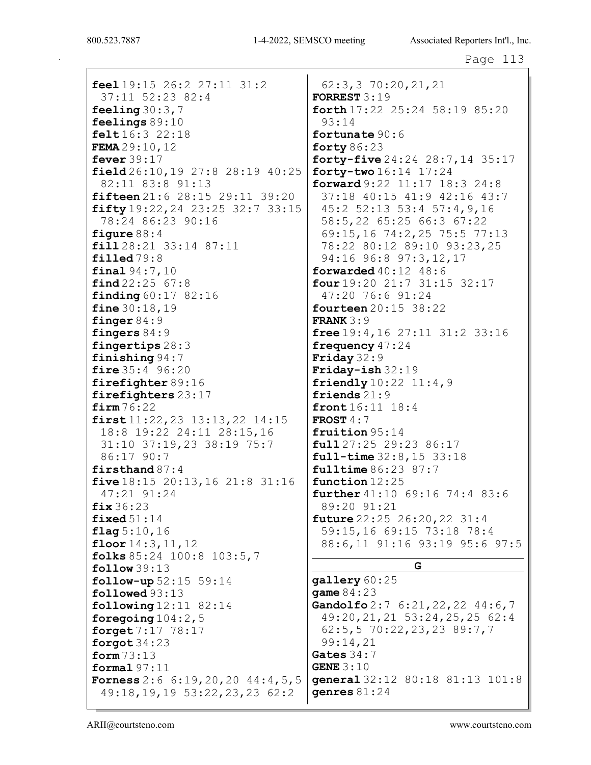**feel** 19:15 26:2 27:11 31:2 37:11 52:23 82:4
**feeling** 30:3,7
**feelings** 89:10
**felt** 16:3 22:18
**FEMA** 29:10,12
**fever** 39:17
**field** 26:10,19 27:8 28:19 40:25 82:11 83:8 91:13
**fifteen** 21:6 28:15 29:11 39:20
**fifty** 19:22,24 23:25 32:7 33:15 78:24 86:23 90:16
**figure** 88:4
**fill** 28:21 33:14 87:11
**filled** 79:8
**final** 94:7,10
**find** 22:25 67:8
**finding** 60:17 82:16
**fine** 30:18,19
**finger** 84:9
**fingers** 84:9
**fingertips** 28:3
**finishing** 94:7
**fire** 35:4 96:20
**firefighter** 89:16
**firefighters** 23:17
**firm** 76:22
**first** 11:22,23 13:13,22 14:15 18:8 19:22 24:11 28:15,16 31:10 37:19,23 38:19 75:7 86:17 90:7
**firsthand** 87:4
**five** 18:15 20:13,16 21:8 31:16 47:21 91:24
**fix** 36:23
**fixed** 51:14
**flag** 5:10,16
**floor** 14:3,11,12
**folks** 85:24 100:8 103:5,7
**follow** 39:13
**follow-up** 52:15 59:14
**followed** 93:13
**following** 12:11 82:14
**foregoing** 104:2,5
**forget** 7:17 78:17
**forgot** 34:23
**form** 73:13
**formal** 97:11
**Forness** 2:6 6:19,20,20 44:4,5,5 49:18,19,19 53:22,23,23 62:2 62:3,3 70:20,21,21
**FORREST** 3:19
**forth** 17:22 25:24 58:19 85:20 93:14
**fortunate** 90:6
**forty** 86:23
**forty-five** 24:24 28:7,14 35:17
**forty-two** 16:14 17:24
**forward** 9:22 11:17 18:3 24:8 37:18 40:15 41:9 42:16 43:7 45:2 52:13 53:4 57:4,9,16 58:5,22 65:25 66:3 67:22 69:15,16 74:2,25 75:5 77:13 78:22 80:12 89:10 93:23,25 94:16 96:8 97:3,12,17
**forwarded** 40:12 48:6
**four** 19:20 21:7 31:15 32:17 47:20 76:6 91:24
**fourteen** 20:15 38:22
**FRANK** 3:9
**free** 19:4,16 27:11 31:2 33:16
**frequency** 47:24
**Friday** 32:9
**Friday-ish** 32:19
**friendly** 10:22 11:4,9
**friends** 21:9
**front** 16:11 18:4
**FROST** 4:7
**fruition** 95:14
**full** 27:25 29:23 86:17
**full-time** 32:8,15 33:18
**fulltime** 86:23 87:7
**function** 12:25
**further** 41:10 69:16 74:4 83:6 89:20 91:21
**future** 22:25 26:20,22 31:4 59:15,16 69:15 73:18 78:4 88:6,11 91:16 93:19 95:6 97:5

## G

**gallery** 60:25
**game** 84:23
**Gandolfo** 2:7 6:21,22,22 44:6,7 49:20,21,21 53:24,25,25 62:4 62:5,5 70:22,23,23 89:7,7 99:14,21
**Gates** 34:7
**GENE** 3:10
**general** 32:12 80:18 81:13 101:8
**genres** 81:24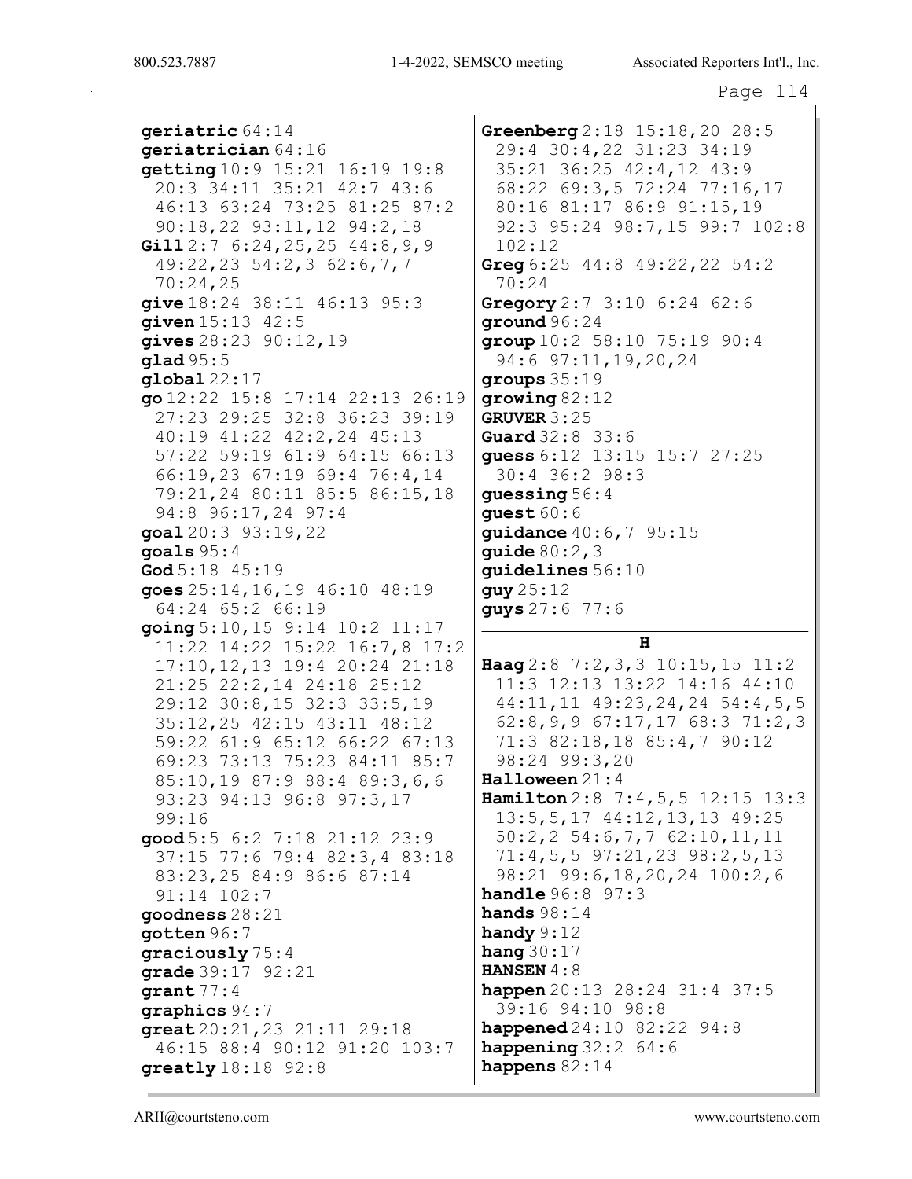**geriatric** 64:14
**geriatrician** 64:16
**getting** 10:9 15:21 16:19 19:8 20:3 34:11 35:21 42:7 43:6 46:13 63:24 73:25 81:25 87:2 90:18,22 93:11,12 94:2,18
**Gill** 2:7 6:24,25,25 44:8,9,9 49:22,23 54:2,3 62:6,7,7 70:24,25
**give** 18:24 38:11 46:13 95:3
**given** 15:13 42:5
**gives** 28:23 90:12,19
**glad** 95:5
**global** 22:17
**go** 12:22 15:8 17:14 22:13 26:19 27:23 29:25 32:8 36:23 39:19 40:19 41:22 42:2,24 45:13 57:22 59:19 61:9 64:15 66:13 66:19,23 67:19 69:4 76:4,14 79:21,24 80:11 85:5 86:15,18 94:8 96:17,24 97:4
**goal** 20:3 93:19,22
**goals** 95:4
**God** 5:18 45:19
**goes** 25:14,16,19 46:10 48:19 64:24 65:2 66:19
**going** 5:10,15 9:14 10:2 11:17 11:22 14:22 15:22 16:7,8 17:2 17:10,12,13 19:4 20:24 21:18 21:25 22:2,14 24:18 25:12 29:12 30:8,15 32:3 33:5,19 35:12,25 42:15 43:11 48:12 59:22 61:9 65:12 66:22 67:13 69:23 73:13 75:23 84:11 85:7 85:10,19 87:9 88:4 89:3,6,6 93:23 94:13 96:8 97:3,17 99:16
**good** 5:5 6:2 7:18 21:12 23:9 37:15 77:6 79:4 82:3,4 83:18 83:23,25 84:9 86:6 87:14 91:14 102:7
**goodness** 28:21
**gotten** 96:7
**graciously** 75:4
**grade** 39:17 92:21
**grant** 77:4
**graphics** 94:7
**great** 20:21,23 21:11 29:18 46:15 88:4 90:12 91:20 103:7
**greatly** 18:18 92:8
**Greenberg** 2:18 15:18,20 28:5 29:4 30:4,22 31:23 34:19 35:21 36:25 42:4,12 43:9 68:22 69:3,5 72:24 77:16,17 80:16 81:17 86:9 91:15,19 92:3 95:24 98:7,15 99:7 102:8 102:12
**Greg** 6:25 44:8 49:22,22 54:2 70:24
**Gregory** 2:7 3:10 6:24 62:6
**ground** 96:24
**group** 10:2 58:10 75:19 90:4 94:6 97:11,19,20,24
**groups** 35:19
**growing** 82:12
**GRUVER** 3:25
**Guard** 32:8 33:6
**guess** 6:12 13:15 15:7 27:25 30:4 36:2 98:3
**guessing** 56:4
**guest** 60:6
**guidance** 40:6,7 95:15
**guide** 80:2,3
**guidelines** 56:10
**guy** 25:12
**guys** 27:6 77:6

## H

**Haag** 2:8 7:2,3,3 10:15,15 11:2 11:3 12:13 13:22 14:16 44:10 44:11,11 49:23,24,24 54:4,5,5 62:8,9,9 67:17,17 68:3 71:2,3 71:3 82:18,18 85:4,7 90:12 98:24 99:3,20
**Halloween** 21:4
**Hamilton** 2:8 7:4,5,5 12:15 13:3 13:5,5,17 44:12,13,13 49:25 50:2,2 54:6,7,7 62:10,11,11 71:4,5,5 97:21,23 98:2,5,13 98:21 99:6,18,20,24 100:2,6
**handle** 96:8 97:3
**hands** 98:14
**handy** 9:12
**hang** 30:17
**HANSEN** 4:8
**happen** 20:13 28:24 31:4 37:5 39:16 94:10 98:8
**happened** 24:10 82:22 94:8
**happening** 32:2 64:6
**happens** 82:14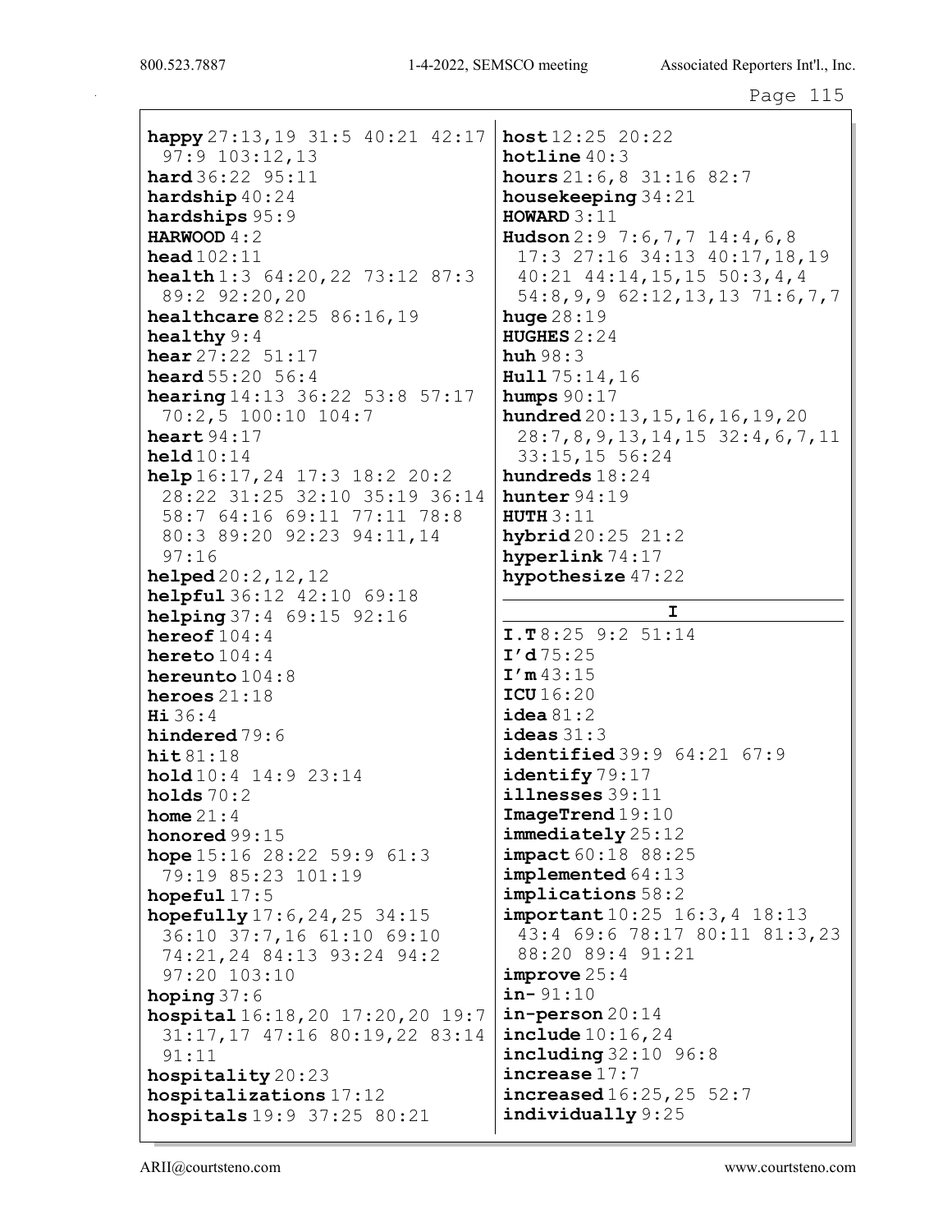**happy** 27:13,19 31:5 40:21 42:17 97:9 103:12,13
**hard** 36:22 95:11
**hardship** 40:24
**hardships** 95:9
**HARWOOD** 4:2
**head** 102:11
**health** 1:3 64:20,22 73:12 87:3 89:2 92:20,20
**healthcare** 82:25 86:16,19
**healthy** 9:4
**hear** 27:22 51:17
**heard** 55:20 56:4
**hearing** 14:13 36:22 53:8 57:17 70:2,5 100:10 104:7
**heart** 94:17
**held** 10:14
**help** 16:17,24 17:3 18:2 20:2 28:22 31:25 32:10 35:19 36:14 58:7 64:16 69:11 77:11 78:8 80:3 89:20 92:23 94:11,14 97:16
**helped** 20:2,12,12
**helpful** 36:12 42:10 69:18
**helping** 37:4 69:15 92:16
**hereof** 104:4
**hereto** 104:4
**hereunto** 104:8
**heroes** 21:18
**Hi** 36:4
**hindered** 79:6
**hit** 81:18
**hold** 10:4 14:9 23:14
**holds** 70:2
**home** 21:4
**honored** 99:15
**hope** 15:16 28:22 59:9 61:3 79:19 85:23 101:19
**hopeful** 17:5
**hopefully** 17:6,24,25 34:15 36:10 37:7,16 61:10 69:10 74:21,24 84:13 93:24 94:2 97:20 103:10
**hoping** 37:6
**hospital** 16:18,20 17:20,20 19:7 31:17,17 47:16 80:19,22 83:14 91:11
**hospitality** 20:23
**hospitalizations** 17:12
**hospitals** 19:9 37:25 80:21
**host** 12:25 20:22
**hotline** 40:3
**hours** 21:6,8 31:16 82:7
**housekeeping** 34:21
**HOWARD** 3:11
**Hudson** 2:9 7:6,7,7 14:4,6,8 17:3 27:16 34:13 40:17,18,19 40:21 44:14,15,15 50:3,4,4 54:8,9,9 62:12,13,13 71:6,7,7
**huge** 28:19
**HUGHES** 2:24
**huh** 98:3
**Hull** 75:14,16
**humps** 90:17
**hundred** 20:13,15,16,16,19,20 28:7,8,9,13,14,15 32:4,6,7,11 33:15,15 56:24
**hundreds** 18:24
**hunter** 94:19
**HUTH** 3:11
**hybrid** 20:25 21:2
**hyperlink** 74:17
**hypothesize** 47:22

## I

**I.T** 8:25 9:2 51:14
**I'd** 75:25
**I'm** 43:15
**ICU** 16:20
**idea** 81:2
**ideas** 31:3
**identified** 39:9 64:21 67:9
**identify** 79:17
**illnesses** 39:11
**ImageTrend** 19:10
**immediately** 25:12
**impact** 60:18 88:25
**implemented** 64:13
**implications** 58:2
**important** 10:25 16:3,4 18:13 43:4 69:6 78:17 80:11 81:3,23 88:20 89:4 91:21
**improve** 25:4
**in-** 91:10
**in-person** 20:14
**include** 10:16,24
**including** 32:10 96:8
**increase** 17:7
**increased** 16:25,25 52:7
**individually** 9:25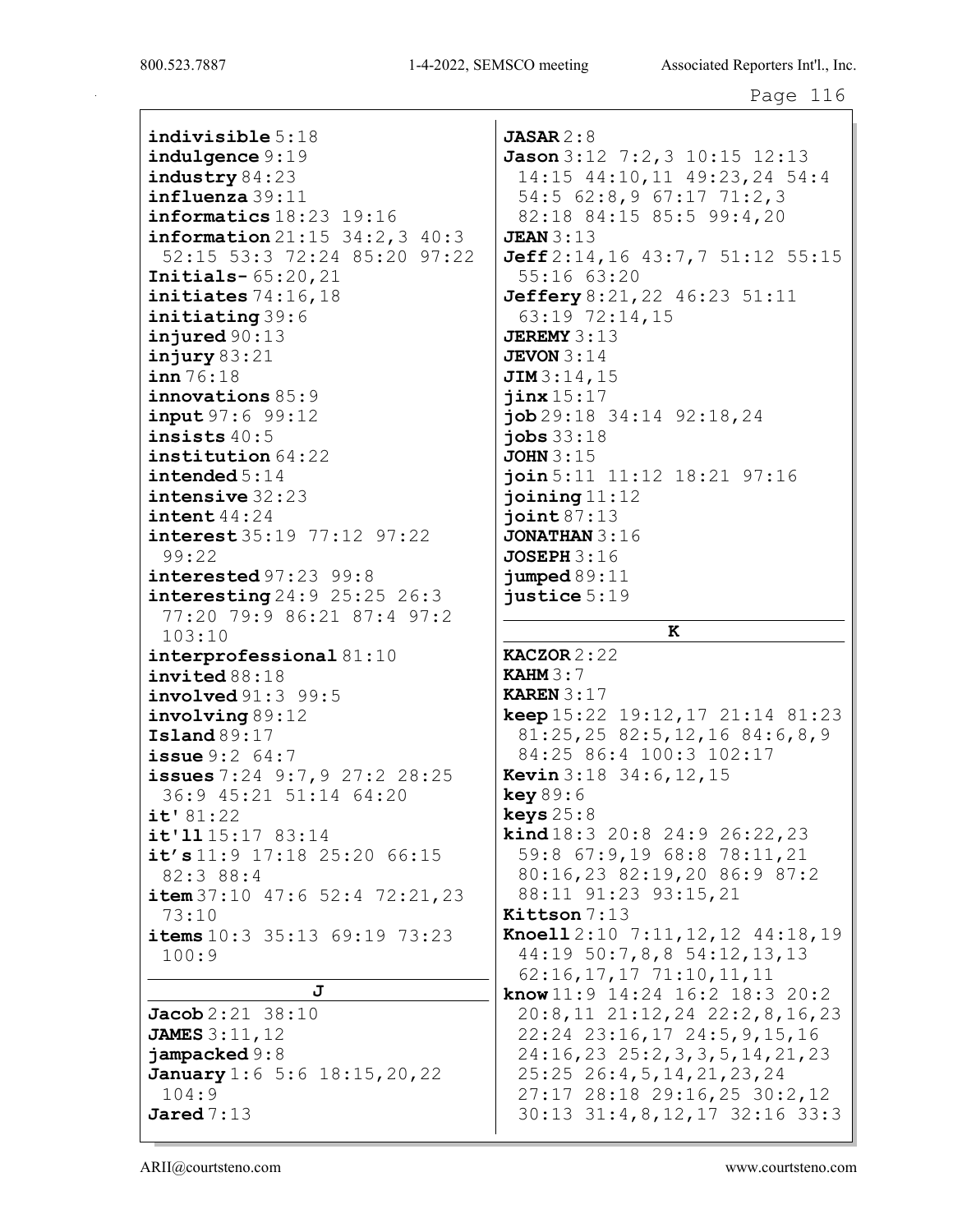**indivisible** 5:18
**indulgence** 9:19
**industry** 84:23
**influenza** 39:11
**informatics** 18:23 19:16
**information** 21:15 34:2,3 40:3 52:15 53:3 72:24 85:20 97:22
**Initials-** 65:20,21
**initiates** 74:16,18
**initiating** 39:6
**injured** 90:13
**injury** 83:21
**inn** 76:18
**innovations** 85:9
**input** 97:6 99:12
**insists** 40:5
**institution** 64:22
**intended** 5:14
**intensive** 32:23
**intent** 44:24
**interest** 35:19 77:12 97:22 99:22
**interested** 97:23 99:8
**interesting** 24:9 25:25 26:3 77:20 79:9 86:21 87:4 97:2 103:10
**interprofessional** 81:10
**invited** 88:18
**involved** 91:3 99:5
**involving** 89:12
**Island** 89:17
**issue** 9:2 64:7
**issues** 7:24 9:7,9 27:2 28:25 36:9 45:21 51:14 64:20
**it'** 81:22
**it'll** 15:17 83:14
**it's** 11:9 17:18 25:20 66:15 82:3 88:4
**item** 37:10 47:6 52:4 72:21,23 73:10
**items** 10:3 35:13 69:19 73:23 100:9

## J

**Jacob** 2:21 38:10
**JAMES** 3:11,12
**jampacked** 9:8
**January** 1:6 5:6 18:15,20,22 104:9
**Jared** 7:13
**JASAR** 2:8
**Jason** 3:12 7:2,3 10:15 12:13 14:15 44:10,11 49:23,24 54:4 54:5 62:8,9 67:17 71:2,3 82:18 84:15 85:5 99:4,20
**JEAN** 3:13
**Jeff** 2:14,16 43:7,7 51:12 55:15 55:16 63:20
**Jeffery** 8:21,22 46:23 51:11 63:19 72:14,15
**JEREMY** 3:13
**JEVON** 3:14
**JIM** 3:14,15
**jinx** 15:17
**job** 29:18 34:14 92:18,24
**jobs** 33:18
**JOHN** 3:15
**join** 5:11 11:12 18:21 97:16
**joining** 11:12
**joint** 87:13
**JONATHAN** 3:16
**JOSEPH** 3:16
**jumped** 89:11
**justice** 5:19

## K

**KACZOR** 2:22
**KAHM** 3:7
**KAREN** 3:17
**keep** 15:22 19:12,17 21:14 81:23 81:25,25 82:5,12,16 84:6,8,9 84:25 86:4 100:3 102:17
**Kevin** 3:18 34:6,12,15
**key** 89:6
**keys** 25:8
**kind** 18:3 20:8 24:9 26:22,23 59:8 67:9,19 68:8 78:11,21 80:16,23 82:19,20 86:9 87:2 88:11 91:23 93:15,21
**Kittson** 7:13
**Knoell** 2:10 7:11,12,12 44:18,19 44:19 50:7,8,8 54:12,13,13 62:16,17,17 71:10,11,11
**know** 11:9 14:24 16:2 18:3 20:2 20:8,11 21:12,24 22:2,8,16,23 22:24 23:16,17 24:5,9,15,16 24:16,23 25:2,3,3,5,14,21,23 25:25 26:4,5,14,21,23,24 27:17 28:18 29:16,25 30:2,12 30:13 31:4,8,12,17 32:16 33:3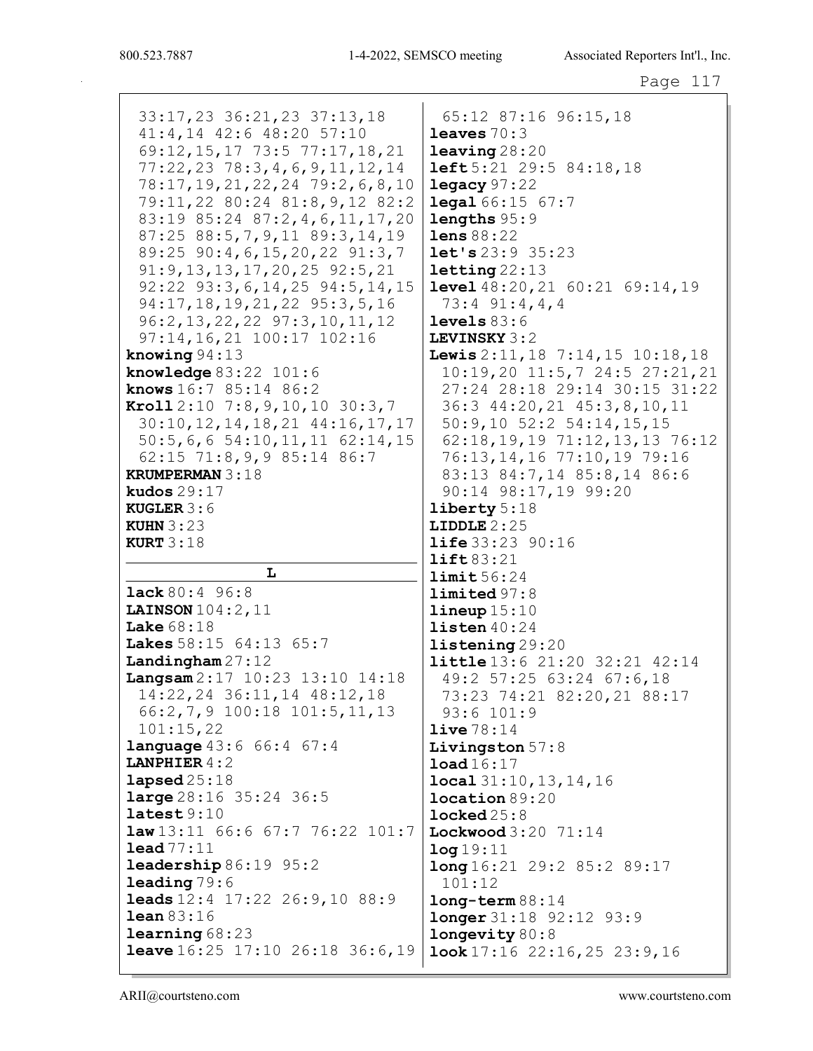33:17,23 36:21,23 37:13,18 41:4,14 42:6 48:20 57:10 69:12,15,17 73:5 77:17,18,21 77:22,23 78:3,4,6,9,11,12,14 78:17,19,21,22,24 79:2,6,8,10 79:11,22 80:24 81:8,9,12 82:2 83:19 85:24 87:2,4,6,11,17,20 87:25 88:5,7,9,11 89:3,14,19 89:25 90:4,6,15,20,22 91:3,7 91:9,13,13,17,20,25 92:5,21 92:22 93:3,6,14,25 94:5,14,15 94:17,18,19,21,22 95:3,5,16 96:2,13,22,22 97:3,10,11,12 97:14,16,21 100:17 102:16

**knowing** 94:13
**knowledge** 83:22 101:6
**knows** 16:7 85:14 86:2
**Kroll** 2:10 7:8,9,10,10 30:3,7 30:10,12,14,18,21 44:16,17,17 50:5,6,6 54:10,11,11 62:14,15 62:15 71:8,9,9 85:14 86:7
**KRUMPERMAN** 3:18
**kudos** 29:17
**KUGLER** 3:6
**KUHN** 3:23
**KURT** 3:18

## L

**lack** 80:4 96:8
**LAINSON** 104:2,11
**Lake** 68:18
**Lakes** 58:15 64:13 65:7
**Landingham** 27:12
**Langsam** 2:17 10:23 13:10 14:18 14:22,24 36:11,14 48:12,18 66:2,7,9 100:18 101:5,11,13 101:15,22
**language** 43:6 66:4 67:4
**LANPHIER** 4:2
**lapsed** 25:18
**large** 28:16 35:24 36:5
**latest** 9:10
**law** 13:11 66:6 67:7 76:22 101:7
**lead** 77:11
**leadership** 86:19 95:2
**leading** 79:6
**leads** 12:4 17:22 26:9,10 88:9
**lean** 83:16
**learning** 68:23
**leave** 16:25 17:10 26:18 36:6,19 65:12 87:16 96:15,18
**leaves** 70:3
**leaving** 28:20
**left** 5:21 29:5 84:18,18
**legacy** 97:22
**legal** 66:15 67:7
**lengths** 95:9
**lens** 88:22
**let's** 23:9 35:23
**letting** 22:13
**level** 48:20,21 60:21 69:14,19 73:4 91:4,4,4
**levels** 83:6
**LEVINSKY** 3:2
**Lewis** 2:11,18 7:14,15 10:18,18 10:19,20 11:5,7 24:5 27:21,21 27:24 28:18 29:14 30:15 31:22 36:3 44:20,21 45:3,8,10,11 50:9,10 52:2 54:14,15,15 62:18,19,19 71:12,13,13 76:12 76:13,14,16 77:10,19 79:16 83:13 84:7,14 85:8,14 86:6 90:14 98:17,19 99:20
**liberty** 5:18
**LIDDLE** 2:25
**life** 33:23 90:16
**lift** 83:21
**limit** 56:24
**limited** 97:8
**lineup** 15:10
**listen** 40:24
**listening** 29:20
**little** 13:6 21:20 32:21 42:14 49:2 57:25 63:24 67:6,18 73:23 74:21 82:20,21 88:17 93:6 101:9
**live** 78:14
**Livingston** 57:8
**load** 16:17
**local** 31:10,13,14,16
**location** 89:20
**locked** 25:8
**Lockwood** 3:20 71:14
**log** 19:11
**long** 16:21 29:2 85:2 89:17 101:12
**long-term** 88:14
**longer** 31:18 92:12 93:9
**longevity** 80:8
**look** 17:16 22:16,25 23:9,16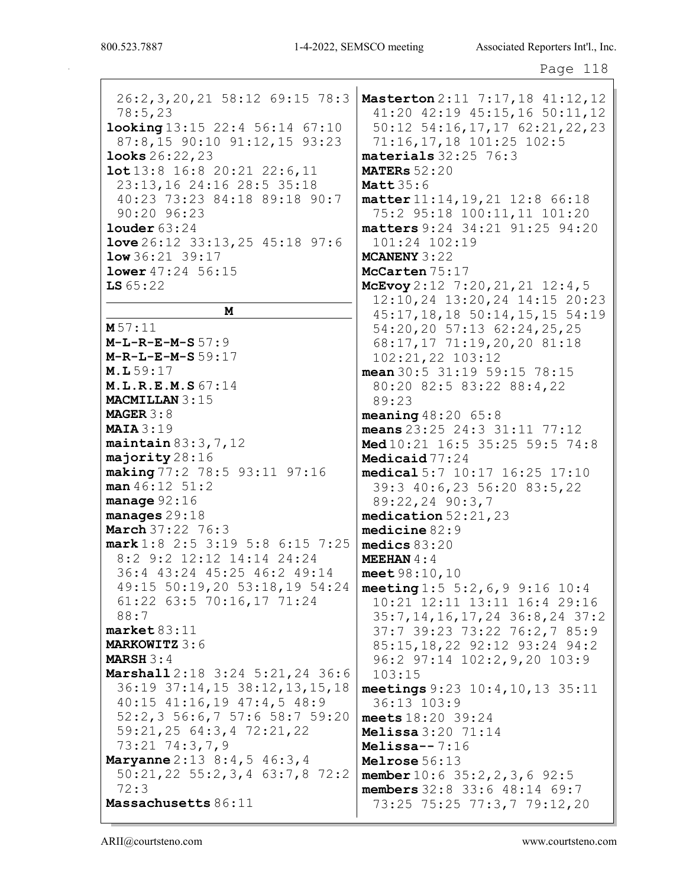26:2,3,20,21 58:12 69:15 78:3 78:5,23
**looking** 13:15 22:4 56:14 67:10 87:8,15 90:10 91:12,15 93:23
**looks** 26:22,23
**lot** 13:8 16:8 20:21 22:6,11 23:13,16 24:16 28:5 35:18 40:23 73:23 84:18 89:18 90:7 90:20 96:23
**louder** 63:24
**love** 26:12 33:13,25 45:18 97:6
**low** 36:21 39:17
**lower** 47:24 56:15
**LS** 65:22

## M

**M** 57:11
**M-L-R-E-M-S** 57:9
**M-R-L-E-M-S** 59:17
**M.L** 59:17
**M.L.R.E.M.S** 67:14
**MACMILLAN** 3:15
**MAGER** 3:8
**MAIA** 3:19
**maintain** 83:3,7,12
**majority** 28:16
**making** 77:2 78:5 93:11 97:16
**man** 46:12 51:2
**manage** 92:16
**manages** 29:18
**March** 37:22 76:3
**mark** 1:8 2:5 3:19 5:8 6:15 7:25 8:2 9:2 12:12 14:14 24:24 36:4 43:24 45:25 46:2 49:14 49:15 50:19,20 53:18,19 54:24 61:22 63:5 70:16,17 71:24 88:7
**market** 83:11
**MARKOWITZ** 3:6
**MARSH** 3:4
**Marshall** 2:18 3:24 5:21,24 36:6 36:19 37:14,15 38:12,13,15,18 40:15 41:16,19 47:4,5 48:9 52:2,3 56:6,7 57:6 58:7 59:20 59:21,25 64:3,4 72:21,22 73:21 74:3,7,9
**Maryanne** 2:13 8:4,5 46:3,4 50:21,22 55:2,3,4 63:7,8 72:2 72:3
**Massachusetts** 86:11
**Masterton** 2:11 7:17,18 41:12,12 41:20 42:19 45:15,16 50:11,12 50:12 54:16,17,17 62:21,22,23 71:16,17,18 101:25 102:5
**materials** 32:25 76:3
**MATERs** 52:20
**Matt** 35:6
**matter** 11:14,19,21 12:8 66:18 75:2 95:18 100:11,11 101:20
**matters** 9:24 34:21 91:25 94:20 101:24 102:19
**MCANENY** 3:22
**McCarten** 75:17
**McEvoy** 2:12 7:20,21,21 12:4,5 12:10,24 13:20,24 14:15 20:23 45:17,18,18 50:14,15,15 54:19 54:20,20 57:13 62:24,25,25 68:17,17 71:19,20,20 81:18 102:21,22 103:12
**mean** 30:5 31:19 59:15 78:15 80:20 82:5 83:22 88:4,22 89:23
**meaning** 48:20 65:8
**means** 23:25 24:3 31:11 77:12
**Med** 10:21 16:5 35:25 59:5 74:8
**Medicaid** 77:24
**medical** 5:7 10:17 16:25 17:10 39:3 40:6,23 56:20 83:5,22 89:22,24 90:3,7
**medication** 52:21,23
**medicine** 82:9
**medics** 83:20
**MEEHAN** 4:4
**meet** 98:10,10
**meeting** 1:5 5:2,6,9 9:16 10:4 10:21 12:11 13:11 16:4 29:16 35:7,14,16,17,24 36:8,24 37:2 37:7 39:23 73:22 76:2,7 85:9 85:15,18,22 92:12 93:24 94:2 96:2 97:14 102:2,9,20 103:9 103:15
**meetings** 9:23 10:4,10,13 35:11 36:13 103:9
**meets** 18:20 39:24
**Melissa** 3:20 71:14
**Melissa--** 7:16
**Melrose** 56:13
**member** 10:6 35:2,2,3,6 92:5
**members** 32:8 33:6 48:14 69:7 73:25 75:25 77:3,7 79:12,20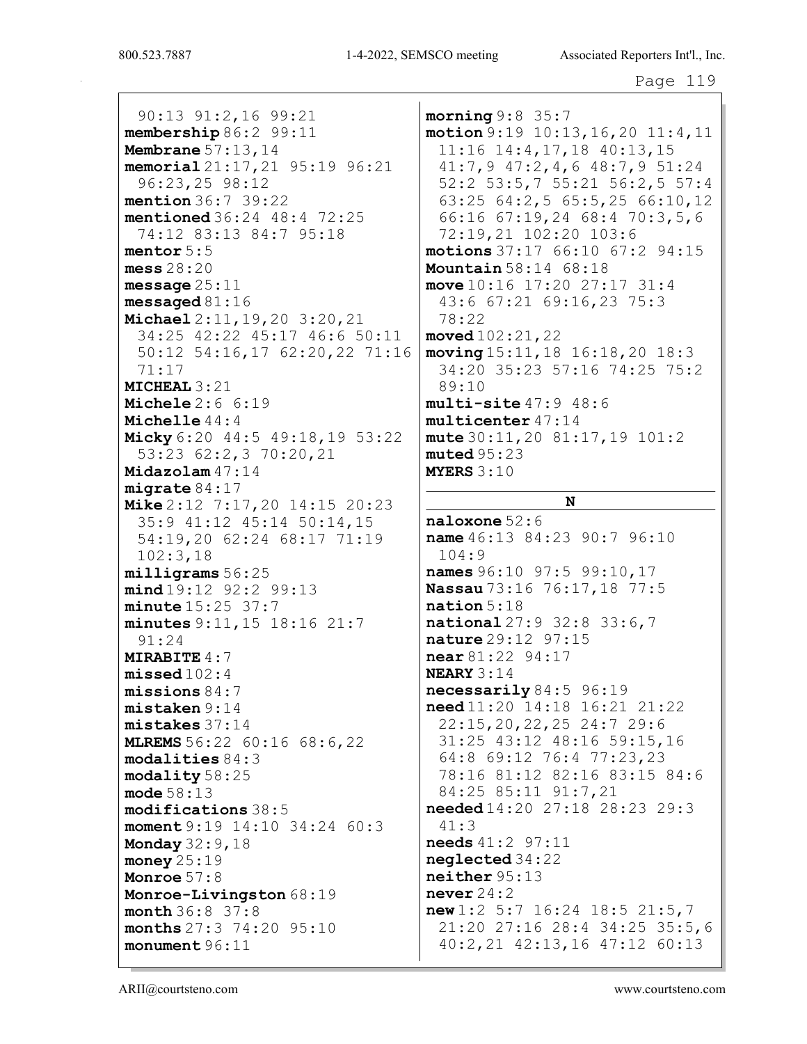90:13 91:2,16 99:21
**membership** 86:2 99:11
**Membrane** 57:13,14
**memorial** 21:17,21 95:19 96:21 96:23,25 98:12
**mention** 36:7 39:22
**mentioned** 36:24 48:4 72:25 74:12 83:13 84:7 95:18
**mentor** 5:5
**mess** 28:20
**message** 25:11
**messaged** 81:16
**Michael** 2:11,19,20 3:20,21 34:25 42:22 45:17 46:6 50:11 50:12 54:16,17 62:20,22 71:16 71:17
**MICHEAL** 3:21
**Michele** 2:6 6:19
**Michelle** 44:4
**Micky** 6:20 44:5 49:18,19 53:22 53:23 62:2,3 70:20,21
**Midazolam** 47:14
**migrate** 84:17
**Mike** 2:12 7:17,20 14:15 20:23 35:9 41:12 45:14 50:14,15 54:19,20 62:24 68:17 71:19 102:3,18
**milligrams** 56:25
**mind** 19:12 92:2 99:13
**minute** 15:25 37:7
**minutes** 9:11,15 18:16 21:7 91:24
**MIRABITE** 4:7
**missed** 102:4
**missions** 84:7
**mistaken** 9:14
**mistakes** 37:14
**MLREMS** 56:22 60:16 68:6,22
**modalities** 84:3
**modality** 58:25
**mode** 58:13
**modifications** 38:5
**moment** 9:19 14:10 34:24 60:3
**Monday** 32:9,18
**money** 25:19
**Monroe** 57:8
**Monroe-Livingston** 68:19
**month** 36:8 37:8
**months** 27:3 74:20 95:10
**monument** 96:11
**morning** 9:8 35:7
**motion** 9:19 10:13,16,20 11:4,11 11:16 14:4,17,18 40:13,15 41:7,9 47:2,4,6 48:7,9 51:24 52:2 53:5,7 55:21 56:2,5 57:4 63:25 64:2,5 65:5,25 66:10,12 66:16 67:19,24 68:4 70:3,5,6 72:19,21 102:20 103:6
**motions** 37:17 66:10 67:2 94:15
**Mountain** 58:14 68:18
**move** 10:16 17:20 27:17 31:4 43:6 67:21 69:16,23 75:3 78:22
**moved** 102:21,22
**moving** 15:11,18 16:18,20 18:3 34:20 35:23 57:16 74:25 75:2 89:10
**multi-site** 47:9 48:6
**multicenter** 47:14
**mute** 30:11,20 81:17,19 101:2
**muted** 95:23
**MYERS** 3:10

## N

**naloxone** 52:6
**name** 46:13 84:23 90:7 96:10 104:9
**names** 96:10 97:5 99:10,17
**Nassau** 73:16 76:17,18 77:5
**nation** 5:18
**national** 27:9 32:8 33:6,7
**nature** 29:12 97:15
**near** 81:22 94:17
**NEARY** 3:14
**necessarily** 84:5 96:19
**need** 11:20 14:18 16:21 21:22 22:15,20,22,25 24:7 29:6 31:25 43:12 48:16 59:15,16 64:8 69:12 76:4 77:23,23 78:16 81:12 82:16 83:15 84:6 84:25 85:11 91:7,21
**needed** 14:20 27:18 28:23 29:3 41:3
**needs** 41:2 97:11
**neglected** 34:22
**neither** 95:13
**never** 24:2
**new** 1:2 5:7 16:24 18:5 21:5,7 21:20 27:16 28:4 34:25 35:5,6 40:2,21 42:13,16 47:12 60:13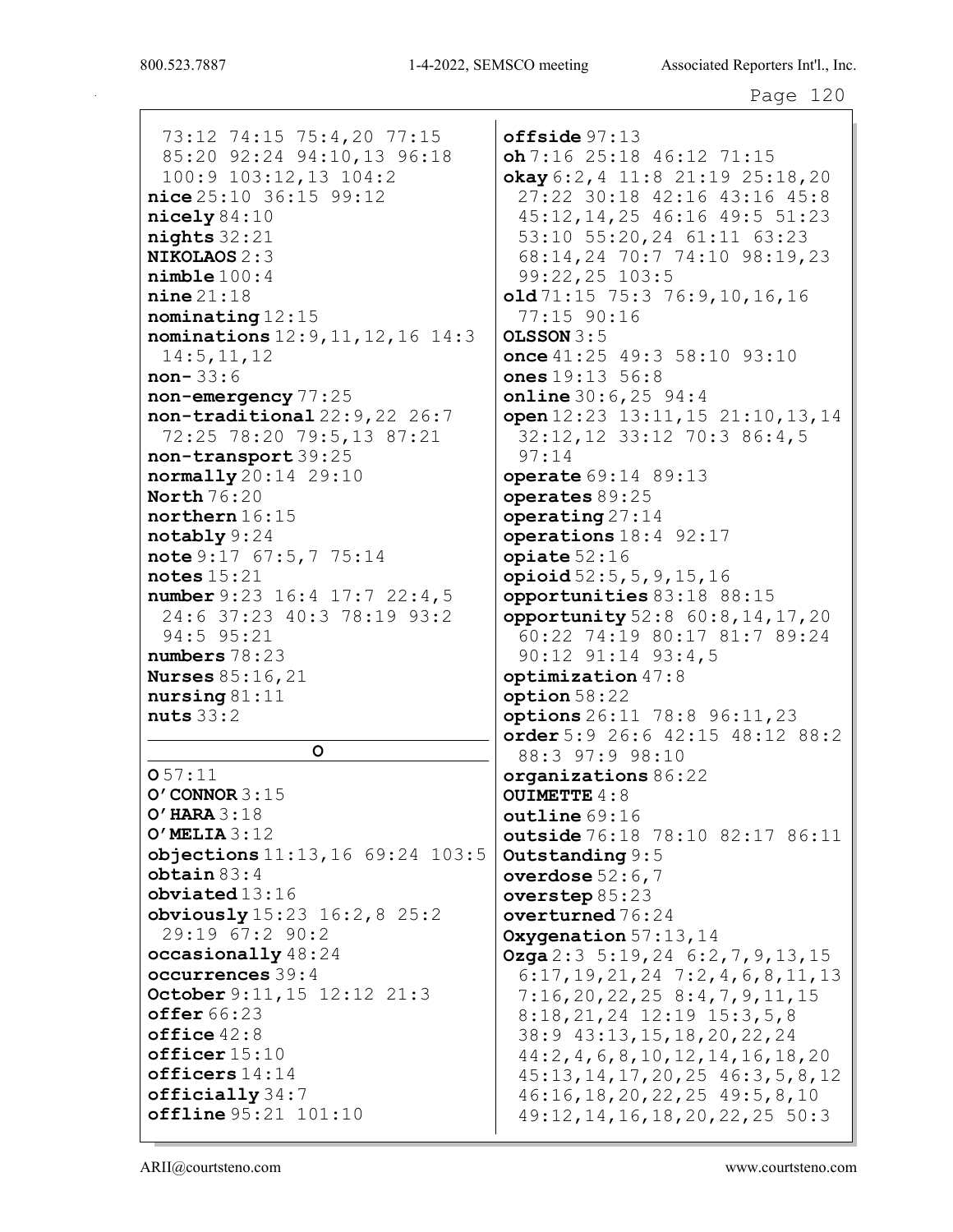73:12 74:15 75:4,20 77:15 85:20 92:24 94:10,13 96:18 100:9 103:12,13 104:2
**nice** 25:10 36:15 99:12
**nicely** 84:10
**nights** 32:21
**NIKOLAOS** 2:3
**nimble** 100:4
**nine** 21:18
**nominating** 12:15
**nominations** 12:9,11,12,16 14:3 14:5,11,12
**non-** 33:6
**non-emergency** 77:25
**non-traditional** 22:9,22 26:7 72:25 78:20 79:5,13 87:21
**non-transport** 39:25
**normally** 20:14 29:10
**North** 76:20
**northern** 16:15
**notably** 9:24
**note** 9:17 67:5,7 75:14
**notes** 15:21
**number** 9:23 16:4 17:7 22:4,5 24:6 37:23 40:3 78:19 93:2 94:5 95:21
**numbers** 78:23
**Nurses** 85:16,21
**nursing** 81:11
**nuts** 33:2

## O

**O** 57:11
**O'CONNOR** 3:15
**O'HARA** 3:18
**O'MELIA** 3:12
**objections** 11:13,16 69:24 103:5
**obtain** 83:4
**obviated** 13:16
**obviously** 15:23 16:2,8 25:2 29:19 67:2 90:2
**occasionally** 48:24
**occurrences** 39:4
**October** 9:11,15 12:12 21:3
**offer** 66:23
**office** 42:8
**officer** 15:10
**officers** 14:14
**officially** 34:7
**offline** 95:21 101:10
**offside** 97:13
**oh** 7:16 25:18 46:12 71:15
**okay** 6:2,4 11:8 21:19 25:18,20 27:22 30:18 42:16 43:16 45:8 45:12,14,25 46:16 49:5 51:23 53:10 55:20,24 61:11 63:23 68:14,24 70:7 74:10 98:19,23 99:22,25 103:5
**old** 71:15 75:3 76:9,10,16,16 77:15 90:16
**OLSSON** 3:5
**once** 41:25 49:3 58:10 93:10
**ones** 19:13 56:8
**online** 30:6,25 94:4
**open** 12:23 13:11,15 21:10,13,14 32:12,12 33:12 70:3 86:4,5 97:14
**operate** 69:14 89:13
**operates** 89:25
**operating** 27:14
**operations** 18:4 92:17
**opiate** 52:16
**opioid** 52:5,5,9,15,16
**opportunities** 83:18 88:15
**opportunity** 52:8 60:8,14,17,20 60:22 74:19 80:17 81:7 89:24 90:12 91:14 93:4,5
**optimization** 47:8
**option** 58:22
**options** 26:11 78:8 96:11,23
**order** 5:9 26:6 42:15 48:12 88:2 88:3 97:9 98:10
**organizations** 86:22
**OUIMETTE** 4:8
**outline** 69:16
**outside** 76:18 78:10 82:17 86:11
**Outstanding** 9:5
**overdose** 52:6,7
**overstep** 85:23
**overturned** 76:24
**Oxygenation** 57:13,14
**Ozga** 2:3 5:19,24 6:2,7,9,13,15 6:17,19,21,24 7:2,4,6,8,11,13 7:16,20,22,25 8:4,7,9,11,15 8:18,21,24 12:19 15:3,5,8 38:9 43:13,15,18,20,22,24 44:2,4,6,8,10,12,14,16,18,20 45:13,14,17,20,25 46:3,5,8,12 46:16,18,20,22,25 49:5,8,10 49:12,14,16,18,20,22,25 50:3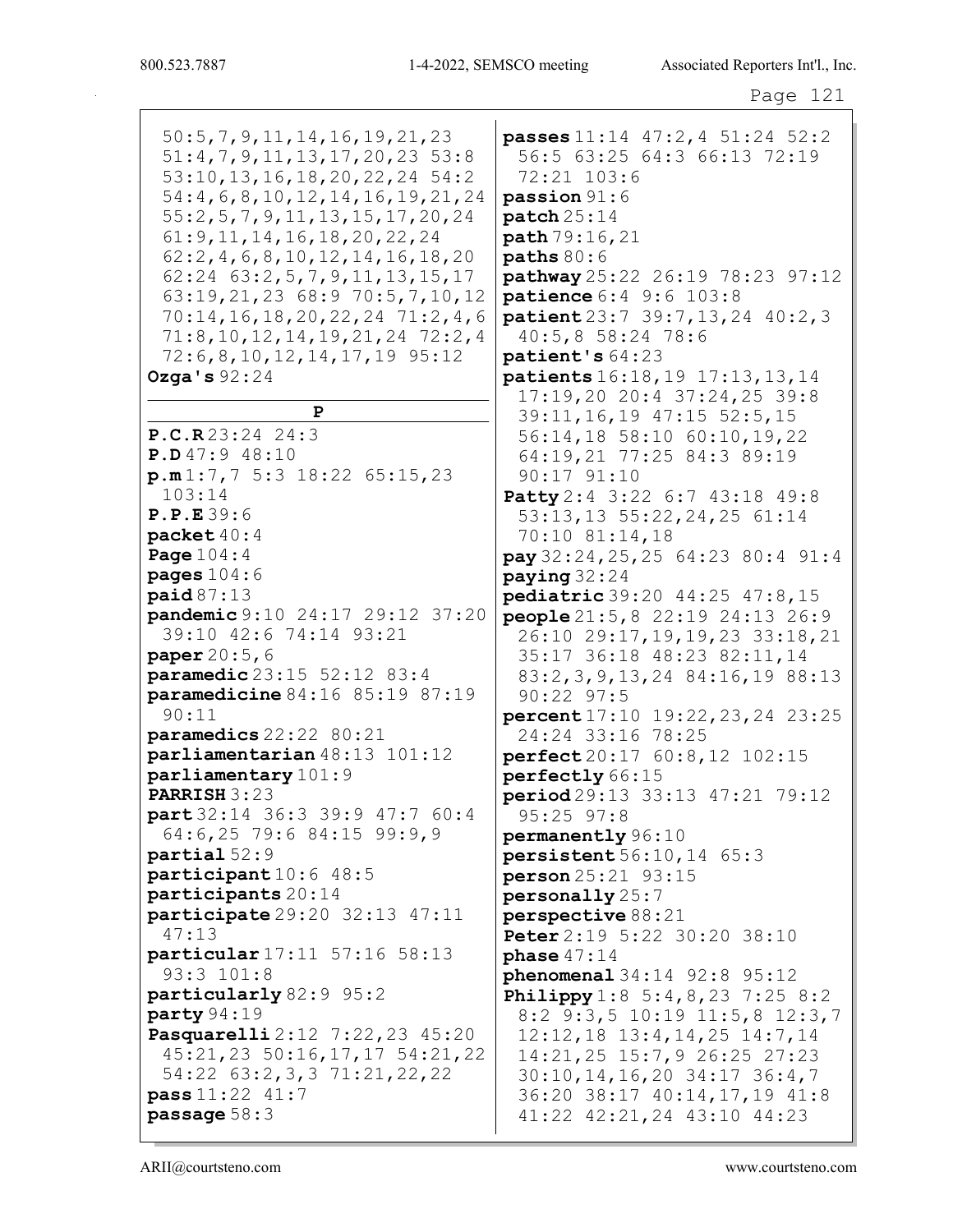50:5,7,9,11,14,16,19,21,23
51:4,7,9,11,13,17,20,23 53:8
53:10,13,16,18,20,22,24 54:2
54:4,6,8,10,12,14,16,19,21,24
55:2,5,7,9,11,13,15,17,20,24
61:9,11,14,16,18,20,22,24
62:2,4,6,8,10,12,14,16,18,20
62:24 63:2,5,7,9,11,13,15,17
63:19,21,23 68:9 70:5,7,10,12
70:14,16,18,20,22,24 71:2,4,6
71:8,10,12,14,19,21,24 72:2,4
72:6,8,10,12,14,17,19 95:12

**Ozga's** 92:24

## P

**P.C.R** 23:24 24:3
**P.D** 47:9 48:10
**p.m** 1:7,7 5:3 18:22 65:15,23 103:14
**P.P.E** 39:6
**packet** 40:4
**Page** 104:4
**pages** 104:6
**paid** 87:13
**pandemic** 9:10 24:17 29:12 37:20 39:10 42:6 74:14 93:21
**paper** 20:5,6
**paramedic** 23:15 52:12 83:4
**paramedicine** 84:16 85:19 87:19 90:11
**paramedics** 22:22 80:21
**parliamentarian** 48:13 101:12
**parliamentary** 101:9
**PARRISH** 3:23
**part** 32:14 36:3 39:9 47:7 60:4 64:6,25 79:6 84:15 99:9,9
**partial** 52:9
**participant** 10:6 48:5
**participants** 20:14
**participate** 29:20 32:13 47:11 47:13
**particular** 17:11 57:16 58:13 93:3 101:8
**particularly** 82:9 95:2
**party** 94:19
**Pasquarelli** 2:12 7:22,23 45:20 45:21,23 50:16,17,17 54:21,22 54:22 63:2,3,3 71:21,22,22
**pass** 11:22 41:7
**passage** 58:3
**passes** 11:14 47:2,4 51:24 52:2 56:5 63:25 64:3 66:13 72:19 72:21 103:6
**passion** 91:6
**patch** 25:14
**path** 79:16,21
**paths** 80:6
**pathway** 25:22 26:19 78:23 97:12
**patience** 6:4 9:6 103:8
**patient** 23:7 39:7,13,24 40:2,3 40:5,8 58:24 78:6
**patient's** 64:23
**patients** 16:18,19 17:13,13,14 17:19,20 20:4 37:24,25 39:8 39:11,16,19 47:15 52:5,15 56:14,18 58:10 60:10,19,22 64:19,21 77:25 84:3 89:19 90:17 91:10
**Patty** 2:4 3:22 6:7 43:18 49:8 53:13,13 55:22,24,25 61:14 70:10 81:14,18
**pay** 32:24,25,25 64:23 80:4 91:4
**paying** 32:24
**pediatric** 39:20 44:25 47:8,15
**people** 21:5,8 22:19 24:13 26:9 26:10 29:17,19,19,23 33:18,21 35:17 36:18 48:23 82:11,14 83:2,3,9,13,24 84:16,19 88:13 90:22 97:5
**percent** 17:10 19:22,23,24 23:25 24:24 33:16 78:25
**perfect** 20:17 60:8,12 102:15
**perfectly** 66:15
**period** 29:13 33:13 47:21 79:12 95:25 97:8
**permanently** 96:10
**persistent** 56:10,14 65:3
**person** 25:21 93:15
**personally** 25:7
**perspective** 88:21
**Peter** 2:19 5:22 30:20 38:10
**phase** 47:14
**phenomenal** 34:14 92:8 95:12
**Philippy** 1:8 5:4,8,23 7:25 8:2 8:2 9:3,5 10:19 11:5,8 12:3,7 12:12,18 13:4,14,25 14:7,14 14:21,25 15:7,9 26:25 27:23 30:10,14,16,20 34:17 36:4,7 36:20 38:17 40:14,17,19 41:8 41:22 42:21,24 43:10 44:23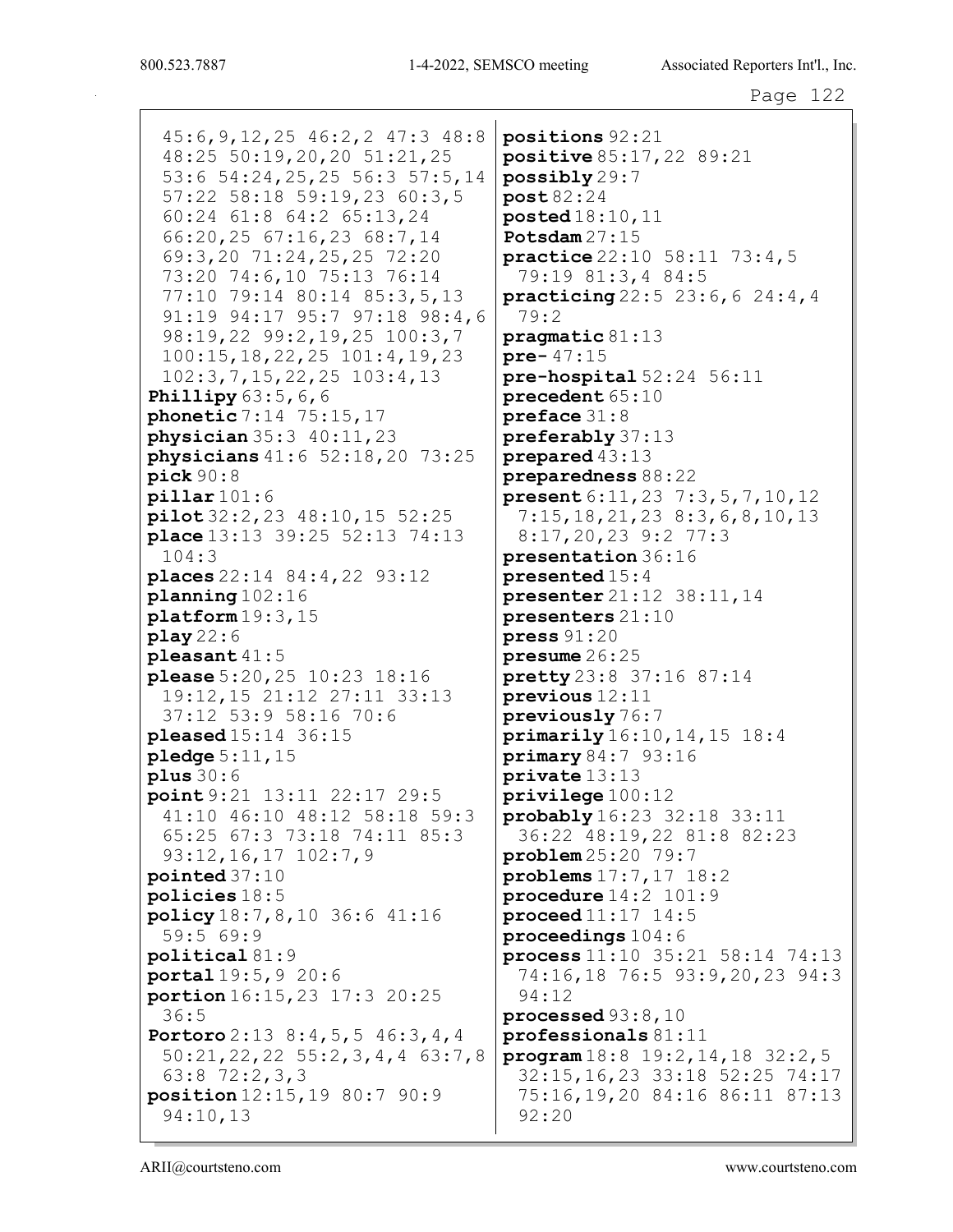45:6,9,12,25 46:2,2 47:3 48:8 48:25 50:19,20,20 51:21,25 53:6 54:24,25,25 56:3 57:5,14 57:22 58:18 59:19,23 60:3,5 60:24 61:8 64:2 65:13,24 66:20,25 67:16,23 68:7,14 69:3,20 71:24,25,25 72:20 73:20 74:6,10 75:13 76:14 77:10 79:14 80:14 85:3,5,13 91:19 94:17 95:7 97:18 98:4,6 98:19,22 99:2,19,25 100:3,7 100:15,18,22,25 101:4,19,23 102:3,7,15,22,25 103:4,13

**Phillipy** 63:5,6,6
**phonetic** 7:14 75:15,17
**physician** 35:3 40:11,23
**physicians** 41:6 52:18,20 73:25
**pick** 90:8
**pillar** 101:6
**pilot** 32:2,23 48:10,15 52:25
**place** 13:13 39:25 52:13 74:13 104:3
**places** 22:14 84:4,22 93:12
**planning** 102:16
**platform** 19:3,15
**play** 22:6
**pleasant** 41:5
**please** 5:20,25 10:23 18:16 19:12,15 21:12 27:11 33:13 37:12 53:9 58:16 70:6
**pleased** 15:14 36:15
**pledge** 5:11,15
**plus** 30:6
**point** 9:21 13:11 22:17 29:5 41:10 46:10 48:12 58:18 59:3 65:25 67:3 73:18 74:11 85:3 93:12,16,17 102:7,9
**pointed** 37:10
**policies** 18:5
**policy** 18:7,8,10 36:6 41:16 59:5 69:9
**political** 81:9
**portal** 19:5,9 20:6
**portion** 16:15,23 17:3 20:25 36:5
**Portoro** 2:13 8:4,5,5 46:3,4,4 50:21,22,22 55:2,3,4,4 63:7,8 63:8 72:2,3,3
**position** 12:15,19 80:7 90:9 94:10,13
**positions** 92:21
**positive** 85:17,22 89:21
**possibly** 29:7
**post** 82:24
**posted** 18:10,11
**Potsdam** 27:15
**practice** 22:10 58:11 73:4,5 79:19 81:3,4 84:5
**practicing** 22:5 23:6,6 24:4,4 79:2
**pragmatic** 81:13
**pre-** 47:15
**pre-hospital** 52:24 56:11
**precedent** 65:10
**preface** 31:8
**preferably** 37:13
**prepared** 43:13
**preparedness** 88:22
**present** 6:11,23 7:3,5,7,10,12 7:15,18,21,23 8:3,6,8,10,13 8:17,20,23 9:2 77:3
**presentation** 36:16
**presented** 15:4
**presenter** 21:12 38:11,14
**presenters** 21:10
**press** 91:20
**presume** 26:25
**pretty** 23:8 37:16 87:14
**previous** 12:11
**previously** 76:7
**primarily** 16:10,14,15 18:4
**primary** 84:7 93:16
**private** 13:13
**privilege** 100:12
**probably** 16:23 32:18 33:11 36:22 48:19,22 81:8 82:23
**problem** 25:20 79:7
**problems** 17:7,17 18:2
**procedure** 14:2 101:9
**proceed** 11:17 14:5
**proceedings** 104:6
**process** 11:10 35:21 58:14 74:13 74:16,18 76:5 93:9,20,23 94:3 94:12
**processed** 93:8,10
**professionals** 81:11
**program** 18:8 19:2,14,18 32:2,5 32:15,16,23 33:18 52:25 74:17 75:16,19,20 84:16 86:11 87:13 92:20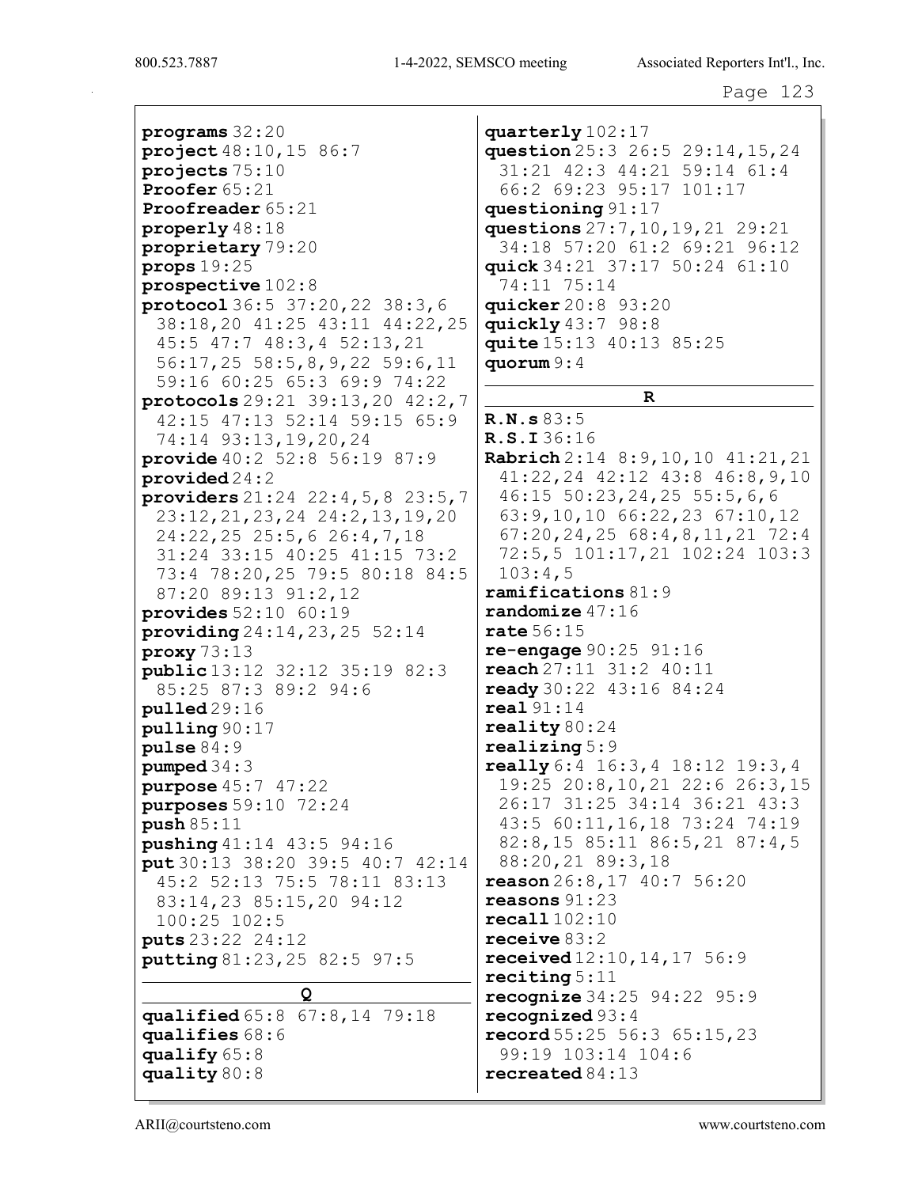**programs** 32:20
**project** 48:10,15 86:7
**projects** 75:10
**Proofer** 65:21
**Proofreader** 65:21
**properly** 48:18
**proprietary** 79:20
**props** 19:25
**prospective** 102:8
**protocol** 36:5 37:20,22 38:3,6 38:18,20 41:25 43:11 44:22,25 45:5 47:7 48:3,4 52:13,21 56:17,25 58:5,8,9,22 59:6,11 59:16 60:25 65:3 69:9 74:22
**protocols** 29:21 39:13,20 42:2,7 42:15 47:13 52:14 59:15 65:9 74:14 93:13,19,20,24
**provide** 40:2 52:8 56:19 87:9
**provided** 24:2
**providers** 21:24 22:4,5,8 23:5,7 23:12,21,23,24 24:2,13,19,20 24:22,25 25:5,6 26:4,7,18 31:24 33:15 40:25 41:15 73:2 73:4 78:20,25 79:5 80:18 84:5 87:20 89:13 91:2,12
**provides** 52:10 60:19
**providing** 24:14,23,25 52:14
**proxy** 73:13
**public** 13:12 32:12 35:19 82:3 85:25 87:3 89:2 94:6
**pulled** 29:16
**pulling** 90:17
**pulse** 84:9
**pumped** 34:3
**purpose** 45:7 47:22
**purposes** 59:10 72:24
**push** 85:11
**pushing** 41:14 43:5 94:16
**put** 30:13 38:20 39:5 40:7 42:14 45:2 52:13 75:5 78:11 83:13 83:14,23 85:15,20 94:12 100:25 102:5
**puts** 23:22 24:12
**putting** 81:23,25 82:5 97:5

**Q**

**qualified** 65:8 67:8,14 79:18
**qualifies** 68:6
**qualify** 65:8
**quality** 80:8
**quarterly** 102:17
**question** 25:3 26:5 29:14,15,24 31:21 42:3 44:21 59:14 61:4 66:2 69:23 95:17 101:17
**questioning** 91:17
**questions** 27:7,10,19,21 29:21 34:18 57:20 61:2 69:21 96:12
**quick** 34:21 37:17 50:24 61:10 74:11 75:14
**quicker** 20:8 93:20
**quickly** 43:7 98:8
**quite** 15:13 40:13 85:25
**quorum** 9:4

**R**

**R.N.s** 83:5
**R.S.I** 36:16
**Rabrich** 2:14 8:9,10,10 41:21,21 41:22,24 42:12 43:8 46:8,9,10 46:15 50:23,24,25 55:5,6,6 63:9,10,10 66:22,23 67:10,12 67:20,24,25 68:4,8,11,21 72:4 72:5,5 101:17,21 102:24 103:3 103:4,5
**ramifications** 81:9
**randomize** 47:16
**rate** 56:15
**re-engage** 90:25 91:16
**reach** 27:11 31:2 40:11
**ready** 30:22 43:16 84:24
**real** 91:14
**reality** 80:24
**realizing** 5:9
**really** 6:4 16:3,4 18:12 19:3,4 19:25 20:8,10,21 22:6 26:3,15 26:17 31:25 34:14 36:21 43:3 43:5 60:11,16,18 73:24 74:19 82:8,15 85:11 86:5,21 87:4,5 88:20,21 89:3,18
**reason** 26:8,17 40:7 56:20
**reasons** 91:23
**recall** 102:10
**receive** 83:2
**received** 12:10,14,17 56:9
**reciting** 5:11
**recognize** 34:25 94:22 95:9
**recognized** 93:4
**record** 55:25 56:3 65:15,23 99:19 103:14 104:6
**recreated** 84:13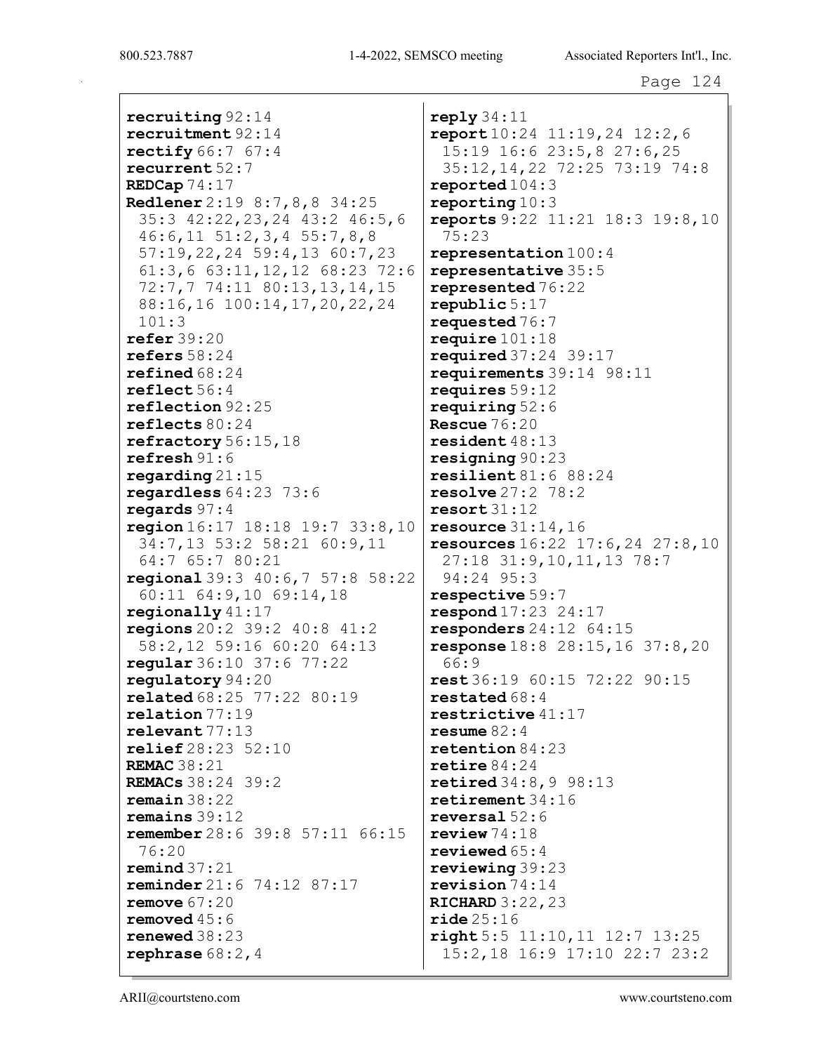**recruiting** 92:14
**recruitment** 92:14
**rectify** 66:7 67:4
**recurrent** 52:7
**REDCap** 74:17
**Redlener** 2:19 8:7,8,8 34:25 35:3 42:22,23,24 43:2 46:5,6 46:6,11 51:2,3,4 55:7,8,8 57:19,22,24 59:4,13 60:7,23 61:3,6 63:11,12,12 68:23 72:6 72:7,7 74:11 80:13,13,14,15 88:16,16 100:14,17,20,22,24 101:3
**refer** 39:20
**refers** 58:24
**refined** 68:24
**reflect** 56:4
**reflection** 92:25
**reflects** 80:24
**refractory** 56:15,18
**refresh** 91:6
**regarding** 21:15
**regardless** 64:23 73:6
**regards** 97:4
**region** 16:17 18:18 19:7 33:8,10 34:7,13 53:2 58:21 60:9,11 64:7 65:7 80:21
**regional** 39:3 40:6,7 57:8 58:22 60:11 64:9,10 69:14,18
**regionally** 41:17
**regions** 20:2 39:2 40:8 41:2 58:2,12 59:16 60:20 64:13
**regular** 36:10 37:6 77:22
**regulatory** 94:20
**related** 68:25 77:22 80:19
**relation** 77:19
**relevant** 77:13
**relief** 28:23 52:10
**REMAC** 38:21
**REMACs** 38:24 39:2
**remain** 38:22
**remains** 39:12
**remember** 28:6 39:8 57:11 66:15 76:20
**remind** 37:21
**reminder** 21:6 74:12 87:17
**remove** 67:20
**removed** 45:6
**renewed** 38:23
**rephrase** 68:2,4
**reply** 34:11
**report** 10:24 11:19,24 12:2,6 15:19 16:6 23:5,8 27:6,25 35:12,14,22 72:25 73:19 74:8
**reported** 104:3
**reporting** 10:3
**reports** 9:22 11:21 18:3 19:8,10 75:23
**representation** 100:4
**representative** 35:5
**represented** 76:22
**republic** 5:17
**requested** 76:7
**require** 101:18
**required** 37:24 39:17
**requirements** 39:14 98:11
**requires** 59:12
**requiring** 52:6
**Rescue** 76:20
**resident** 48:13
**resigning** 90:23
**resilient** 81:6 88:24
**resolve** 27:2 78:2
**resort** 31:12
**resource** 31:14,16
**resources** 16:22 17:6,24 27:8,10 27:18 31:9,10,11,13 78:7 94:24 95:3
**respective** 59:7
**respond** 17:23 24:17
**responders** 24:12 64:15
**response** 18:8 28:15,16 37:8,20 66:9
**rest** 36:19 60:15 72:22 90:15
**restated** 68:4
**restrictive** 41:17
**resume** 82:4
**retention** 84:23
**retire** 84:24
**retired** 34:8,9 98:13
**retirement** 34:16
**reversal** 52:6
**review** 74:18
**reviewed** 65:4
**reviewing** 39:23
**revision** 74:14
**RICHARD** 3:22,23
**ride** 25:16
**right** 5:5 11:10,11 12:7 13:25 15:2,18 16:9 17:10 22:7 23:2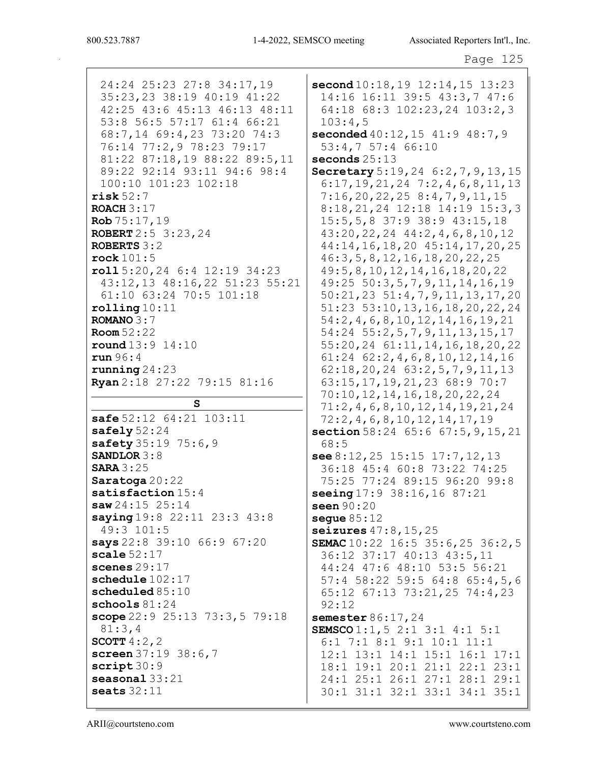24:24 25:23 27:8 34:17,19 35:23,23 38:19 40:19 41:22 42:25 43:6 45:13 46:13 48:11 53:8 56:5 57:17 61:4 66:21 68:7,14 69:4,23 73:20 74:3 76:14 77:2,9 78:23 79:17 81:22 87:18,19 88:22 89:5,11 89:22 92:14 93:11 94:6 98:4 100:10 101:23 102:18

**risk** 52:7
**ROACH** 3:17
**Rob** 75:17,19
**ROBERT** 2:5 3:23,24
**ROBERTS** 3:2
**rock** 101:5
**roll** 5:20,24 6:4 12:19 34:23 43:12,13 48:16,22 51:23 55:21 61:10 63:24 70:5 101:18
**rolling** 10:11
**ROMANO** 3:7
**Room** 52:22
**round** 13:9 14:10
**run** 96:4
**running** 24:23
**Ryan** 2:18 27:22 79:15 81:16

## S

**safe** 52:12 64:21 103:11
**safely** 52:24
**safety** 35:19 75:6,9
**SANDLOR** 3:8
**SARA** 3:25
**Saratoga** 20:22
**satisfaction** 15:4
**saw** 24:15 25:14
**saying** 19:8 22:11 23:3 43:8 49:3 101:5
**says** 22:8 39:10 66:9 67:20
**scale** 52:17
**scenes** 29:17
**schedule** 102:17
**scheduled** 85:10
**schools** 81:24
**scope** 22:9 25:13 73:3,5 79:18 81:3,4
**SCOTT** 4:2,2
**screen** 37:19 38:6,7
**script** 30:9
**seasonal** 33:21
**seats** 32:11
**second** 10:18,19 12:14,15 13:23 14:16 16:11 39:5 43:3,7 47:6 64:18 68:3 102:23,24 103:2,3 103:4,5
**seconded** 40:12,15 41:9 48:7,9 53:4,7 57:4 66:10
**seconds** 25:13
**Secretary** 5:19,24 6:2,7,9,13,15 6:17,19,21,24 7:2,4,6,8,11,13 7:16,20,22,25 8:4,7,9,11,15 8:18,21,24 12:18 14:19 15:3,3 15:5,5,8 37:9 38:9 43:15,18 43:20,22,24 44:2,4,6,8,10,12 44:14,16,18,20 45:14,17,20,25 46:3,5,8,12,16,18,20,22,25 49:5,8,10,12,14,16,18,20,22 49:25 50:3,5,7,9,11,14,16,19 50:21,23 51:4,7,9,11,13,17,20 51:23 53:10,13,16,18,20,22,24 54:2,4,6,8,10,12,14,16,19,21 54:24 55:2,5,7,9,11,13,15,17 55:20,24 61:11,14,16,18,20,22 61:24 62:2,4,6,8,10,12,14,16 62:18,20,24 63:2,5,7,9,11,13 63:15,17,19,21,23 68:9 70:7 70:10,12,14,16,18,20,22,24 71:2,4,6,8,10,12,14,19,21,24 72:2,4,6,8,10,12,14,17,19
**section** 58:24 65:6 67:5,9,15,21 68:5
**see** 8:12,25 15:15 17:7,12,13 36:18 45:4 60:8 73:22 74:25 75:25 77:24 89:15 96:20 99:8
**seeing** 17:9 38:16,16 87:21
**seen** 90:20
**segue** 85:12
**seizures** 47:8,15,25
**SEMAC** 10:22 16:5 35:6,25 36:2,5 36:12 37:17 40:13 43:5,11 44:24 47:6 48:10 53:5 56:21 57:4 58:22 59:5 64:8 65:4,5,6 65:12 67:13 73:21,25 74:4,23 92:12
**semester** 86:17,24
**SEMSCO** 1:1,5 2:1 3:1 4:1 5:1 6:1 7:1 8:1 9:1 10:1 11:1 12:1 13:1 14:1 15:1 16:1 17:1 18:1 19:1 20:1 21:1 22:1 23:1 24:1 25:1 26:1 27:1 28:1 29:1 30:1 31:1 32:1 33:1 34:1 35:1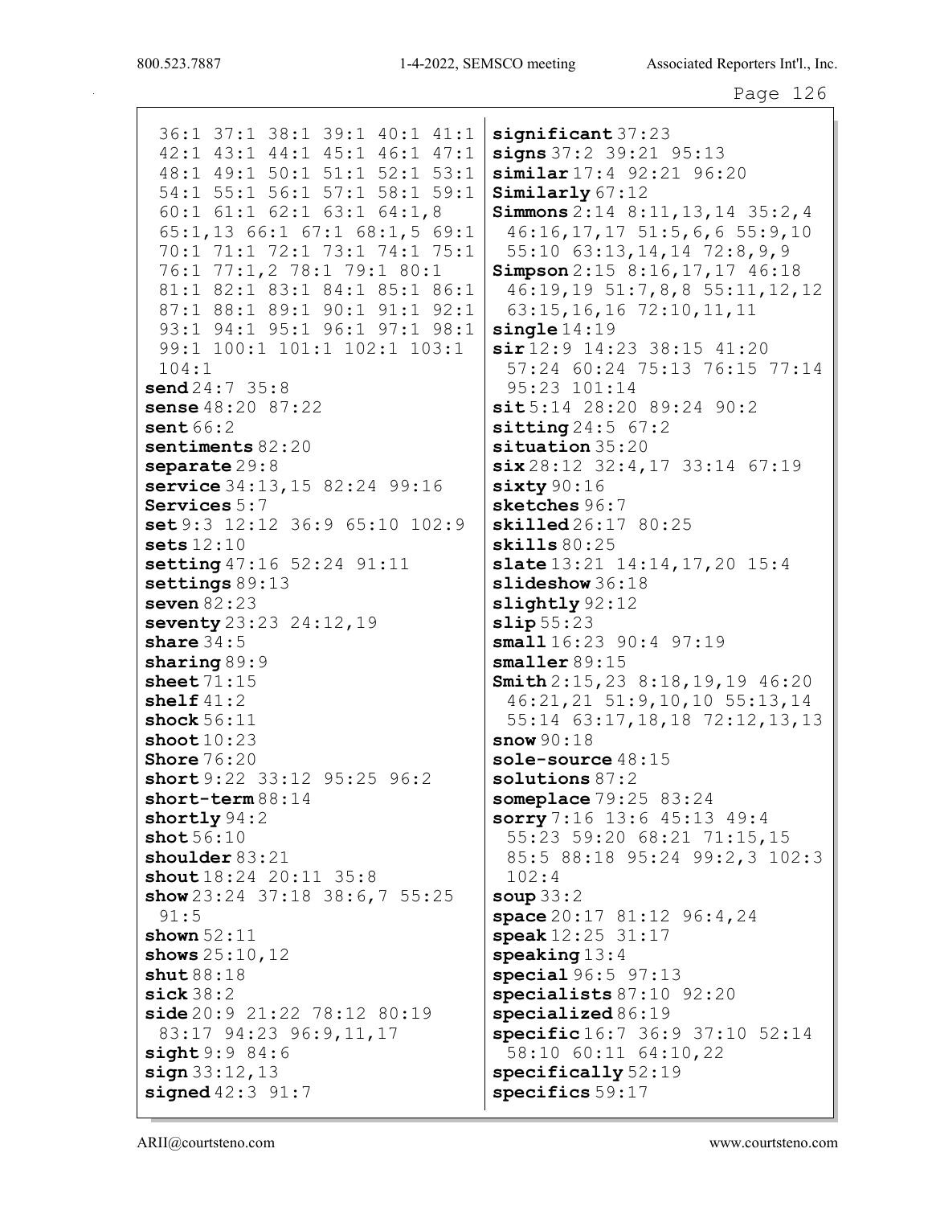36:1 37:1 38:1 39:1 40:1 41:1 42:1 43:1 44:1 45:1 46:1 47:1 48:1 49:1 50:1 51:1 52:1 53:1 54:1 55:1 56:1 57:1 58:1 59:1 60:1 61:1 62:1 63:1 64:1,8 65:1,13 66:1 67:1 68:1,5 69:1 70:1 71:1 72:1 73:1 74:1 75:1 76:1 77:1,2 78:1 79:1 80:1 81:1 82:1 83:1 84:1 85:1 86:1 87:1 88:1 89:1 90:1 91:1 92:1 93:1 94:1 95:1 96:1 97:1 98:1 99:1 100:1 101:1 102:1 103:1 104:1

**send** 24:7 35:8
**sense** 48:20 87:22
**sent** 66:2
**sentiments** 82:20
**separate** 29:8
**service** 34:13,15 82:24 99:16
**Services** 5:7
**set** 9:3 12:12 36:9 65:10 102:9
**sets** 12:10
**setting** 47:16 52:24 91:11
**settings** 89:13
**seven** 82:23
**seventy** 23:23 24:12,19
**share** 34:5
**sharing** 89:9
**sheet** 71:15
**shelf** 41:2
**shock** 56:11
**shoot** 10:23
**Shore** 76:20
**short** 9:22 33:12 95:25 96:2
**short-term** 88:14
**shortly** 94:2
**shot** 56:10
**shoulder** 83:21
**shout** 18:24 20:11 35:8
**show** 23:24 37:18 38:6,7 55:25 91:5
**shown** 52:11
**shows** 25:10,12
**shut** 88:18
**sick** 38:2
**side** 20:9 21:22 78:12 80:19 83:17 94:23 96:9,11,17
**sight** 9:9 84:6
**sign** 33:12,13
**signed** 42:3 91:7
**significant** 37:23
**signs** 37:2 39:21 95:13
**similar** 17:4 92:21 96:20
**Similarly** 67:12
**Simmons** 2:14 8:11,13,14 35:2,4 46:16,17,17 51:5,6,6 55:9,10 55:10 63:13,14,14 72:8,9,9
**Simpson** 2:15 8:16,17,17 46:18 46:19,19 51:7,8,8 55:11,12,12 63:15,16,16 72:10,11,11
**single** 14:19
**sir** 12:9 14:23 38:15 41:20 57:24 60:24 75:13 76:15 77:14 95:23 101:14
**sit** 5:14 28:20 89:24 90:2
**sitting** 24:5 67:2
**situation** 35:20
**six** 28:12 32:4,17 33:14 67:19
**sixty** 90:16
**sketches** 96:7
**skilled** 26:17 80:25
**skills** 80:25
**slate** 13:21 14:14,17,20 15:4
**slideshow** 36:18
**slightly** 92:12
**slip** 55:23
**small** 16:23 90:4 97:19
**smaller** 89:15
**Smith** 2:15,23 8:18,19,19 46:20 46:21,21 51:9,10,10 55:13,14 55:14 63:17,18,18 72:12,13,13
**snow** 90:18
**sole-source** 48:15
**solutions** 87:2
**someplace** 79:25 83:24
**sorry** 7:16 13:6 45:13 49:4 55:23 59:20 68:21 71:15,15 85:5 88:18 95:24 99:2,3 102:3 102:4
**soup** 33:2
**space** 20:17 81:12 96:4,24
**speak** 12:25 31:17
**speaking** 13:4
**special** 96:5 97:13
**specialists** 87:10 92:20
**specialized** 86:19
**specific** 16:7 36:9 37:10 52:14 58:10 60:11 64:10,22
**specifically** 52:19
**specifics** 59:17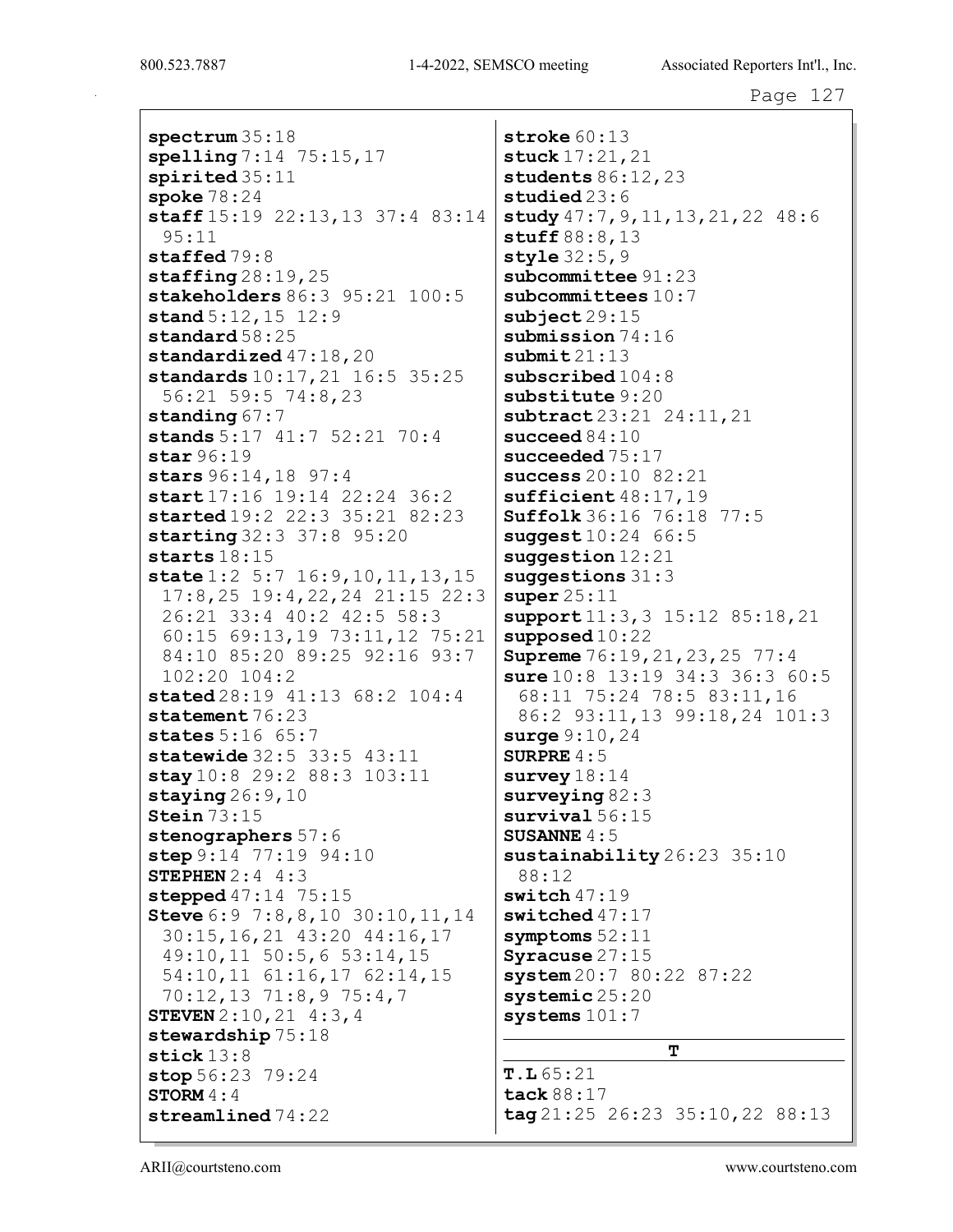**spectrum** 35:18
**spelling** 7:14 75:15,17
**spirited** 35:11
**spoke** 78:24
**staff** 15:19 22:13,13 37:4 83:14 95:11
**staffed** 79:8
**staffing** 28:19,25
**stakeholders** 86:3 95:21 100:5
**stand** 5:12,15 12:9
**standard** 58:25
**standardized** 47:18,20
**standards** 10:17,21 16:5 35:25 56:21 59:5 74:8,23
**standing** 67:7
**stands** 5:17 41:7 52:21 70:4
**star** 96:19
**stars** 96:14,18 97:4
**start** 17:16 19:14 22:24 36:2
**started** 19:2 22:3 35:21 82:23
**starting** 32:3 37:8 95:20
**starts** 18:15
**state** 1:2 5:7 16:9,10,11,13,15 17:8,25 19:4,22,24 21:15 22:3 26:21 33:4 40:2 42:5 58:3 60:15 69:13,19 73:11,12 75:21 84:10 85:20 89:25 92:16 93:7 102:20 104:2
**stated** 28:19 41:13 68:2 104:4
**statement** 76:23
**states** 5:16 65:7
**statewide** 32:5 33:5 43:11
**stay** 10:8 29:2 88:3 103:11
**staying** 26:9,10
**Stein** 73:15
**stenographers** 57:6
**step** 9:14 77:19 94:10
**STEPHEN** 2:4 4:3
**stepped** 47:14 75:15
**Steve** 6:9 7:8,8,10 30:10,11,14 30:15,16,21 43:20 44:16,17 49:10,11 50:5,6 53:14,15 54:10,11 61:16,17 62:14,15 70:12,13 71:8,9 75:4,7
**STEVEN** 2:10,21 4:3,4
**stewardship** 75:18
**stick** 13:8
**stop** 56:23 79:24
**STORM** 4:4
**streamlined** 74:22
**stroke** 60:13
**stuck** 17:21,21
**students** 86:12,23
**studied** 23:6
**study** 47:7,9,11,13,21,22 48:6
**stuff** 88:8,13
**style** 32:5,9
**subcommittee** 91:23
**subcommittees** 10:7
**subject** 29:15
**submission** 74:16
**submit** 21:13
**subscribed** 104:8
**substitute** 9:20
**subtract** 23:21 24:11,21
**succeed** 84:10
**succeeded** 75:17
**success** 20:10 82:21
**sufficient** 48:17,19
**Suffolk** 36:16 76:18 77:5
**suggest** 10:24 66:5
**suggestion** 12:21
**suggestions** 31:3
**super** 25:11
**support** 11:3,3 15:12 85:18,21
**supposed** 10:22
**Supreme** 76:19,21,23,25 77:4
**sure** 10:8 13:19 34:3 36:3 60:5 68:11 75:24 78:5 83:11,16 86:2 93:11,13 99:18,24 101:3
**surge** 9:10,24
**SURPRE** 4:5
**survey** 18:14
**surveying** 82:3
**survival** 56:15
**SUSANNE** 4:5
**sustainability** 26:23 35:10 88:12
**switch** 47:19
**switched** 47:17
**symptoms** 52:11
**Syracuse** 27:15
**system** 20:7 80:22 87:22
**systemic** 25:20
**systems** 101:7

## T

**T.L** 65:21
**tack** 88:17
**tag** 21:25 26:23 35:10,22 88:13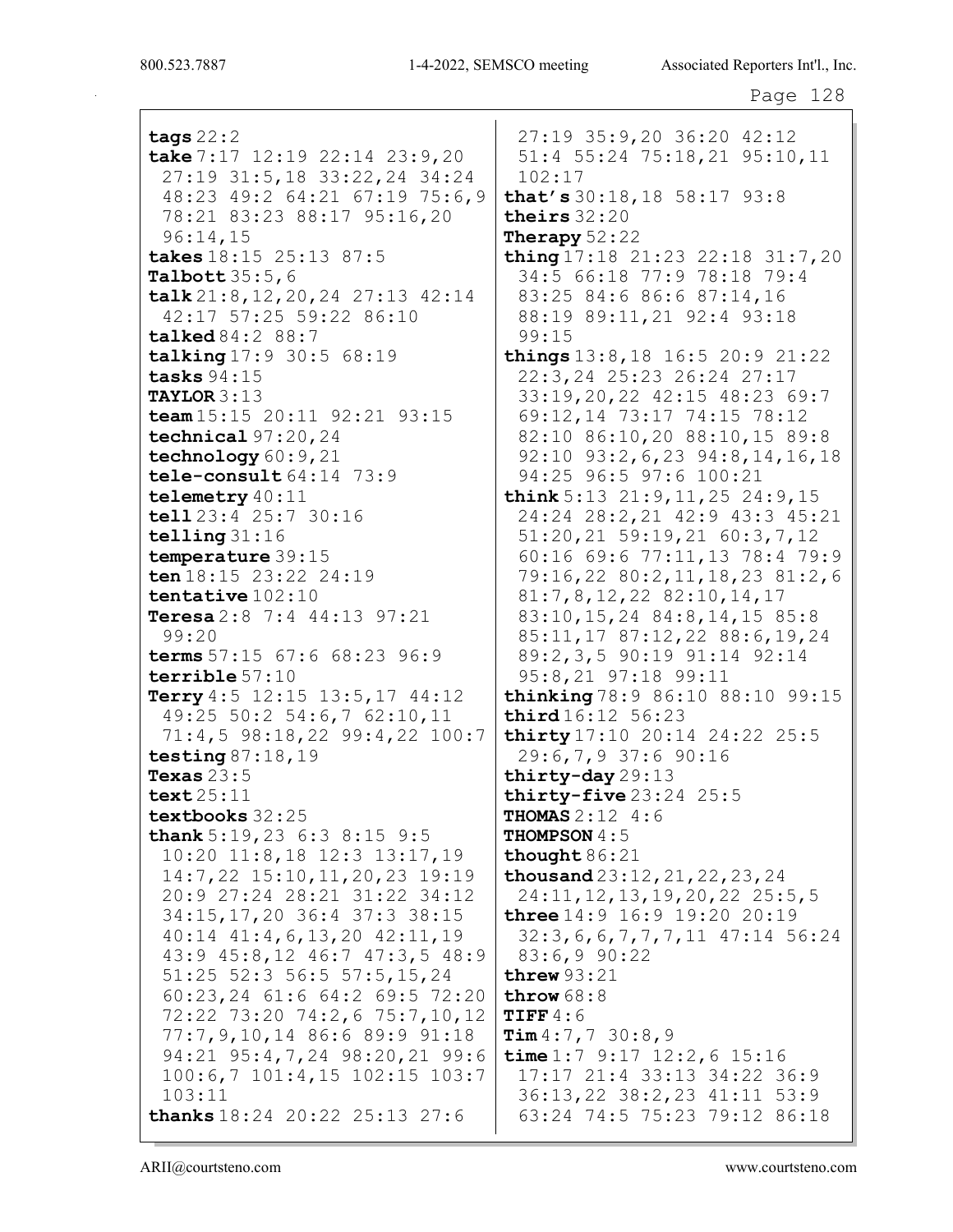**tags** 22:2
**take** 7:17 12:19 22:14 23:9,20 27:19 31:5,18 33:22,24 34:24 48:23 49:2 64:21 67:19 75:6,9 78:21 83:23 88:17 95:16,20 96:14,15
**takes** 18:15 25:13 87:5
**Talbott** 35:5,6
**talk** 21:8,12,20,24 27:13 42:14 42:17 57:25 59:22 86:10
**talked** 84:2 88:7
**talking** 17:9 30:5 68:19
**tasks** 94:15
**TAYLOR** 3:13
**team** 15:15 20:11 92:21 93:15
**technical** 97:20,24
**technology** 60:9,21
**tele-consult** 64:14 73:9
**telemetry** 40:11
**tell** 23:4 25:7 30:16
**telling** 31:16
**temperature** 39:15
**ten** 18:15 23:22 24:19
**tentative** 102:10
**Teresa** 2:8 7:4 44:13 97:21 99:20
**terms** 57:15 67:6 68:23 96:9
**terrible** 57:10
**Terry** 4:5 12:15 13:5,17 44:12 49:25 50:2 54:6,7 62:10,11 71:4,5 98:18,22 99:4,22 100:7
**testing** 87:18,19
**Texas** 23:5
**text** 25:11
**textbooks** 32:25
**thank** 5:19,23 6:3 8:15 9:5 10:20 11:8,18 12:3 13:17,19 14:7,22 15:10,11,20,23 19:19 20:9 27:24 28:21 31:22 34:12 34:15,17,20 36:4 37:3 38:15 40:14 41:4,6,13,20 42:11,19 43:9 45:8,12 46:7 47:3,5 48:9 51:25 52:3 56:5 57:5,15,24 60:23,24 61:6 64:2 69:5 72:20 72:22 73:20 74:2,6 75:7,10,12 77:7,9,10,14 86:6 89:9 91:18 94:21 95:4,7,24 98:20,21 99:6 100:6,7 101:4,15 102:15 103:7 103:11
**thanks** 18:24 20:22 25:13 27:6 27:19 35:9,20 36:20 42:12 51:4 55:24 75:18,21 95:10,11 102:17
**that's** 30:18,18 58:17 93:8
**theirs** 32:20
**Therapy** 52:22
**thing** 17:18 21:23 22:18 31:7,20 34:5 66:18 77:9 78:18 79:4 83:25 84:6 86:6 87:14,16 88:19 89:11,21 92:4 93:18 99:15
**things** 13:8,18 16:5 20:9 21:22 22:3,24 25:23 26:24 27:17 33:19,20,22 42:15 48:23 69:7 69:12,14 73:17 74:15 78:12 82:10 86:10,20 88:10,15 89:8 92:10 93:2,6,23 94:8,14,16,18 94:25 96:5 97:6 100:21
**think** 5:13 21:9,11,25 24:9,15 24:24 28:2,21 42:9 43:3 45:21 51:20,21 59:19,21 60:3,7,12 60:16 69:6 77:11,13 78:4 79:9 79:16,22 80:2,11,18,23 81:2,6 81:7,8,12,22 82:10,14,17 83:10,15,24 84:8,14,15 85:8 85:11,17 87:12,22 88:6,19,24 89:2,3,5 90:19 91:14 92:14 95:8,21 97:18 99:11
**thinking** 78:9 86:10 88:10 99:15
**third** 16:12 56:23
**thirty** 17:10 20:14 24:22 25:5 29:6,7,9 37:6 90:16
**thirty-day** 29:13
**thirty-five** 23:24 25:5
**THOMAS** 2:12 4:6
**THOMPSON** 4:5
**thought** 86:21
**thousand** 23:12,21,22,23,24 24:11,12,13,19,20,22 25:5,5
**three** 14:9 16:9 19:20 20:19 32:3,6,6,7,7,7,11 47:14 56:24 83:6,9 90:22
**threw** 93:21
**throw** 68:8
**TIFF** 4:6
**Tim** 4:7,7 30:8,9
**time** 1:7 9:17 12:2,6 15:16 17:17 21:4 33:13 34:22 36:9 36:13,22 38:2,23 41:11 53:9 63:24 74:5 75:23 79:12 86:18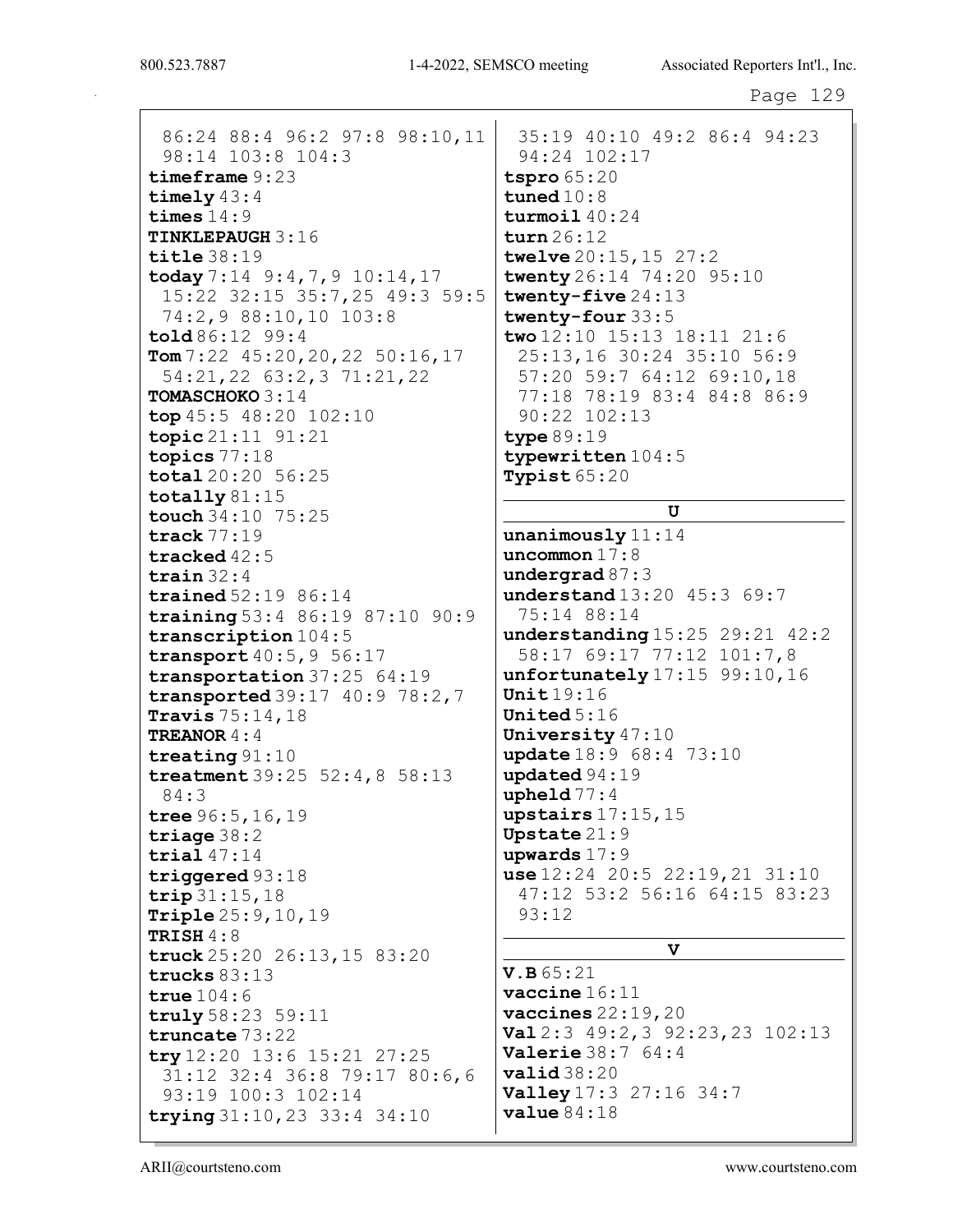86:24 88:4 96:2 97:8 98:10,11 98:14 103:8 104:3
**timeframe** 9:23
**timely** 43:4
**times** 14:9
**TINKLEPAUGH** 3:16
**title** 38:19
**today** 7:14 9:4,7,9 10:14,17 15:22 32:15 35:7,25 49:3 59:5 74:2,9 88:10,10 103:8
**told** 86:12 99:4
**Tom** 7:22 45:20,20,22 50:16,17 54:21,22 63:2,3 71:21,22
**TOMASCHOKO** 3:14
**top** 45:5 48:20 102:10
**topic** 21:11 91:21
**topics** 77:18
**total** 20:20 56:25
**totally** 81:15
**touch** 34:10 75:25
**track** 77:19
**tracked** 42:5
**train** 32:4
**trained** 52:19 86:14
**training** 53:4 86:19 87:10 90:9
**transcription** 104:5
**transport** 40:5,9 56:17
**transportation** 37:25 64:19
**transported** 39:17 40:9 78:2,7
**Travis** 75:14,18
**TREANOR** 4:4
**treating** 91:10
**treatment** 39:25 52:4,8 58:13 84:3
**tree** 96:5,16,19
**triage** 38:2
**trial** 47:14
**triggered** 93:18
**trip** 31:15,18
**Triple** 25:9,10,19
**TRISH** 4:8
**truck** 25:20 26:13,15 83:20
**trucks** 83:13
**true** 104:6
**truly** 58:23 59:11
**truncate** 73:22
**try** 12:20 13:6 15:21 27:25 31:12 32:4 36:8 79:17 80:6,6 93:19 100:3 102:14
**trying** 31:10,23 33:4 34:10 35:19 40:10 49:2 86:4 94:23 94:24 102:17
**tspro** 65:20
**tuned** 10:8
**turmoil** 40:24
**turn** 26:12
**twelve** 20:15,15 27:2
**twenty** 26:14 74:20 95:10
**twenty-five** 24:13
**twenty-four** 33:5
**two** 12:10 15:13 18:11 21:6 25:13,16 30:24 35:10 56:9 57:20 59:7 64:12 69:10,18 77:18 78:19 83:4 84:8 86:9 90:22 102:13
**type** 89:19
**typewritten** 104:5
**Typist** 65:20

## U

**unanimously** 11:14
**uncommon** 17:8
**undergrad** 87:3
**understand** 13:20 45:3 69:7 75:14 88:14
**understanding** 15:25 29:21 42:2 58:17 69:17 77:12 101:7,8
**unfortunately** 17:15 99:10,16
**Unit** 19:16
**United** 5:16
**University** 47:10
**update** 18:9 68:4 73:10
**updated** 94:19
**upheld** 77:4
**upstairs** 17:15,15
**Upstate** 21:9
**upwards** 17:9
**use** 12:24 20:5 22:19,21 31:10 47:12 53:2 56:16 64:15 83:23 93:12

## V

**V.B** 65:21
**vaccine** 16:11
**vaccines** 22:19,20
**Val** 2:3 49:2,3 92:23,23 102:13
**Valerie** 38:7 64:4
**valid** 38:20
**Valley** 17:3 27:16 34:7
**value** 84:18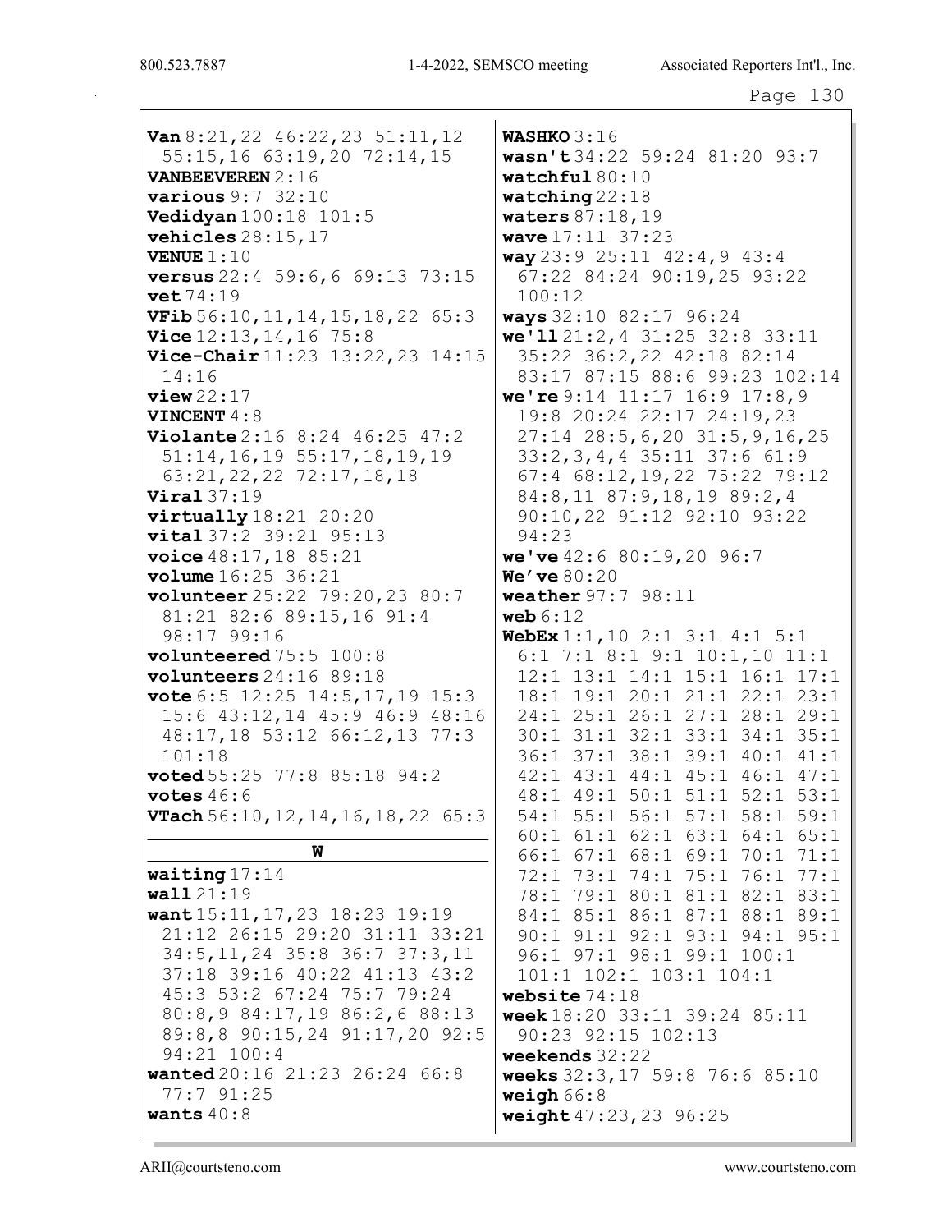**Van** 8:21,22 46:22,23 51:11,12 55:15,16 63:19,20 72:14,15
**VANBEEVEREN** 2:16
**various** 9:7 32:10
**Vedidyan** 100:18 101:5
**vehicles** 28:15,17
**VENUE** 1:10
**versus** 22:4 59:6,6 69:13 73:15
**vet** 74:19
**VFib** 56:10,11,14,15,18,22 65:3
**Vice** 12:13,14,16 75:8
**Vice-Chair** 11:23 13:22,23 14:15 14:16
**view** 22:17
**VINCENT** 4:8
**Violante** 2:16 8:24 46:25 47:2 51:14,16,19 55:17,18,19,19 63:21,22,22 72:17,18,18
**Viral** 37:19
**virtually** 18:21 20:20
**vital** 37:2 39:21 95:13
**voice** 48:17,18 85:21
**volume** 16:25 36:21
**volunteer** 25:22 79:20,23 80:7 81:21 82:6 89:15,16 91:4 98:17 99:16
**volunteered** 75:5 100:8
**volunteers** 24:16 89:18
**vote** 6:5 12:25 14:5,17,19 15:3 15:6 43:12,14 45:9 46:9 48:16 48:17,18 53:12 66:12,13 77:3 101:18
**voted** 55:25 77:8 85:18 94:2
**votes** 46:6
**VTach** 56:10,12,14,16,18,22 65:3

**W**

**waiting** 17:14
**wall** 21:19
**want** 15:11,17,23 18:23 19:19 21:12 26:15 29:20 31:11 33:21 34:5,11,24 35:8 36:7 37:3,11 37:18 39:16 40:22 41:13 43:2 45:3 53:2 67:24 75:7 79:24 80:8,9 84:17,19 86:2,6 88:13 89:8,8 90:15,24 91:17,20 92:5 94:21 100:4
**wanted** 20:16 21:23 26:24 66:8 77:7 91:25
**wants** 40:8
**WASHKO** 3:16
**wasn't** 34:22 59:24 81:20 93:7
**watchful** 80:10
**watching** 22:18
**waters** 87:18,19
**wave** 17:11 37:23
**way** 23:9 25:11 42:4,9 43:4 67:22 84:24 90:19,25 93:22 100:12
**ways** 32:10 82:17 96:24
**we'll** 21:2,4 31:25 32:8 33:11 35:22 36:2,22 42:18 82:14 83:17 87:15 88:6 99:23 102:14
**we're** 9:14 11:17 16:9 17:8,9 19:8 20:24 22:17 24:19,23 27:14 28:5,6,20 31:5,9,16,25 33:2,3,4,4 35:11 37:6 61:9 67:4 68:12,19,22 75:22 79:12 84:8,11 87:9,18,19 89:2,4 90:10,22 91:12 92:10 93:22 94:23
**we've** 42:6 80:19,20 96:7
**We've** 80:20
**weather** 97:7 98:11
**web** 6:12
**WebEx** 1:1,10 2:1 3:1 4:1 5:1 6:1 7:1 8:1 9:1 10:1,10 11:1 12:1 13:1 14:1 15:1 16:1 17:1 18:1 19:1 20:1 21:1 22:1 23:1 24:1 25:1 26:1 27:1 28:1 29:1 30:1 31:1 32:1 33:1 34:1 35:1 36:1 37:1 38:1 39:1 40:1 41:1 42:1 43:1 44:1 45:1 46:1 47:1 48:1 49:1 50:1 51:1 52:1 53:1 54:1 55:1 56:1 57:1 58:1 59:1 60:1 61:1 62:1 63:1 64:1 65:1 66:1 67:1 68:1 69:1 70:1 71:1 72:1 73:1 74:1 75:1 76:1 77:1 78:1 79:1 80:1 81:1 82:1 83:1 84:1 85:1 86:1 87:1 88:1 89:1 90:1 91:1 92:1 93:1 94:1 95:1 96:1 97:1 98:1 99:1 100:1 101:1 102:1 103:1 104:1
**website** 74:18
**week** 18:20 33:11 39:24 85:11 90:23 92:15 102:13
**weekends** 32:22
**weeks** 32:3,17 59:8 76:6 85:10
**weigh** 66:8
**weight** 47:23,23 96:25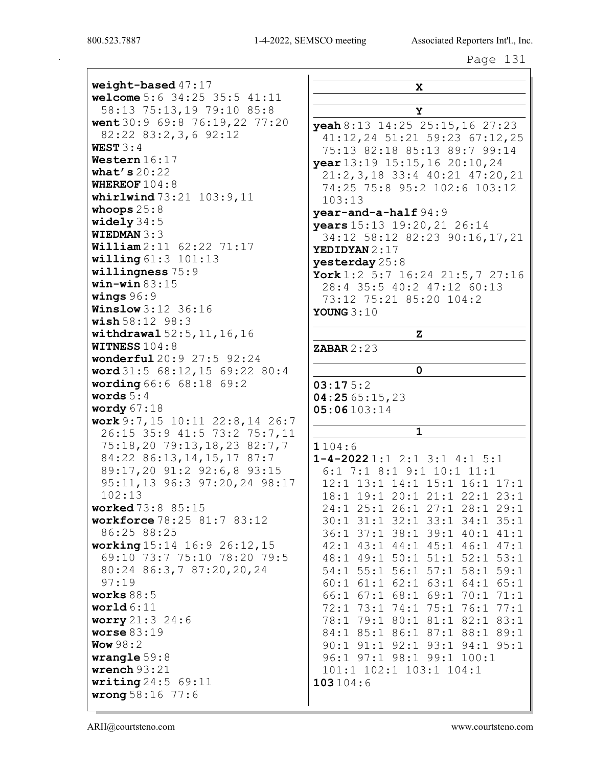**weight-based** 47:17
**welcome** 5:6 34:25 35:5 41:11 58:13 75:13,19 79:10 85:8
**went** 30:9 69:8 76:19,22 77:20 82:22 83:2,3,6 92:12
**WEST** 3:4
**Western** 16:17
**what's** 20:22
**WHEREOF** 104:8
**whirlwind** 73:21 103:9,11
**whoops** 25:8
**widely** 34:5
**WIEDMAN** 3:3
**William** 2:11 62:22 71:17
**willing** 61:3 101:13
**willingness** 75:9
**win-win** 83:15
**wings** 96:9
**Winslow** 3:12 36:16
**wish** 58:12 98:3
**withdrawal** 52:5,11,16,16
**WITNESS** 104:8
**wonderful** 20:9 27:5 92:24
**word** 31:5 68:12,15 69:22 80:4
**wording** 66:6 68:18 69:2
**words** 5:4
**wordy** 67:18
**work** 9:7,15 10:11 22:8,14 26:7 26:15 35:9 41:5 73:2 75:7,11 75:18,20 79:13,18,23 82:7,7 84:22 86:13,14,15,17 87:7 89:17,20 91:2 92:6,8 93:15 95:11,13 96:3 97:20,24 98:17 102:13
**worked** 73:8 85:15
**workforce** 78:25 81:7 83:12 86:25 88:25
**working** 15:14 16:9 26:12,15 69:10 73:7 75:10 78:20 79:5 80:24 86:3,7 87:20,20,24 97:19
**works** 88:5
**world** 6:11
**worry** 21:3 24:6
**worse** 83:19
**Wow** 98:2
**wrangle** 59:8
**wrench** 93:21
**writing** 24:5 69:11
**wrong** 58:16 77:6

## X

## Y

**yeah** 8:13 14:25 25:15,16 27:23 41:12,24 51:21 59:23 67:12,25 75:13 82:18 85:13 89:7 99:14
**year** 13:19 15:15,16 20:10,24 21:2,3,18 33:4 40:21 47:20,21 74:25 75:8 95:2 102:6 103:12 103:13
**year-and-a-half** 94:9
**years** 15:13 19:20,21 26:14 34:12 58:12 82:23 90:16,17,21
**YEDIDYAN** 2:17
**yesterday** 25:8
**York** 1:2 5:7 16:24 21:5,7 27:16 28:4 35:5 40:2 47:12 60:13 73:12 75:21 85:20 104:2
**YOUNG** 3:10

## Z

**ZABAR** 2:23

## 0

**03:17** 5:2
**04:25** 65:15,23
**05:06** 103:14

## 1

**1** 104:6
**1-4-2022** 1:1 2:1 3:1 4:1 5:1 6:1 7:1 8:1 9:1 10:1 11:1 12:1 13:1 14:1 15:1 16:1 17:1 18:1 19:1 20:1 21:1 22:1 23:1 24:1 25:1 26:1 27:1 28:1 29:1 30:1 31:1 32:1 33:1 34:1 35:1 36:1 37:1 38:1 39:1 40:1 41:1 42:1 43:1 44:1 45:1 46:1 47:1 48:1 49:1 50:1 51:1 52:1 53:1 54:1 55:1 56:1 57:1 58:1 59:1 60:1 61:1 62:1 63:1 64:1 65:1 66:1 67:1 68:1 69:1 70:1 71:1 72:1 73:1 74:1 75:1 76:1 77:1 78:1 79:1 80:1 81:1 82:1 83:1 84:1 85:1 86:1 87:1 88:1 89:1 90:1 91:1 92:1 93:1 94:1 95:1 96:1 97:1 98:1 99:1 100:1 101:1 102:1 103:1 104:1
**103** 104:6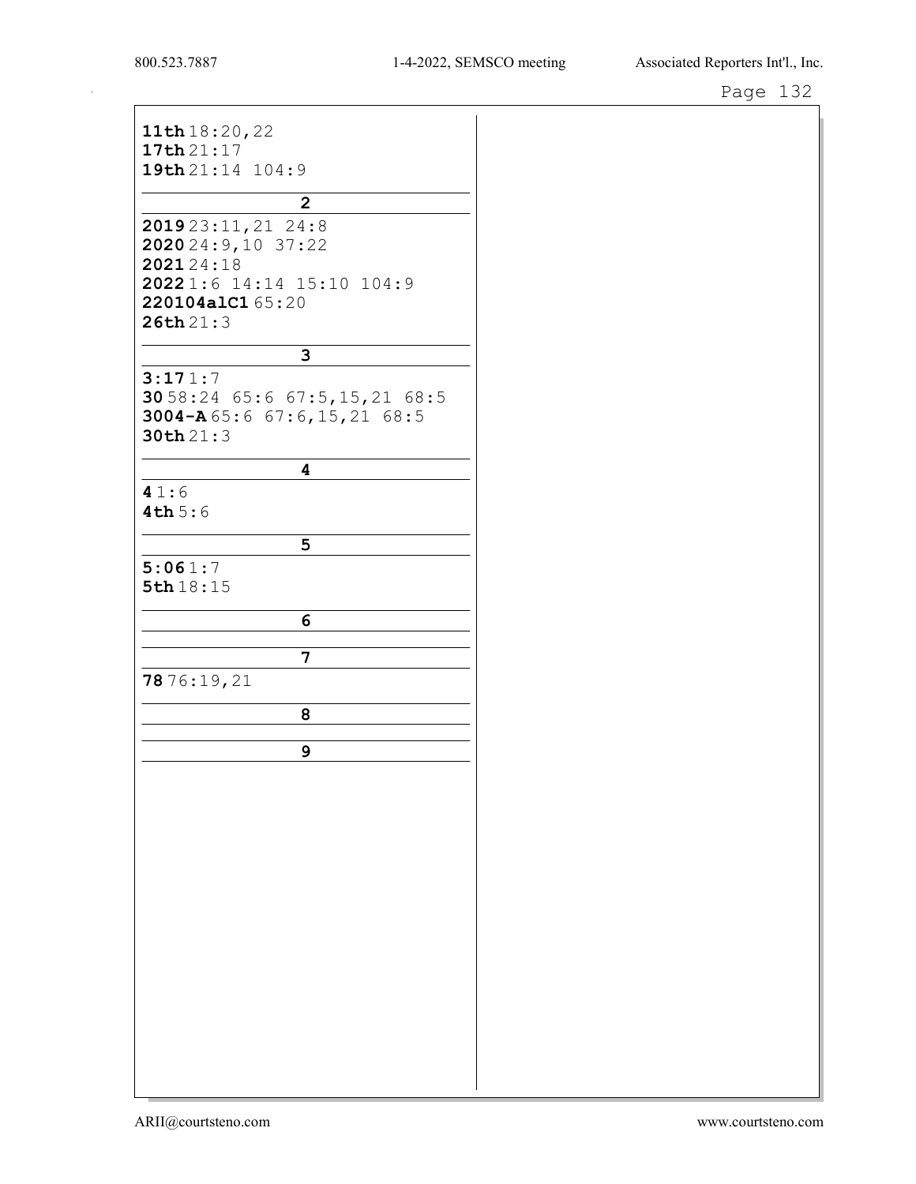**11th** 18:20,22
**17th** 21:17
**19th** 21:14 104:9

**2**

**2019** 23:11,21 24:8
**2020** 24:9,10 37:22
**2021** 24:18
**2022** 1:6 14:14 15:10 104:9
**220104alC1** 65:20
**26th** 21:3

**3**

**3:17** 1:7
**30** 58:24 65:6 67:5,15,21 68:5
**3004-A** 65:6 67:6,15,21 68:5
**30th** 21:3

**4**

**4** 1:6
**4th** 5:6

**5**

**5:06** 1:7
**5th** 18:15

**6**

**7**

**78** 76:19,21

**8**

**9**